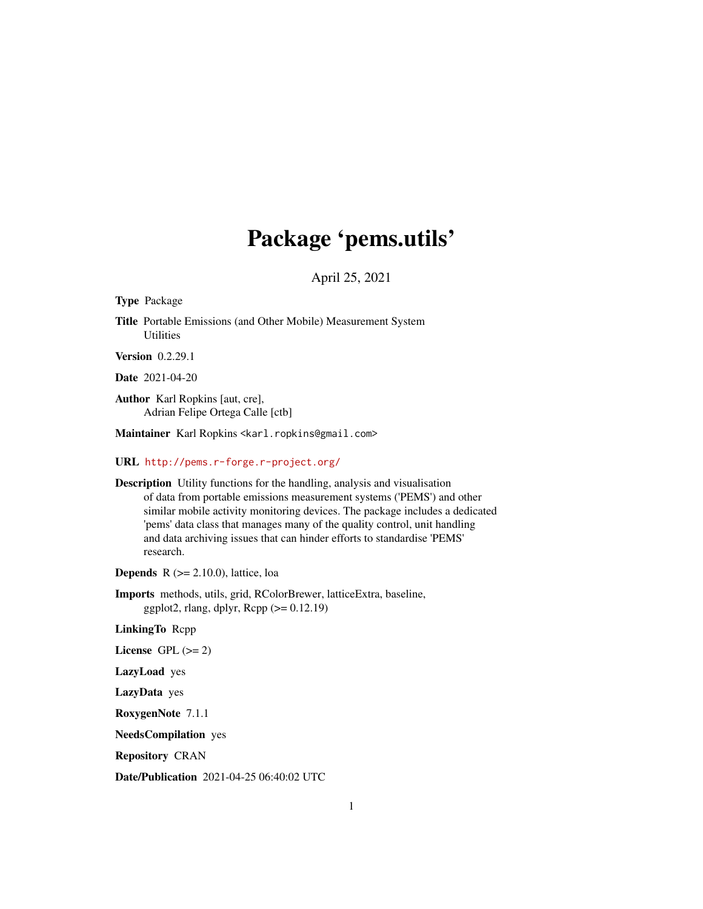# Package 'pems.utils'

April 25, 2021

**Type** Package

**Title** Portable Emissions (and Other Mobile) Measurement System Utilities

**Version** 0.2.29.1

**Date** 2021-04-20

**Author** Karl Ropkins [aut, cre], Adrian Felipe Ortega Calle [ctb]

**Maintainer** Karl Ropkins <karl.ropkins@gmail.com>

**URL** http://pems.r-forge.r-project.org/

**Description** Utility functions for the handling, analysis and visualisation of data from portable emissions measurement systems ('PEMS') and other similar mobile activity monitoring devices. The package includes a dedicated 'pems' data class that manages many of the quality control, unit handling and data archiving issues that can hinder efforts to standardise 'PEMS' research.

**Depends** R (>= 2.10.0), lattice, loa

**Imports** methods, utils, grid, RColorBrewer, latticeExtra, baseline, ggplot2, rlang, dplyr, Rcpp (>= 0.12.19)

**LinkingTo** Rcpp

**License** GPL (>= 2)

**LazyLoad** yes

**LazyData** yes

**RoxygenNote** 7.1.1

**NeedsCompilation** yes

**Repository** CRAN

**Date/Publication** 2021-04-25 06:40:02 UTC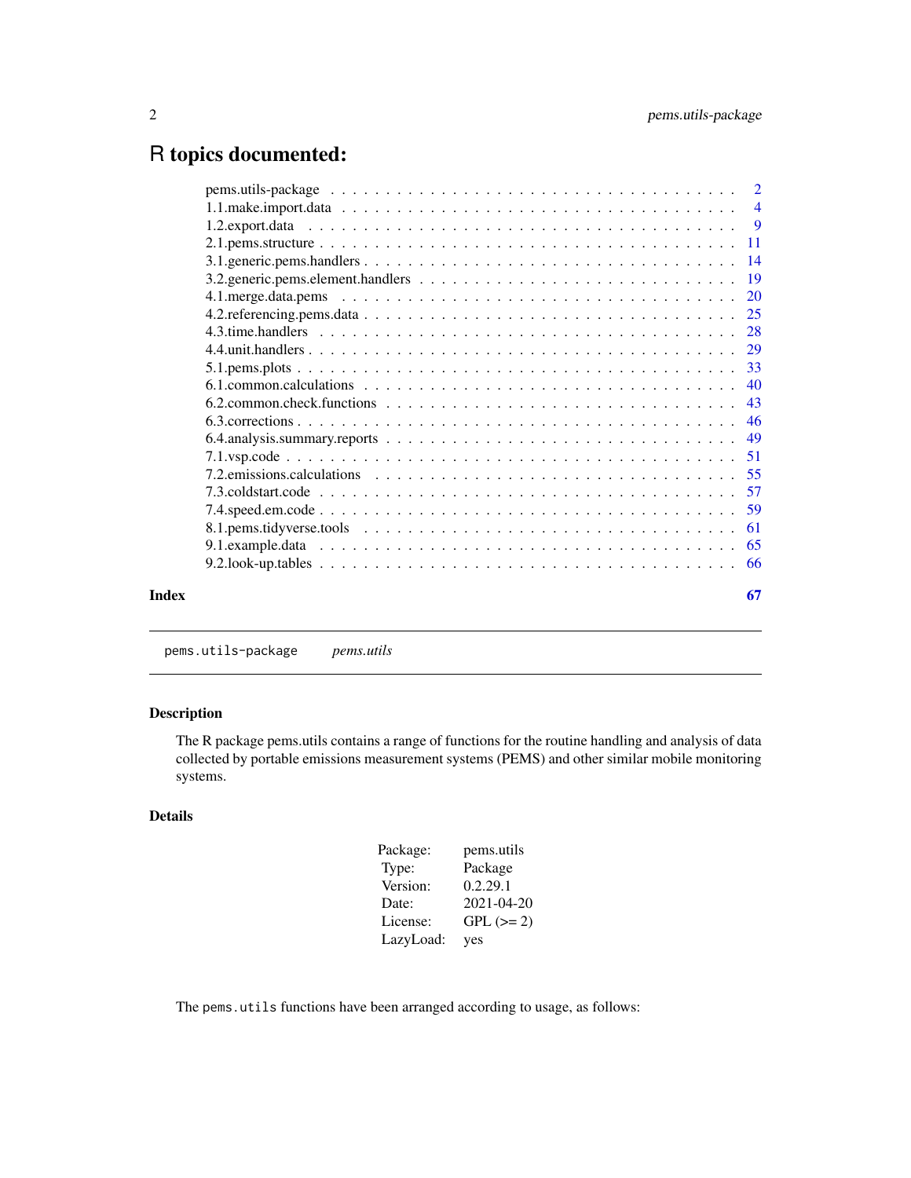# R topics documented:

| | |
|---|---|
| pems.utils-package | 2 |
| 1.1.make.import.data | 4 |
| 1.2.export.data | 9 |
| 2.1.pems.structure | 11 |
| 3.1.generic.pems.handlers | 14 |
| 3.2.generic.pems.element.handlers | 19 |
| 4.1.merge.data.pems | 20 |
| 4.2.referencing.pems.data | 25 |
| 4.3.time.handlers | 28 |
| 4.4.unit.handlers | 29 |
| 5.1.pems.plots | 33 |
| 6.1.common.calculations | 40 |
| 6.2.common.check.functions | 43 |
| 6.3.corrections | 46 |
| 6.4.analysis.summary.reports | 49 |
| 7.1.vsp.code | 51 |
| 7.2.emissions.calculations | 55 |
| 7.3.coldstart.code | 57 |
| 7.4.speed.em.code | 59 |
| 8.1.pems.tidyverse.tools | 61 |
| 9.1.example.data | 65 |
| 9.2.look-up.tables | 66 |

**Index** **67**

---

`pems.utils-package` *pems.utils*

---

## Description

The R package pems.utils contains a range of functions for the routine handling and analysis of data collected by portable emissions measurement systems (PEMS) and other similar mobile monitoring systems.

## Details

| | |
|---|---|
| Package: | pems.utils |
| Type: | Package |
| Version: | 0.2.29.1 |
| Date: | 2021-04-20 |
| License: | GPL (>= 2) |
| LazyLoad: | yes |

The `pems.utils` functions have been arranged according to usage, as follows: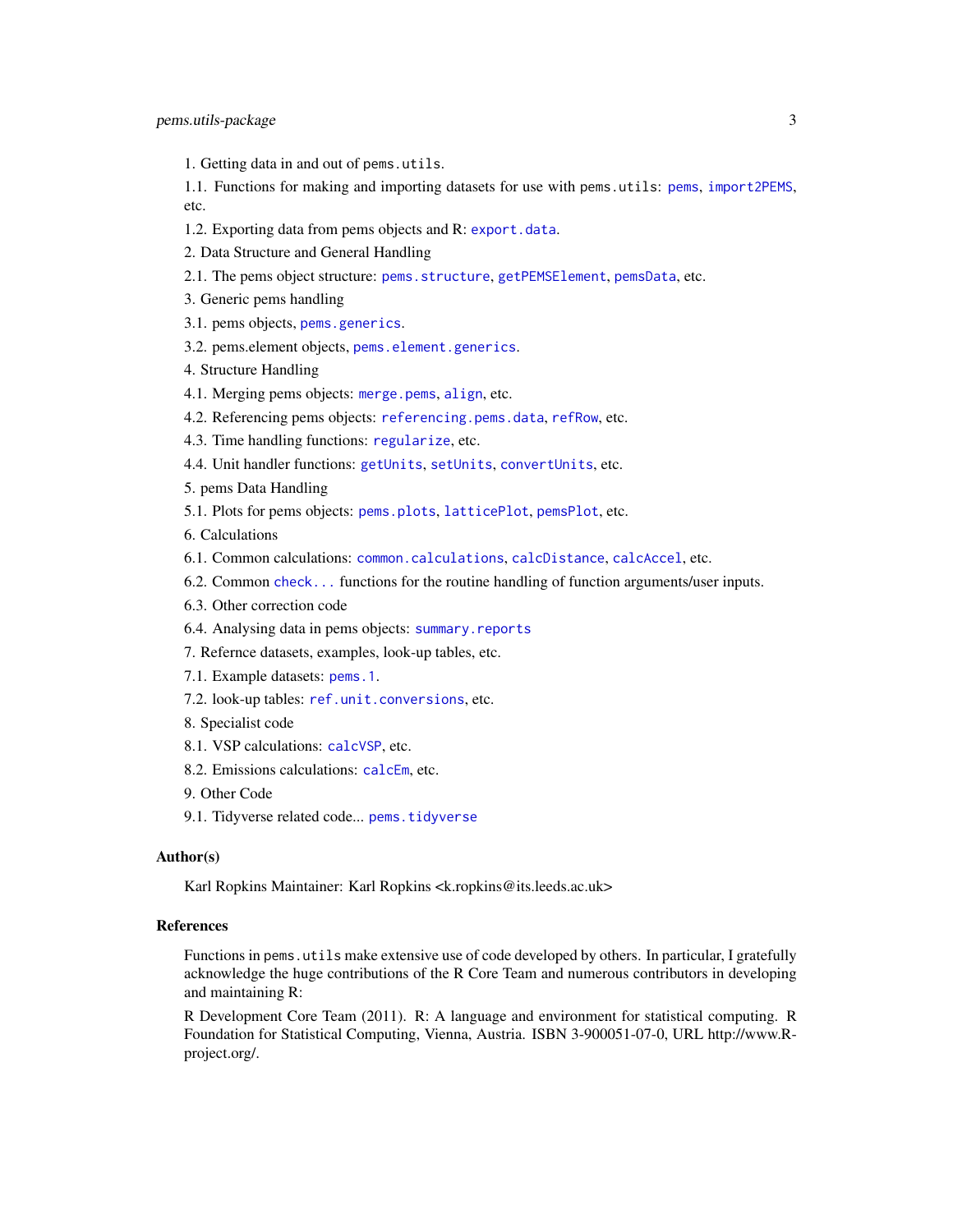1. Getting data in and out of `pems.utils`.

1.1. Functions for making and importing datasets for use with `pems.utils`: `pems`, `import2PEMS`, etc.

1.2. Exporting data from pems objects and R: `export.data`.

2. Data Structure and General Handling

2.1. The pems object structure: `pems.structure`, `getPEMSElement`, `pemsData`, etc.

3. Generic pems handling

3.1. pems objects, `pems.generics`.

3.2. pems.element objects, `pems.element.generics`.

4. Structure Handling

4.1. Merging pems objects: `merge.pems`, `align`, etc.

4.2. Referencing pems objects: `referencing.pems.data`, `refRow`, etc.

4.3. Time handling functions: `regularize`, etc.

4.4. Unit handler functions: `getUnits`, `setUnits`, `convertUnits`, etc.

5. pems Data Handling

5.1. Plots for pems objects: `pems.plots`, `latticePlot`, `pemsPlot`, etc.

6. Calculations

6.1. Common calculations: `common.calculations`, `calcDistance`, `calcAccel`, etc.

6.2. Common `check...` functions for the routine handling of function arguments/user inputs.

6.3. Other correction code

6.4. Analysing data in pems objects: `summary.reports`

7. Refernce datasets, examples, look-up tables, etc.

7.1. Example datasets: `pems.1`.

7.2. look-up tables: `ref.unit.conversions`, etc.

8. Specialist code

8.1. VSP calculations: `calcVSP`, etc.

8.2. Emissions calculations: `calcEm`, etc.

9. Other Code

9.1. Tidyverse related code... `pems.tidyverse`

### Author(s)

Karl Ropkins Maintainer: Karl Ropkins <k.ropkins@its.leeds.ac.uk>

### References

Functions in `pems.utils` make extensive use of code developed by others. In particular, I gratefully acknowledge the huge contributions of the R Core Team and numerous contributors in developing and maintaining R:

R Development Core Team (2011). R: A language and environment for statistical computing. R Foundation for Statistical Computing, Vienna, Austria. ISBN 3-900051-07-0, URL http://www.R-project.org/.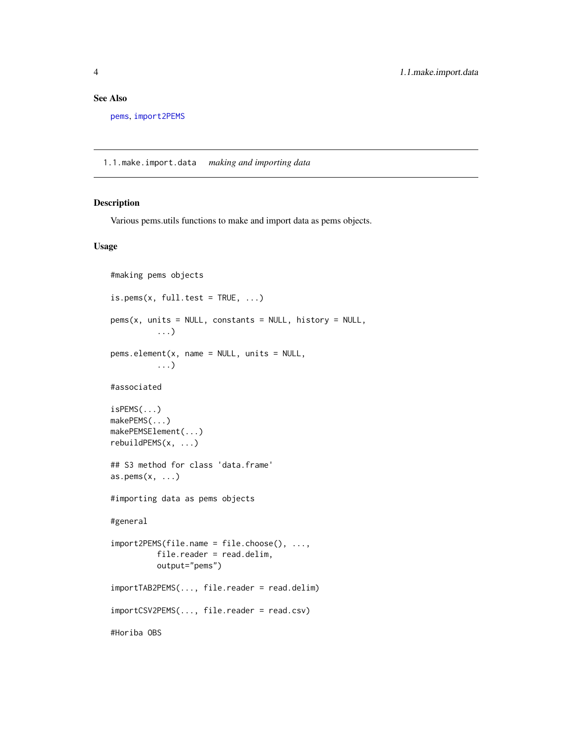## See Also

pems, import2PEMS

---

1.1.make.import.data *making and importing data*

---

## Description

Various pems.utils functions to make and import data as pems objects.

## Usage

```
#making pems objects

is.pems(x, full.test = TRUE, ...)

pems(x, units = NULL, constants = NULL, history = NULL,
          ...)

pems.element(x, name = NULL, units = NULL,
          ...)

#associated

isPEMS(...)
makePEMS(...)
makePEMSElement(...)
rebuildPEMS(x, ...)

## S3 method for class 'data.frame'
as.pems(x, ...)

#importing data as pems objects

#general

import2PEMS(file.name = file.choose(), ...,
          file.reader = read.delim,
          output="pems")

importTAB2PEMS(..., file.reader = read.delim)

importCSV2PEMS(..., file.reader = read.csv)

#Horiba OBS
```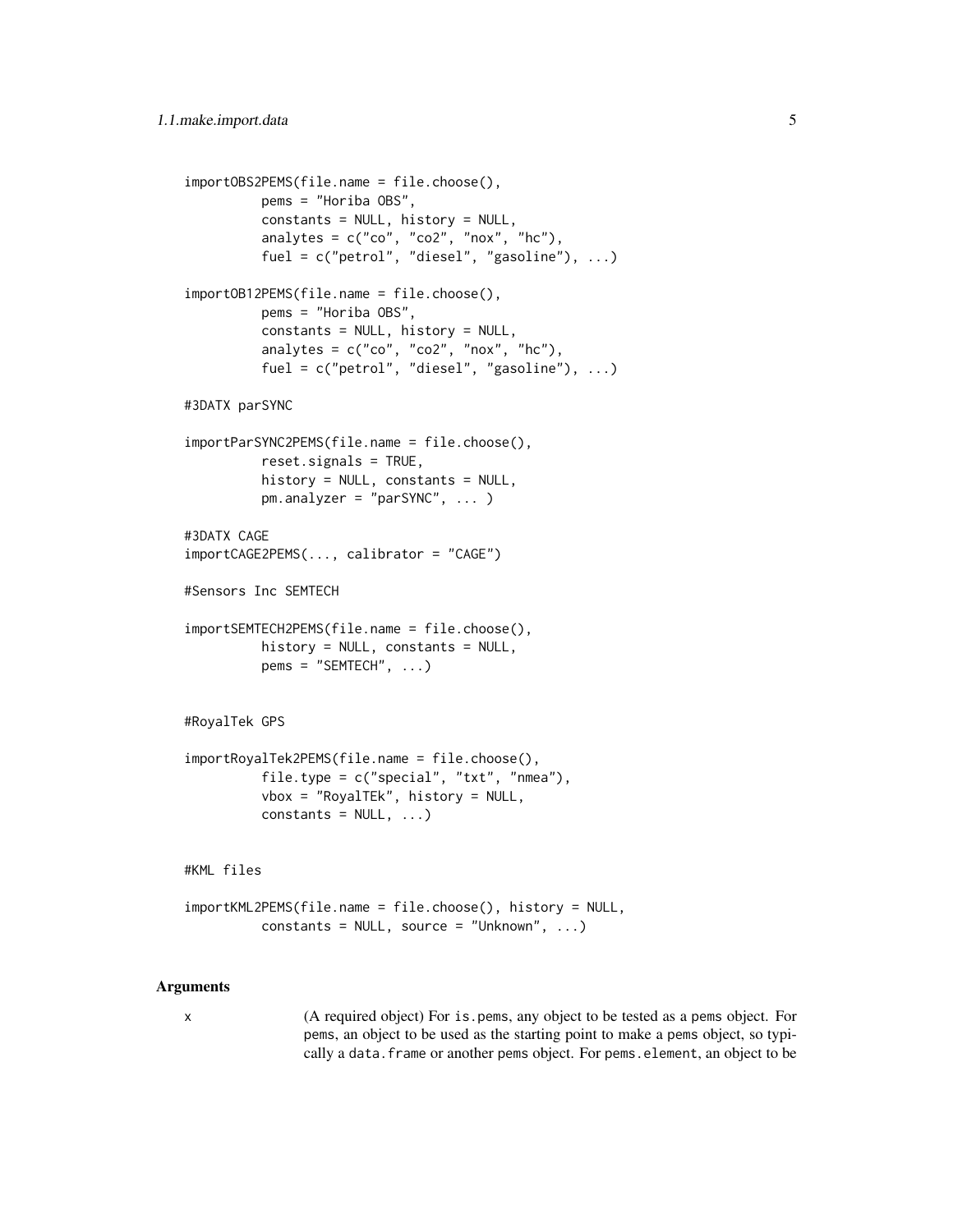```
importOBS2PEMS(file.name = file.choose(),
          pems = "Horiba OBS",
          constants = NULL, history = NULL,
          analytes = c("co", "co2", "nox", "hc"),
          fuel = c("petrol", "diesel", "gasoline"), ...)

importOB12PEMS(file.name = file.choose(),
          pems = "Horiba OBS",
          constants = NULL, history = NULL,
          analytes = c("co", "co2", "nox", "hc"),
          fuel = c("petrol", "diesel", "gasoline"), ...)

#3DATX parSYNC

importParSYNC2PEMS(file.name = file.choose(),
          reset.signals = TRUE,
          history = NULL, constants = NULL,
          pm.analyzer = "parSYNC", ... )

#3DATX CAGE
importCAGE2PEMS(..., calibrator = "CAGE")

#Sensors Inc SEMTECH

importSEMTECH2PEMS(file.name = file.choose(),
          history = NULL, constants = NULL,
          pems = "SEMTECH", ...)


#RoyalTek GPS

importRoyalTek2PEMS(file.name = file.choose(),
          file.type = c("special", "txt", "nmea"),
          vbox = "RoyalTEk", history = NULL,
          constants = NULL, ...)


#KML files

importKML2PEMS(file.name = file.choose(), history = NULL,
          constants = NULL, source = "Unknown", ...)
```

### Arguments

x (A required object) For `is.pems`, any object to be tested as a pems object. For pems, an object to be used as the starting point to make a pems object, so typically a `data.frame` or another pems object. For `pems.element`, an object to be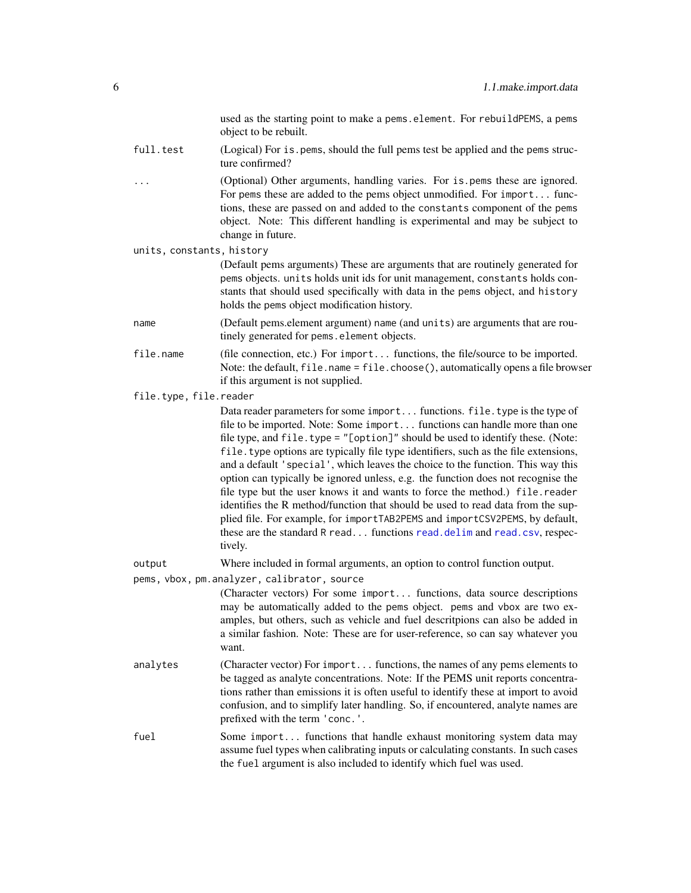used as the starting point to make a `pems.element`. For `rebuildPEMS`, a pems object to be rebuilt.

`full.test`
: (Logical) For `is.pems`, should the full pems test be applied and the pems structure confirmed?

`...`
: (Optional) Other arguments, handling varies. For `is.pems` these are ignored. For `pems` these are added to the pems object unmodified. For `import...` functions, these are passed on and added to the `constants` component of the pems object. Note: This different handling is experimental and may be subject to change in future.

`units, constants, history`
: (Default pems arguments) These are arguments that are routinely generated for pems objects. `units` holds unit ids for unit management, `constants` holds constants that should used specifically with data in the pems object, and `history` holds the pems object modification history.

`name`
: (Default pems.element argument) `name` (and `units`) are arguments that are routinely generated for `pems.element` objects.

`file.name`
: (file connection, etc.) For `import...` functions, the file/source to be imported. Note: the default, `file.name = file.choose()`, automatically opens a file browser if this argument is not supplied.

`file.type, file.reader`
: Data reader parameters for some `import...` functions. `file.type` is the type of file to be imported. Note: Some `import...` functions can handle more than one file type, and `file.type = "[option]"` should be used to identify these. (Note: `file.type` options are typically file type identifiers, such as the file extensions, and a default `'special'`, which leaves the choice to the function. This way this option can typically be ignored unless, e.g. the function does not recognise the file type but the user knows it and wants to force the method.) `file.reader` identifies the R method/function that should be used to read data from the supplied file. For example, for `importTAB2PEMS` and `importCSV2PEMS`, by default, these are the standard R `read...` functions `read.delim` and `read.csv`, respectively.

`output`
: Where included in formal arguments, an option to control function output.

`pems, vbox, pm.analyzer, calibrator, source`
: (Character vectors) For some `import...` functions, data source descriptions may be automatically added to the pems object. `pems` and `vbox` are two examples, but others, such as vehicle and fuel descritpions can also be added in a similar fashion. Note: These are for user-reference, so can say whatever you want.

`analytes`
: (Character vector) For `import...` functions, the names of any pems elements to be tagged as analyte concentrations. Note: If the PEMS unit reports concentrations rather than emissions it is often useful to identify these at import to avoid confusion, and to simplify later handling. So, if encountered, analyte names are prefixed with the term `'conc.'`.

`fuel`
: Some `import...` functions that handle exhaust monitoring system data may assume fuel types when calibrating inputs or calculating constants. In such cases the `fuel` argument is also included to identify which fuel was used.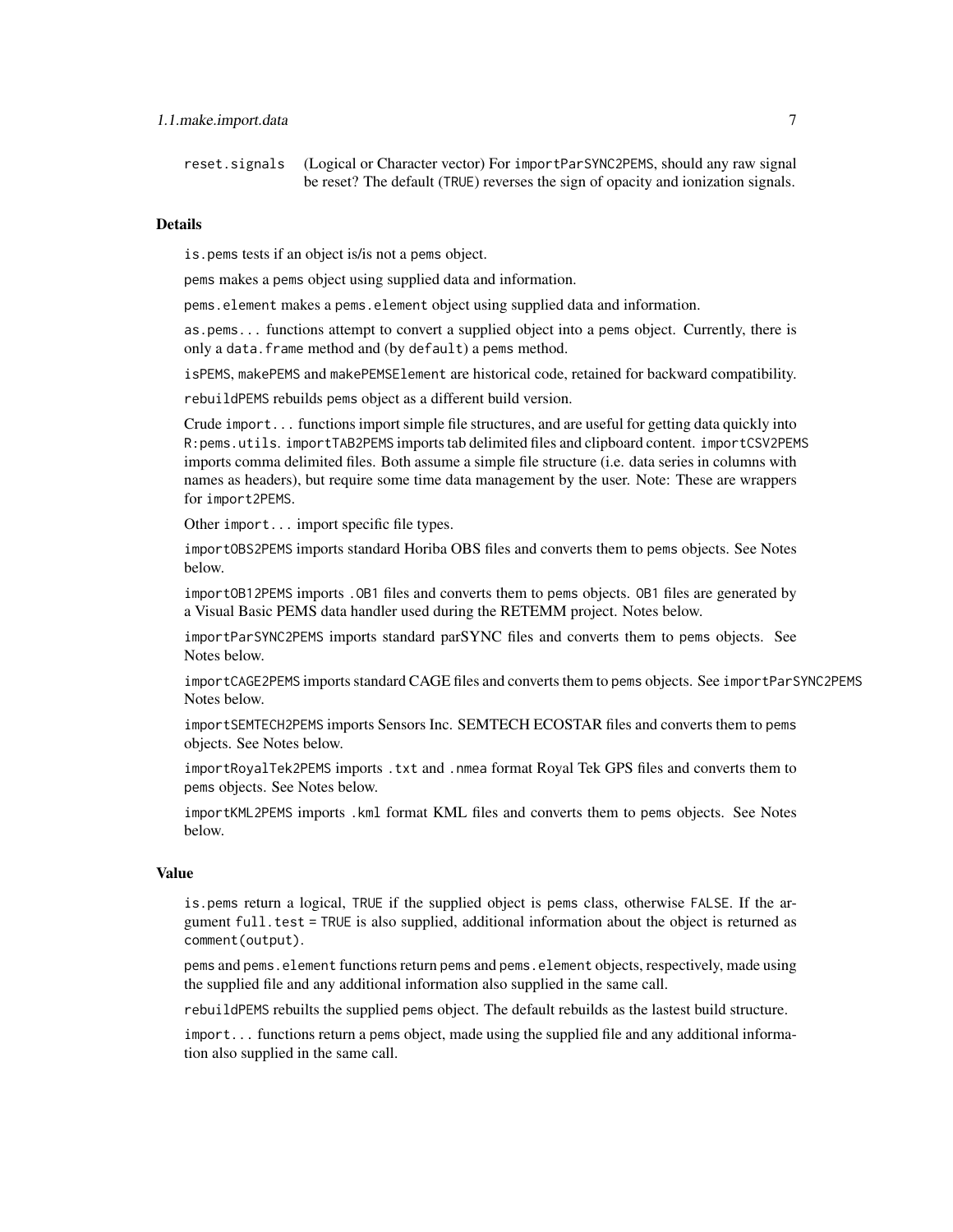reset.signals (Logical or Character vector) For importParSYNC2PEMS, should any raw signal be reset? The default (TRUE) reverses the sign of opacity and ionization signals.

### Details

is.pems tests if an object is/is not a pems object.

pems makes a pems object using supplied data and information.

pems.element makes a pems.element object using supplied data and information.

as.pems... functions attempt to convert a supplied object into a pems object. Currently, there is only a data.frame method and (by default) a pems method.

isPEMS, makePEMS and makePEMSElement are historical code, retained for backward compatibility.

rebuildPEMS rebuilds pems object as a different build version.

Crude import... functions import simple file structures, and are useful for getting data quickly into R:pems.utils. importTAB2PEMS imports tab delimited files and clipboard content. importCSV2PEMS imports comma delimited files. Both assume a simple file structure (i.e. data series in columns with names as headers), but require some time data management by the user. Note: These are wrappers for import2PEMS.

Other import... import specific file types.

importOBS2PEMS imports standard Horiba OBS files and converts them to pems objects. See Notes below.

importOB12PEMS imports .OB1 files and converts them to pems objects. OB1 files are generated by a Visual Basic PEMS data handler used during the RETEMM project. Notes below.

importParSYNC2PEMS imports standard parSYNC files and converts them to pems objects. See Notes below.

importCAGE2PEMS imports standard CAGE files and converts them to pems objects. See importParSYNC2PEMS Notes below.

importSEMTECH2PEMS imports Sensors Inc. SEMTECH ECOSTAR files and converts them to pems objects. See Notes below.

importRoyalTek2PEMS imports .txt and .nmea format Royal Tek GPS files and converts them to pems objects. See Notes below.

importKML2PEMS imports .kml format KML files and converts them to pems objects. See Notes below.

### Value

is.pems return a logical, TRUE if the supplied object is pems class, otherwise FALSE. If the argument full.test = TRUE is also supplied, additional information about the object is returned as comment(output).

pems and pems.element functions return pems and pems.element objects, respectively, made using the supplied file and any additional information also supplied in the same call.

rebuildPEMS rebuilts the supplied pems object. The default rebuilds as the lastest build structure.

import... functions return a pems object, made using the supplied file and any additional information also supplied in the same call.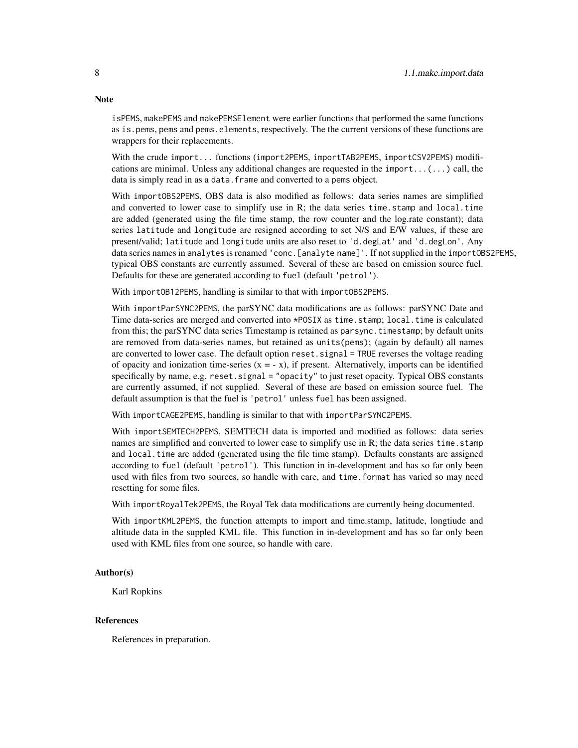## Note

isPEMS, makePEMS and makePEMSElement were earlier functions that performed the same functions as is.pems, pems and pems.elements, respectively. The the current versions of these functions are wrappers for their replacements.

With the crude import... functions (import2PEMS, importTAB2PEMS, importCSV2PEMS) modifications are minimal. Unless any additional changes are requested in the import...(...) call, the data is simply read in as a data.frame and converted to a pems object.

With importOBS2PEMS, OBS data is also modified as follows: data series names are simplified and converted to lower case to simplify use in R; the data series time.stamp and local.time are added (generated using the file time stamp, the row counter and the log.rate constant); data series latitude and longitude are resigned according to set N/S and E/W values, if these are present/valid; latitude and longitude units are also reset to 'd.degLat' and 'd.degLon'. Any data series names in analytes is renamed 'conc.[analyte name]'. If not supplied in the importOBS2PEMS, typical OBS constants are currently assumed. Several of these are based on emission source fuel. Defaults for these are generated according to fuel (default 'petrol').

With importOB12PEMS, handling is similar to that with importOBS2PEMS.

With importParSYNC2PEMS, the parSYNC data modifications are as follows: parSYNC Date and Time data-series are merged and converted into *POSIX as time.stamp; local.time is calculated from this; the parSYNC data series Timestamp is retained as parsync.timestamp; by default units are removed from data-series names, but retained as units(pems); (again by default) all names are converted to lower case. The default option reset.signal = TRUE reverses the voltage reading of opacity and ionization time-series (x = - x), if present. Alternatively, imports can be identified specifically by name, e.g. reset.signal = "opacity" to just reset opacity. Typical OBS constants are currently assumed, if not supplied. Several of these are based on emission source fuel. The default assumption is that the fuel is 'petrol' unless fuel has been assigned.

With importCAGE2PEMS, handling is similar to that with importParSYNC2PEMS.

With importSEMTECH2PEMS, SEMTECH data is imported and modified as follows: data series names are simplified and converted to lower case to simplify use in R; the data series time.stamp and local.time are added (generated using the file time stamp). Defaults constants are assigned according to fuel (default 'petrol'). This function in in-development and has so far only been used with files from two sources, so handle with care, and time.format has varied so may need resetting for some files.

With importRoyalTek2PEMS, the Royal Tek data modifications are currently being documented.

With importKML2PEMS, the function attempts to import and time.stamp, latitude, longtiude and altitude data in the suppled KML file. This function in in-development and has so far only been used with KML files from one source, so handle with care.

## Author(s)

Karl Ropkins

## References

References in preparation.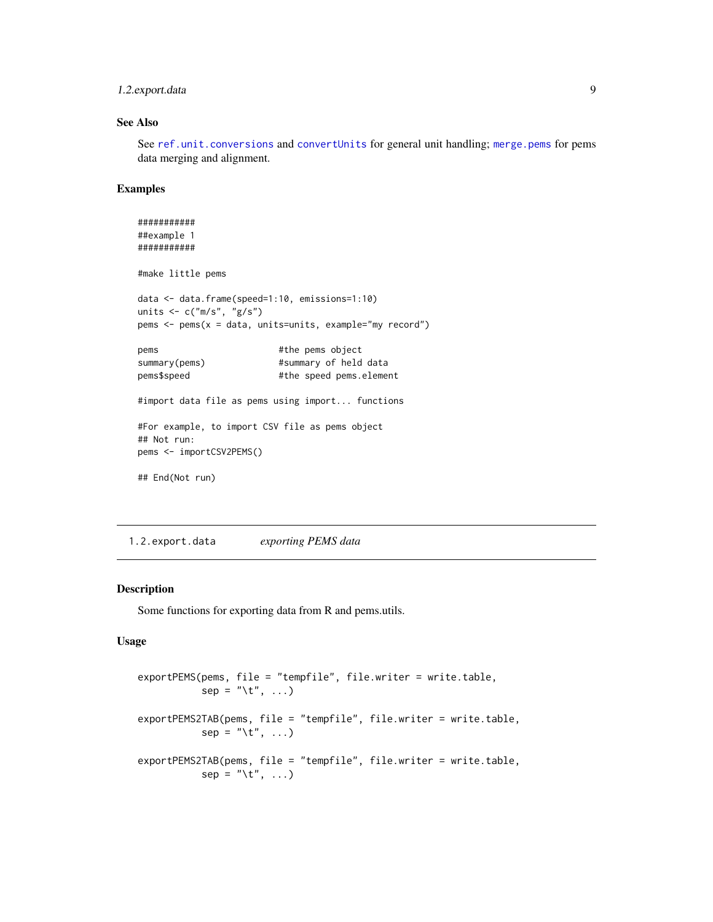### See Also

See `ref.unit.conversions` and `convertUnits` for general unit handling; `merge.pems` for pems data merging and alignment.

### Examples

```
###########
##example 1
###########

#make little pems

data <- data.frame(speed=1:10, emissions=1:10)
units <- c("m/s", "g/s")
pems <- pems(x = data, units=units, example="my record")

pems                        #the pems object
summary(pems)               #summary of held data
pems$speed                  #the speed pems.element

#import data file as pems using import... functions

#For example, to import CSV file as pems object
## Not run:
pems <- importCSV2PEMS()

## End(Not run)
```

---

## 1.2.export.data *exporting PEMS data*

### Description

Some functions for exporting data from R and pems.utils.

### Usage

```
exportPEMS(pems, file = "tempfile", file.writer = write.table,
           sep = "\t", ...)

exportPEMS2TAB(pems, file = "tempfile", file.writer = write.table,
           sep = "\t", ...)

exportPEMS2TAB(pems, file = "tempfile", file.writer = write.table,
           sep = "\t", ...)
```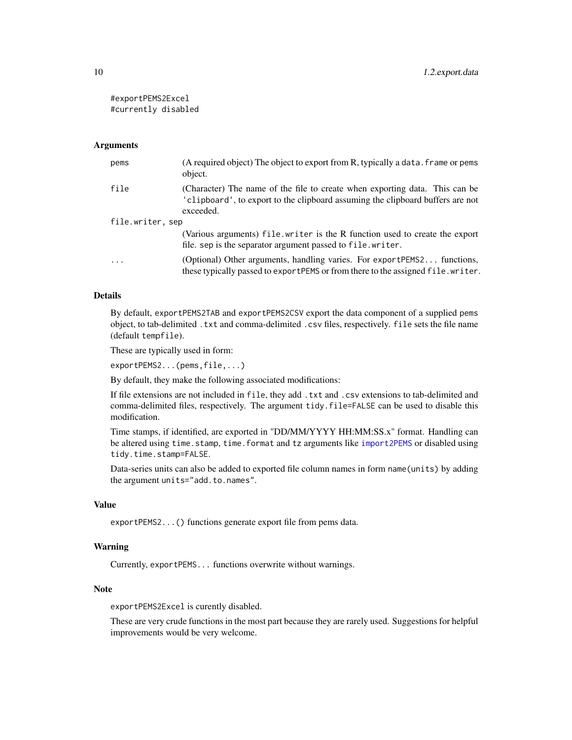```
#exportPEMS2Excel
#currently disabled
```

### Arguments

| | |
|---|---|
| pems | (A required object) The object to export from R, typically a `data.frame` or pems object. |
| file | (Character) The name of the file to create when exporting data. This can be `'clipboard'`, to export to the clipboard assuming the clipboard buffers are not exceeded. |
| file.writer, sep | (Various arguments) `file.writer` is the R function used to create the export file. `sep` is the separator argument passed to `file.writer`. |
| ... | (Optional) Other arguments, handling varies. For `exportPEMS2...` functions, these typically passed to `exportPEMS` or from there to the assigned `file.writer`. |

### Details

By default, `exportPEMS2TAB` and `exportPEMS2CSV` export the data component of a supplied pems object, to tab-delimited `.txt` and comma-delimited `.csv` files, respectively. `file` sets the file name (default `tempfile`).

These are typically used in form:

`exportPEMS2...(pems,file,...)`

By default, they make the following associated modifications:

If file extensions are not included in `file`, they add `.txt` and `.csv` extensions to tab-delimited and comma-delimited files, respectively. The argument `tidy.file=FALSE` can be used to disable this modification.

Time stamps, if identified, are exported in "DD/MM/YYYY HH:MM:SS.x" format. Handling can be altered using `time.stamp`, `time.format` and `tz` arguments like `import2PEMS` or disabled using `tidy.time.stamp=FALSE`.

Data-series units can also be added to exported file column names in form `name(units)` by adding the argument `units="add.to.names"`.

### Value

`exportPEMS2...()` functions generate export file from pems data.

### Warning

Currently, `exportPEMS...` functions overwrite without warnings.

### Note

`exportPEMS2Excel` is curently disabled.

These are very crude functions in the most part because they are rarely used. Suggestions for helpful improvements would be very welcome.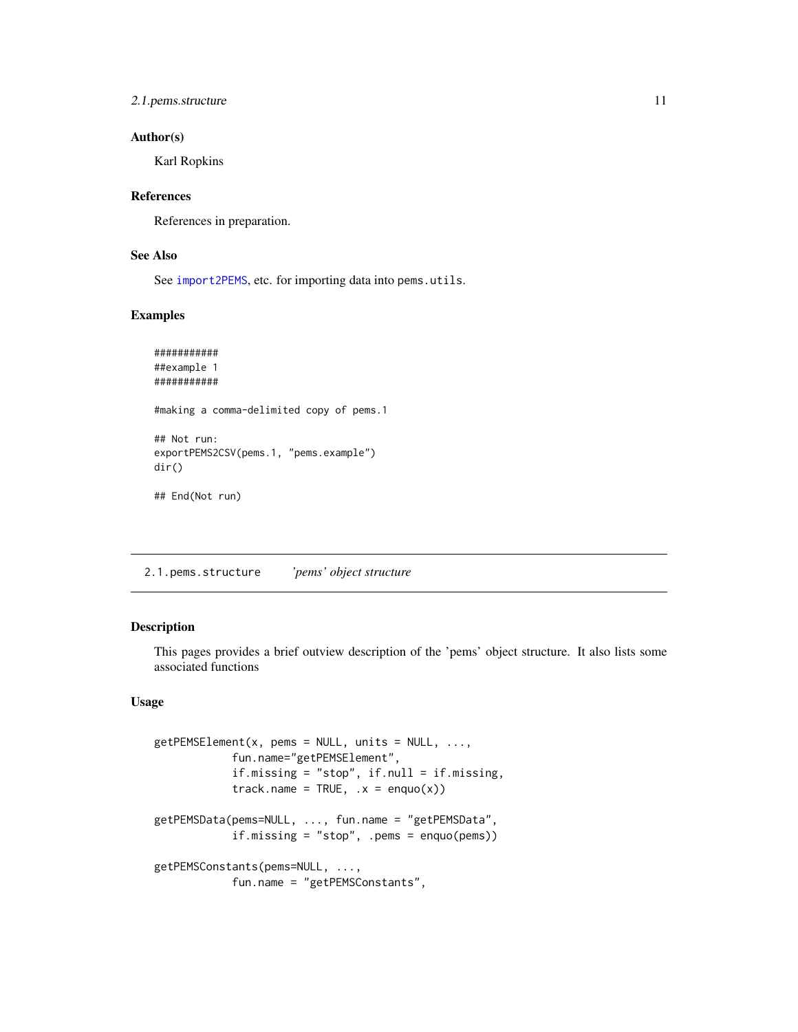### Author(s)

Karl Ropkins

### References

References in preparation.

### See Also

See `import2PEMS`, etc. for importing data into `pems.utils`.

### Examples

```
###########
##example 1
###########

#making a comma-delimited copy of pems.1

## Not run:
exportPEMS2CSV(pems.1, "pems.example")
dir()

## End(Not run)
```

---

## 2.1.pems.structure *'pems' object structure*

### Description

This pages provides a brief outview description of the 'pems' object structure. It also lists some associated functions

### Usage

```
getPEMSElement(x, pems = NULL, units = NULL, ...,
            fun.name="getPEMSElement",
            if.missing = "stop", if.null = if.missing,
            track.name = TRUE, .x = enquo(x))

getPEMSData(pems=NULL, ..., fun.name = "getPEMSData",
            if.missing = "stop", .pems = enquo(pems))

getPEMSConstants(pems=NULL, ...,
            fun.name = "getPEMSConstants",
```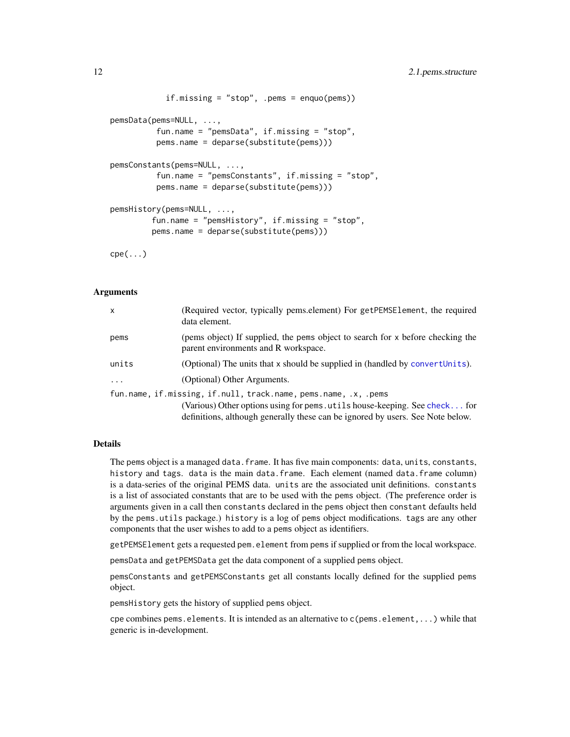```
            if.missing = "stop", .pems = enquo(pems))

pemsData(pems=NULL, ...,
          fun.name = "pemsData", if.missing = "stop",
          pems.name = deparse(substitute(pems)))

pemsConstants(pems=NULL, ...,
          fun.name = "pemsConstants", if.missing = "stop",
          pems.name = deparse(substitute(pems)))

pemsHistory(pems=NULL, ...,
         fun.name = "pemsHistory", if.missing = "stop",
         pems.name = deparse(substitute(pems)))

cpe(...)
```

## Arguments

| | |
|---|---|
| `x` | (Required vector, typically pems.element) For `getPEMSElement`, the required data element. |
| `pems` | (pems object) If supplied, the pems object to search for `x` before checking the parent environments and R workspace. |
| `units` | (Optional) The units that `x` should be supplied in (handled by `convertUnits`). |
| `...` | (Optional) Other Arguments. |
| `fun.name, if.missing, if.null, track.name, pems.name, .x, .pems` | (Various) Other options using for `pems.utils` house-keeping. See `check...` for definitions, although generally these can be ignored by users. See Note below. |

## Details

The pems object is a managed `data.frame`. It has five main components: `data`, `units`, `constants`, `history` and `tags`. `data` is the main `data.frame`. Each element (named `data.frame` column) is a data-series of the original PEMS data. `units` are the associated unit definitions. `constants` is a list of associated constants that are to be used with the pems object. (The preference order is arguments given in a call then `constants` declared in the pems object then `constant` defaults held by the `pems.utils` package.) `history` is a log of pems object modifications. `tags` are any other components that the user wishes to add to a pems object as identifiers.

`getPEMSElement` gets a requested `pem.element` from `pems` if supplied or from the local workspace.

`pemsData` and `getPEMSData` get the data component of a supplied `pems` object.

`pemsConstants` and `getPEMSConstants` get all constants locally defined for the supplied pems object.

`pemsHistory` gets the history of supplied pems object.

`cpe` combines `pems.elements`. It is intended as an alternative to `c(pems.element,...)` while that generic is in-development.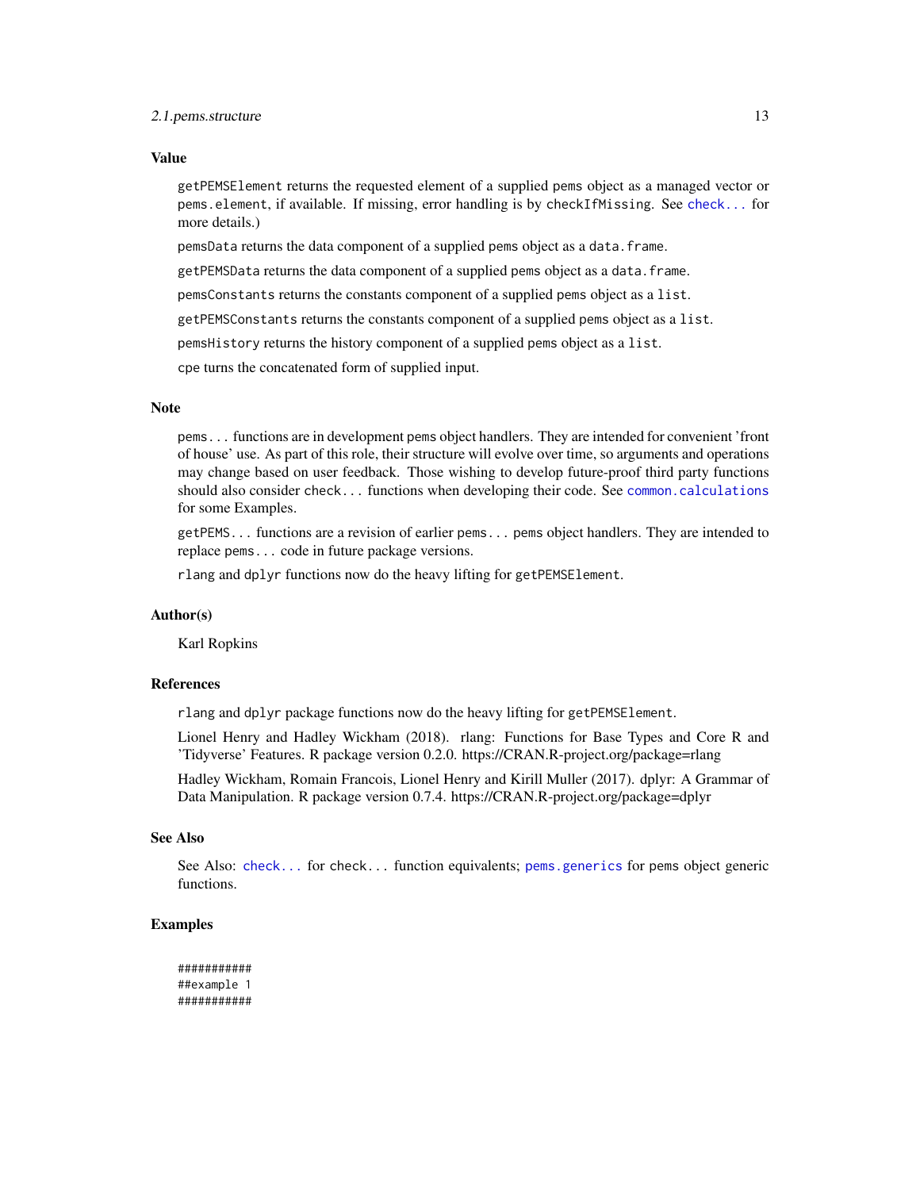## Value

getPEMSElement returns the requested element of a supplied pems object as a managed vector or pems.element, if available. If missing, error handling is by checkIfMissing. See check... for more details.)

pemsData returns the data component of a supplied pems object as a data.frame.

getPEMSData returns the data component of a supplied pems object as a data.frame.

pemsConstants returns the constants component of a supplied pems object as a list.

getPEMSConstants returns the constants component of a supplied pems object as a list.

pemsHistory returns the history component of a supplied pems object as a list.

cpe turns the concatenated form of supplied input.

## Note

pems... functions are in development pems object handlers. They are intended for convenient 'front of house' use. As part of this role, their structure will evolve over time, so arguments and operations may change based on user feedback. Those wishing to develop future-proof third party functions should also consider check... functions when developing their code. See common.calculations for some Examples.

getPEMS... functions are a revision of earlier pems... pems object handlers. They are intended to replace pems... code in future package versions.

rlang and dplyr functions now do the heavy lifting for getPEMSElement.

## Author(s)

Karl Ropkins

## References

rlang and dplyr package functions now do the heavy lifting for getPEMSElement.

Lionel Henry and Hadley Wickham (2018). rlang: Functions for Base Types and Core R and 'Tidyverse' Features. R package version 0.2.0. https://CRAN.R-project.org/package=rlang

Hadley Wickham, Romain Francois, Lionel Henry and Kirill Muller (2017). dplyr: A Grammar of Data Manipulation. R package version 0.7.4. https://CRAN.R-project.org/package=dplyr

## See Also

See Also: check... for check... function equivalents; pems.generics for pems object generic functions.

## Examples

```
###########
##example 1
###########
```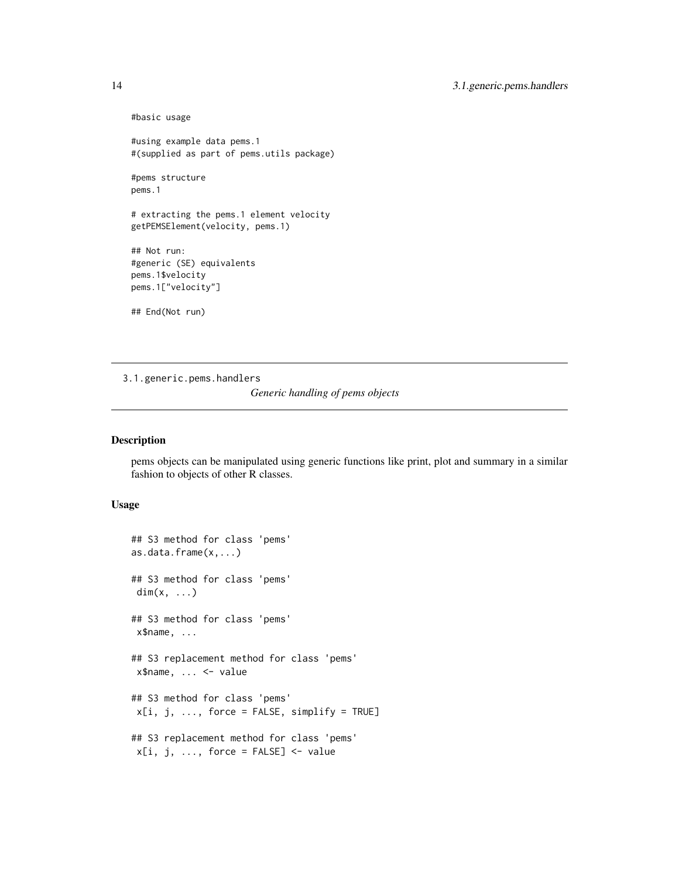```
#basic usage

#using example data pems.1
#(supplied as part of pems.utils package)

#pems structure
pems.1

# extracting the pems.1 element velocity
getPEMSElement(velocity, pems.1)

## Not run:
#generic (SE) equivalents
pems.1$velocity
pems.1["velocity"]

## End(Not run)
```

---

## 3.1.generic.pems.handlers

*Generic handling of pems objects*

---

### Description

pems objects can be manipulated using generic functions like print, plot and summary in a similar fashion to objects of other R classes.

### Usage

```
## S3 method for class 'pems'
as.data.frame(x,...)

## S3 method for class 'pems'
 dim(x, ...)

## S3 method for class 'pems'
 x$name, ...

## S3 replacement method for class 'pems'
 x$name, ... <- value

## S3 method for class 'pems'
 x[i, j, ..., force = FALSE, simplify = TRUE]

## S3 replacement method for class 'pems'
 x[i, j, ..., force = FALSE] <- value
```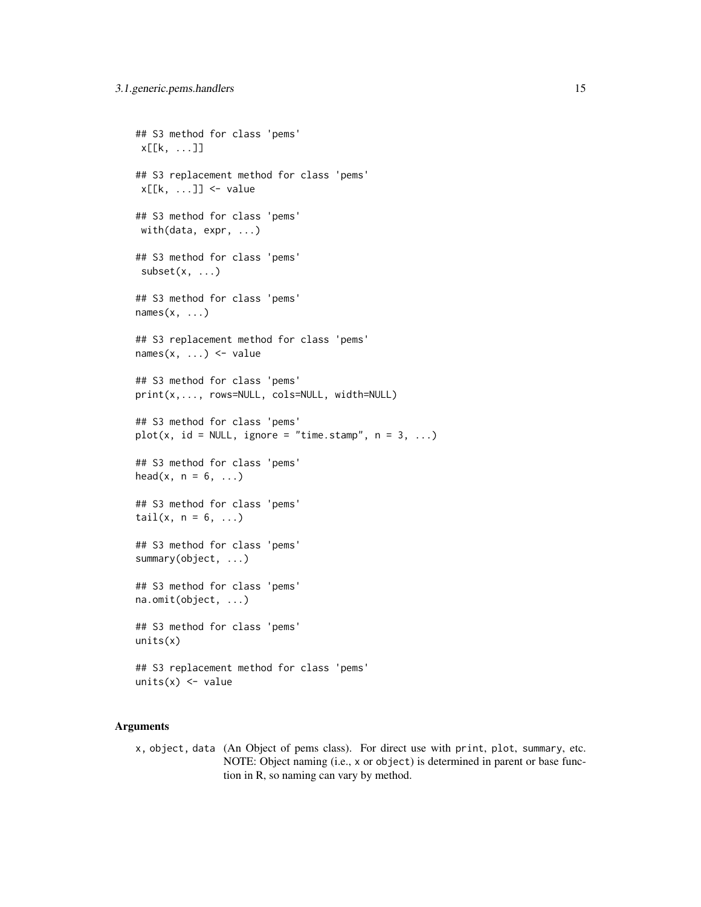```
## S3 method for class 'pems'
 x[[k, ...]]

## S3 replacement method for class 'pems'
 x[[k, ...]] <- value

## S3 method for class 'pems'
 with(data, expr, ...)

## S3 method for class 'pems'
 subset(x, ...)

## S3 method for class 'pems'
names(x, ...)

## S3 replacement method for class 'pems'
names(x, ...) <- value

## S3 method for class 'pems'
print(x,..., rows=NULL, cols=NULL, width=NULL)

## S3 method for class 'pems'
plot(x, id = NULL, ignore = "time.stamp", n = 3, ...)

## S3 method for class 'pems'
head(x, n = 6, ...)

## S3 method for class 'pems'
tail(x, n = 6, ...)

## S3 method for class 'pems'
summary(object, ...)

## S3 method for class 'pems'
na.omit(object, ...)

## S3 method for class 'pems'
units(x)

## S3 replacement method for class 'pems'
units(x) <- value
```

### Arguments

x, object, data (An Object of pems class). For direct use with print, plot, summary, etc. NOTE: Object naming (i.e., x or object) is determined in parent or base function in R, so naming can vary by method.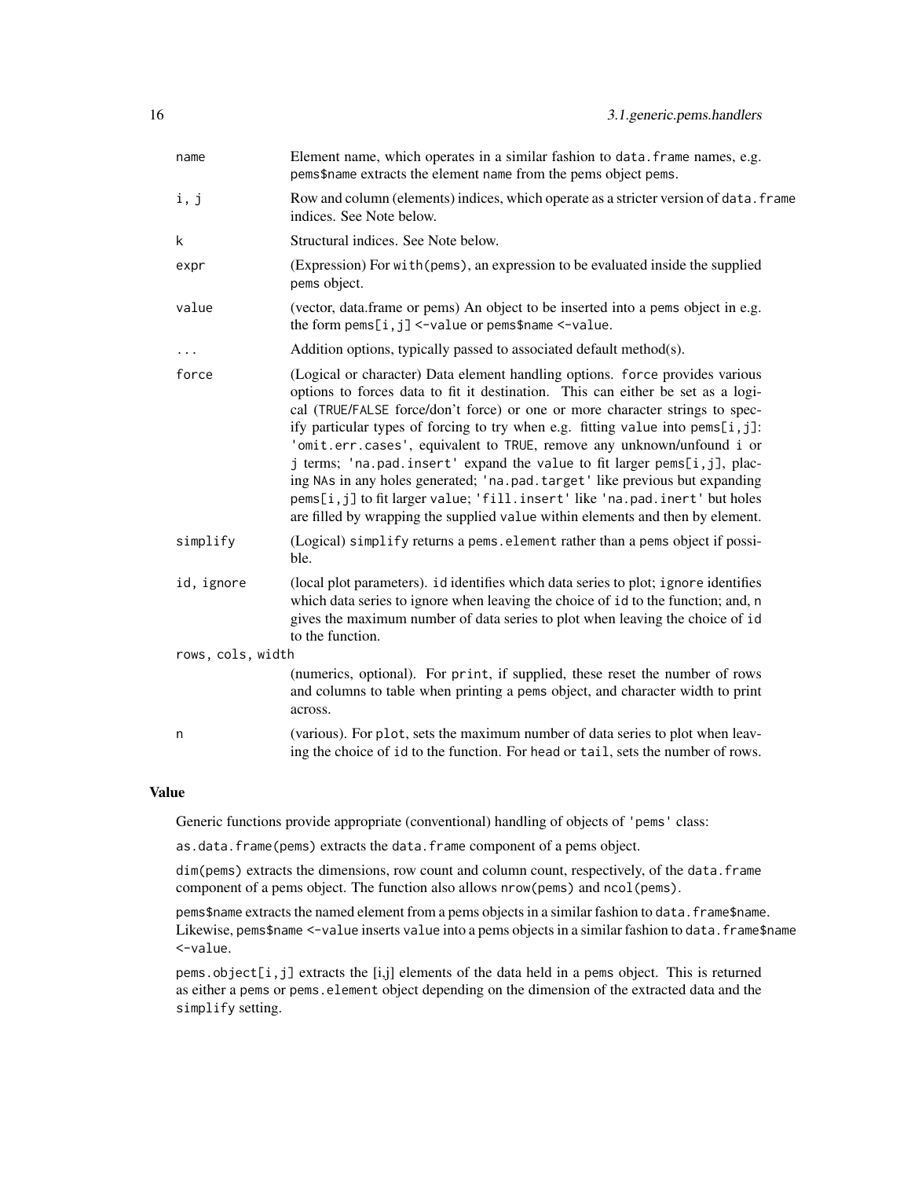| | |
|---|---|
| name | Element name, which operates in a similar fashion to `data.frame` names, e.g. `pems$name` extracts the element `name` from the pems object `pems`. |
| i, j | Row and column (elements) indices, which operate as a stricter version of `data.frame` indices. See Note below. |
| k | Structural indices. See Note below. |
| expr | (Expression) For `with(pems)`, an expression to be evaluated inside the supplied pems object. |
| value | (vector, data.frame or pems) An object to be inserted into a pems object in e.g. the form `pems[i,j] <-value` or `pems$name <-value`. |
| ... | Addition options, typically passed to associated default method(s). |
| force | (Logical or character) Data element handling options. `force` provides various options to forces data to fit it destination. This can either be set as a logical (`TRUE`/`FALSE` force/don't force) or one or more character strings to specify particular types of forcing to try when e.g. fitting `value` into `pems[i,j]`: `'omit.err.cases'`, equivalent to `TRUE`, remove any unknown/unfound `i` or `j` terms; `'na.pad.insert'` expand the `value` to fit larger `pems[i,j]`, placing `NA`s in any holes generated; `'na.pad.target'` like previous but expanding `pems[i,j]` to fit larger `value`; `'fill.insert'` like `'na.pad.inert'` but holes are filled by wrapping the supplied `value` within elements and then by element. |
| simplify | (Logical) `simplify` returns a `pems.element` rather than a `pems` object if possible. |
| id, ignore | (local plot parameters). `id` identifies which data series to plot; `ignore` identifies which data series to ignore when leaving the choice of `id` to the function; and, `n` gives the maximum number of data series to plot when leaving the choice of `id` to the function. |
| rows, cols, width | (numerics, optional). For `print`, if supplied, these reset the number of rows and columns to table when printing a pems object, and character width to print across. |
| n | (various). For `plot`, sets the maximum number of data series to plot when leaving the choice of `id` to the function. For `head` or `tail`, sets the number of rows. |

## Value

Generic functions provide appropriate (conventional) handling of objects of `'pems'` class:

`as.data.frame(pems)` extracts the `data.frame` component of a pems object.

`dim(pems)` extracts the dimensions, row count and column count, respectively, of the `data.frame` component of a pems object. The function also allows `nrow(pems)` and `ncol(pems)`.

`pems$name` extracts the named element from a pems objects in a similar fashion to `data.frame$name`. Likewise, `pems$name <-value` inserts `value` into a pems objects in a similar fashion to `data.frame$name <-value`.

`pems.object[i,j]` extracts the [i,j] elements of the data held in a pems object. This is returned as either a `pems` or `pems.element` object depending on the dimension of the extracted data and the `simplify` setting.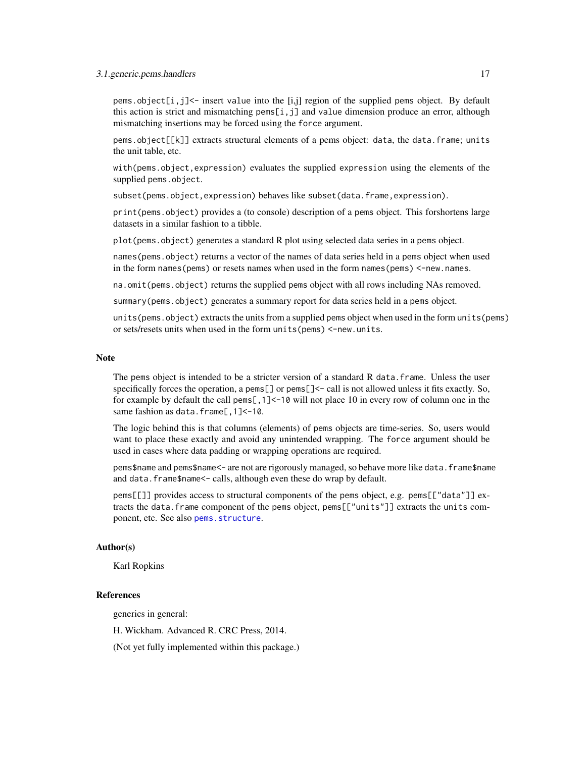pems.object[i,j]<- insert value into the [i,j] region of the supplied pems object. By default this action is strict and mismatching pems[i,j] and value dimension produce an error, although mismatching insertions may be forced using the force argument.

pems.object[[k]] extracts structural elements of a pems object: data, the data.frame; units the unit table, etc.

with(pems.object,expression) evaluates the supplied expression using the elements of the supplied pems.object.

subset(pems.object,expression) behaves like subset(data.frame,expression).

print(pems.object) provides a (to console) description of a pems object. This forshortens large datasets in a similar fashion to a tibble.

plot(pems.object) generates a standard R plot using selected data series in a pems object.

names(pems.object) returns a vector of the names of data series held in a pems object when used in the form names(pems) or resets names when used in the form names(pems) <-new.names.

na.omit(pems.object) returns the supplied pems object with all rows including NAs removed.

summary(pems.object) generates a summary report for data series held in a pems object.

units(pems.object) extracts the units from a supplied pems object when used in the form units(pems) or sets/resets units when used in the form units(pems) <-new.units.

## Note

The pems object is intended to be a stricter version of a standard R data.frame. Unless the user specifically forces the operation, a pems[] or pems[]<- call is not allowed unless it fits exactly. So, for example by default the call pems[,1]<-10 will not place 10 in every row of column one in the same fashion as data.frame[,1]<-10.

The logic behind this is that columns (elements) of pems objects are time-series. So, users would want to place these exactly and avoid any unintended wrapping. The force argument should be used in cases where data padding or wrapping operations are required.

pems$name and pems$name<- are not are rigorously managed, so behave more like data.frame$name and data.frame$name<- calls, although even these do wrap by default.

pems[[]] provides access to structural components of the pems object, e.g. pems[["data"]] extracts the data.frame component of the pems object, pems[["units"]] extracts the units component, etc. See also pems.structure.

## Author(s)

Karl Ropkins

## References

generics in general:

H. Wickham. Advanced R. CRC Press, 2014.

(Not yet fully implemented within this package.)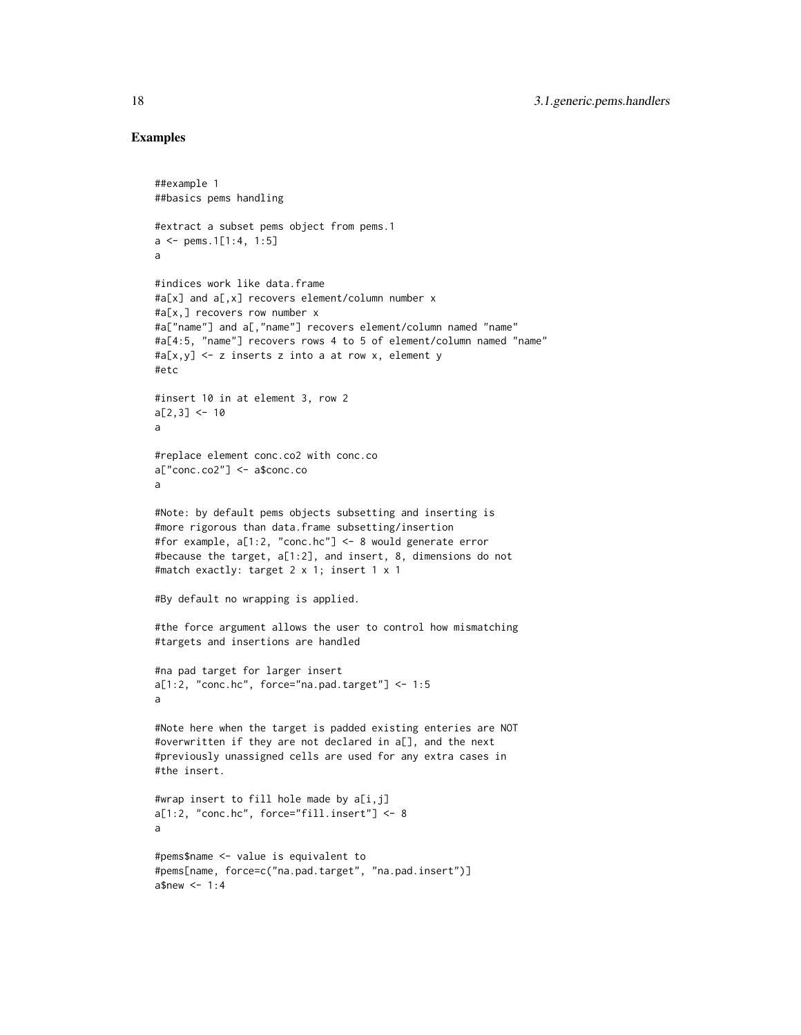## Examples

```
##example 1
##basics pems handling

#extract a subset pems object from pems.1
a <- pems.1[1:4, 1:5]
a

#indices work like data.frame
#a[x] and a[,x] recovers element/column number x
#a[x,] recovers row number x
#a["name"] and a[,"name"] recovers element/column named "name"
#a[4:5, "name"] recovers rows 4 to 5 of element/column named "name"
#a[x,y] <- z inserts z into a at row x, element y
#etc

#insert 10 in at element 3, row 2
a[2,3] <- 10
a

#replace element conc.co2 with conc.co
a["conc.co2"] <- a$conc.co
a

#Note: by default pems objects subsetting and inserting is
#more rigorous than data.frame subsetting/insertion
#for example, a[1:2, "conc.hc"] <- 8 would generate error
#because the target, a[1:2], and insert, 8, dimensions do not
#match exactly: target 2 x 1; insert 1 x 1

#By default no wrapping is applied.

#the force argument allows the user to control how mismatching
#targets and insertions are handled

#na pad target for larger insert
a[1:2, "conc.hc", force="na.pad.target"] <- 1:5
a

#Note here when the target is padded existing enteries are NOT
#overwritten if they are not declared in a[], and the next
#previously unassigned cells are used for any extra cases in
#the insert.

#wrap insert to fill hole made by a[i,j]
a[1:2, "conc.hc", force="fill.insert"] <- 8
a

#pems$name <- value is equivalent to
#pems[name, force=c("na.pad.target", "na.pad.insert")]
a$new <- 1:4
```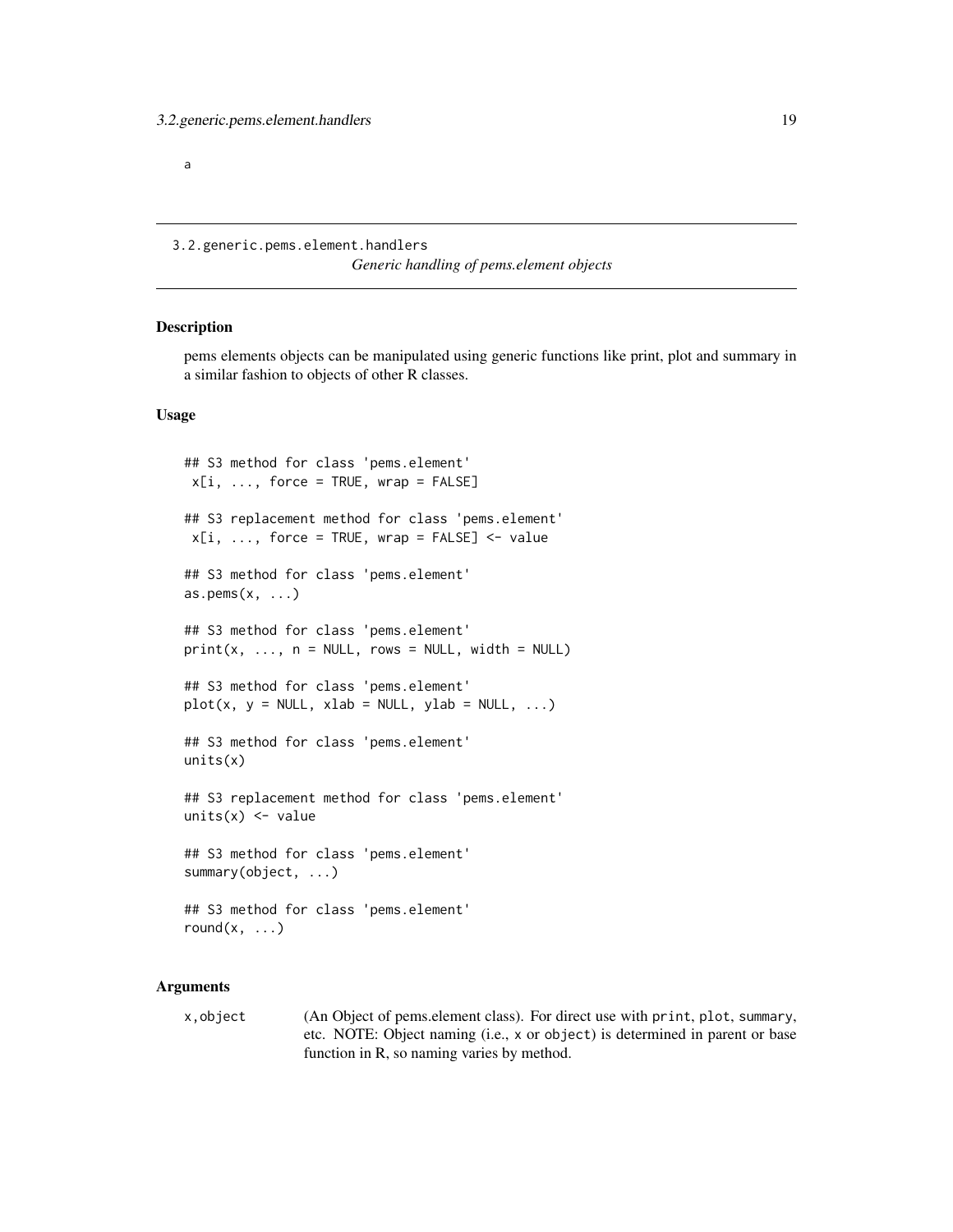a

---

3.2.generic.pems.element.handlers

*Generic handling of pems.element objects*

---

## Description

pems elements objects can be manipulated using generic functions like print, plot and summary in a similar fashion to objects of other R classes.

## Usage

```
## S3 method for class 'pems.element'
 x[i, ..., force = TRUE, wrap = FALSE]

## S3 replacement method for class 'pems.element'
 x[i, ..., force = TRUE, wrap = FALSE] <- value

## S3 method for class 'pems.element'
as.pems(x, ...)

## S3 method for class 'pems.element'
print(x, ..., n = NULL, rows = NULL, width = NULL)

## S3 method for class 'pems.element'
plot(x, y = NULL, xlab = NULL, ylab = NULL, ...)

## S3 method for class 'pems.element'
units(x)

## S3 replacement method for class 'pems.element'
units(x) <- value

## S3 method for class 'pems.element'
summary(object, ...)

## S3 method for class 'pems.element'
round(x, ...)
```

## Arguments

`x,object` (An Object of pems.element class). For direct use with `print`, `plot`, `summary`, etc. NOTE: Object naming (i.e., `x` or `object`) is determined in parent or base function in R, so naming varies by method.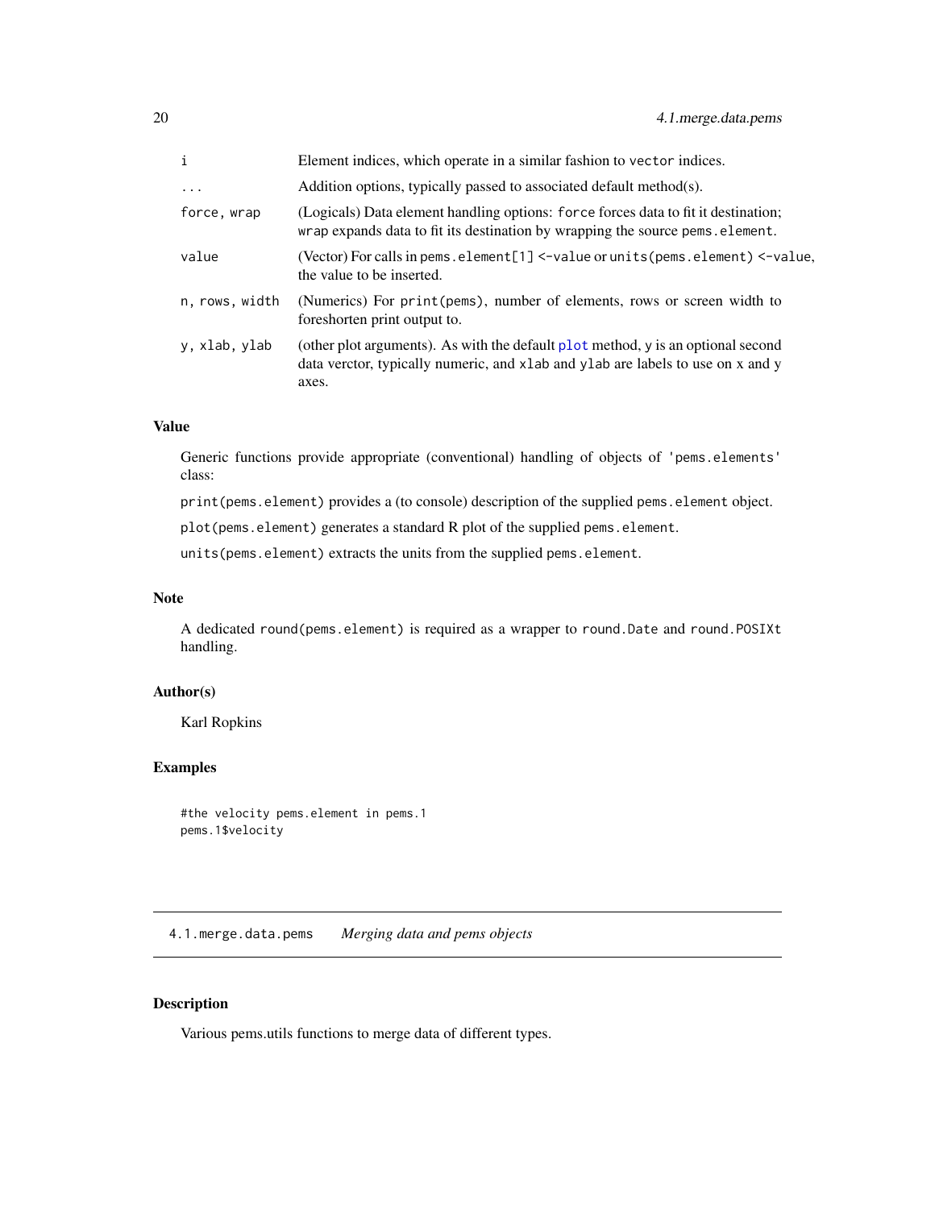| | |
|---|---|
| `i` | Element indices, which operate in a similar fashion to `vector` indices. |
| `...` | Addition options, typically passed to associated default method(s). |
| `force, wrap` | (Logicals) Data element handling options: `force` forces data to fit it destination; `wrap` expands data to fit its destination by wrapping the source `pems.element`. |
| `value` | (Vector) For calls in `pems.element[1] <-value` or `units(pems.element) <-value`, the value to be inserted. |
| `n, rows, width` | (Numerics) For `print(pems)`, number of elements, rows or screen width to foreshorten print output to. |
| `y, xlab, ylab` | (other plot arguments). As with the default `plot` method, `y` is an optional second data verctor, typically numeric, and `xlab` and `ylab` are labels to use on x and y axes. |

### Value

Generic functions provide appropriate (conventional) handling of objects of `'pems.elements'` class:

`print(pems.element)` provides a (to console) description of the supplied `pems.element` object.

`plot(pems.element)` generates a standard R plot of the supplied `pems.element`.

`units(pems.element)` extracts the units from the supplied `pems.element`.

### Note

A dedicated `round(pems.element)` is required as a wrapper to `round.Date` and `round.POSIXt` handling.

### Author(s)

Karl Ropkins

### Examples

```
#the velocity pems.element in pems.1
pems.1$velocity
```

---

## 4.1.merge.data.pems *Merging data and pems objects*

---

### Description

Various pems.utils functions to merge data of different types.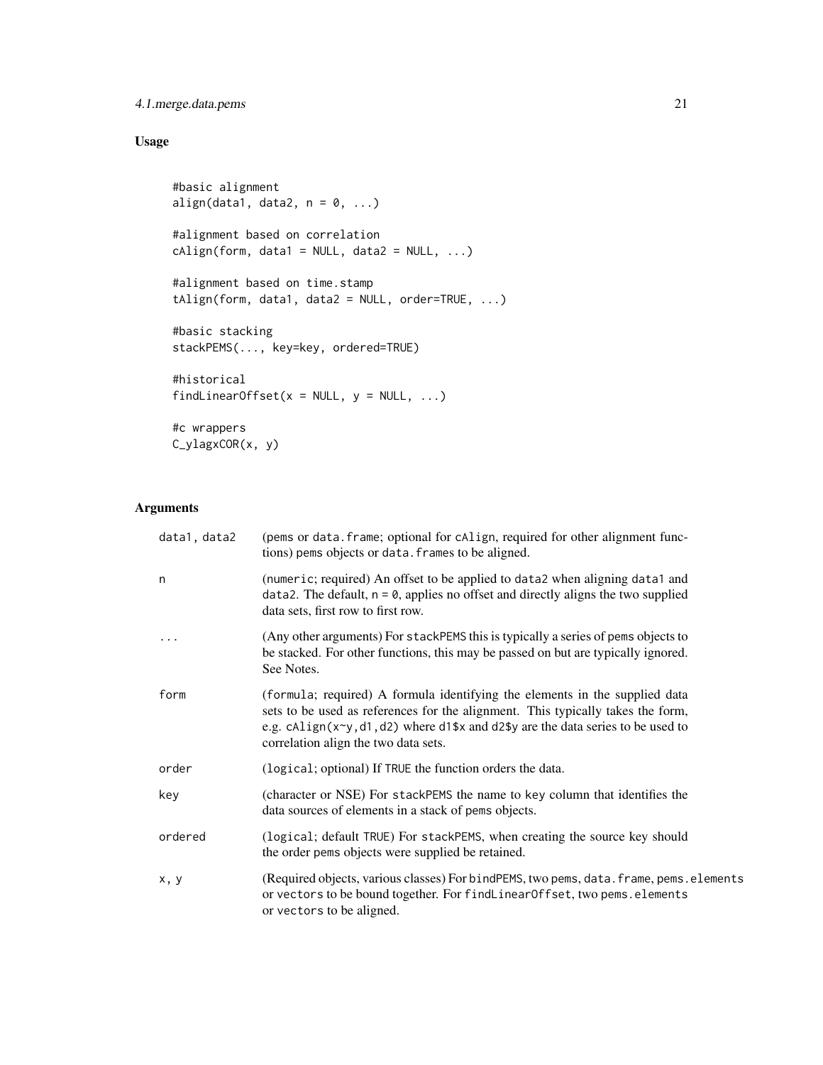## Usage

```
#basic alignment
align(data1, data2, n = 0, ...)

#alignment based on correlation
cAlign(form, data1 = NULL, data2 = NULL, ...)

#alignment based on time.stamp
tAlign(form, data1, data2 = NULL, order=TRUE, ...)

#basic stacking
stackPEMS(..., key=key, ordered=TRUE)

#historical
findLinearOffset(x = NULL, y = NULL, ...)

#c wrappers
C_ylagxCOR(x, y)
```

## Arguments

| | |
|---|---|
| data1, data2 | (pems or data.frame; optional for cAlign, required for other alignment functions) pems objects or data.frames to be aligned. |
| n | (numeric; required) An offset to be applied to data2 when aligning data1 and data2. The default, n = 0, applies no offset and directly aligns the two supplied data sets, first row to first row. |
| ... | (Any other arguments) For stackPEMS this is typically a series of pems objects to be stacked. For other functions, this may be passed on but are typically ignored. See Notes. |
| form | (formula; required) A formula identifying the elements in the supplied data sets to be used as references for the alignment. This typically takes the form, e.g. cAlign(x~y,d1,d2) where d1$x and d2$y are the data series to be used to correlation align the two data sets. |
| order | (logical; optional) If TRUE the function orders the data. |
| key | (character or NSE) For stackPEMS the name to key column that identifies the data sources of elements in a stack of pems objects. |
| ordered | (logical; default TRUE) For stackPEMS, when creating the source key should the order pems objects were supplied be retained. |
| x, y | (Required objects, various classes) For bindPEMS, two pems, data.frame, pems.elements or vectors to be bound together. For findLinearOffset, two pems.elements or vectors to be aligned. |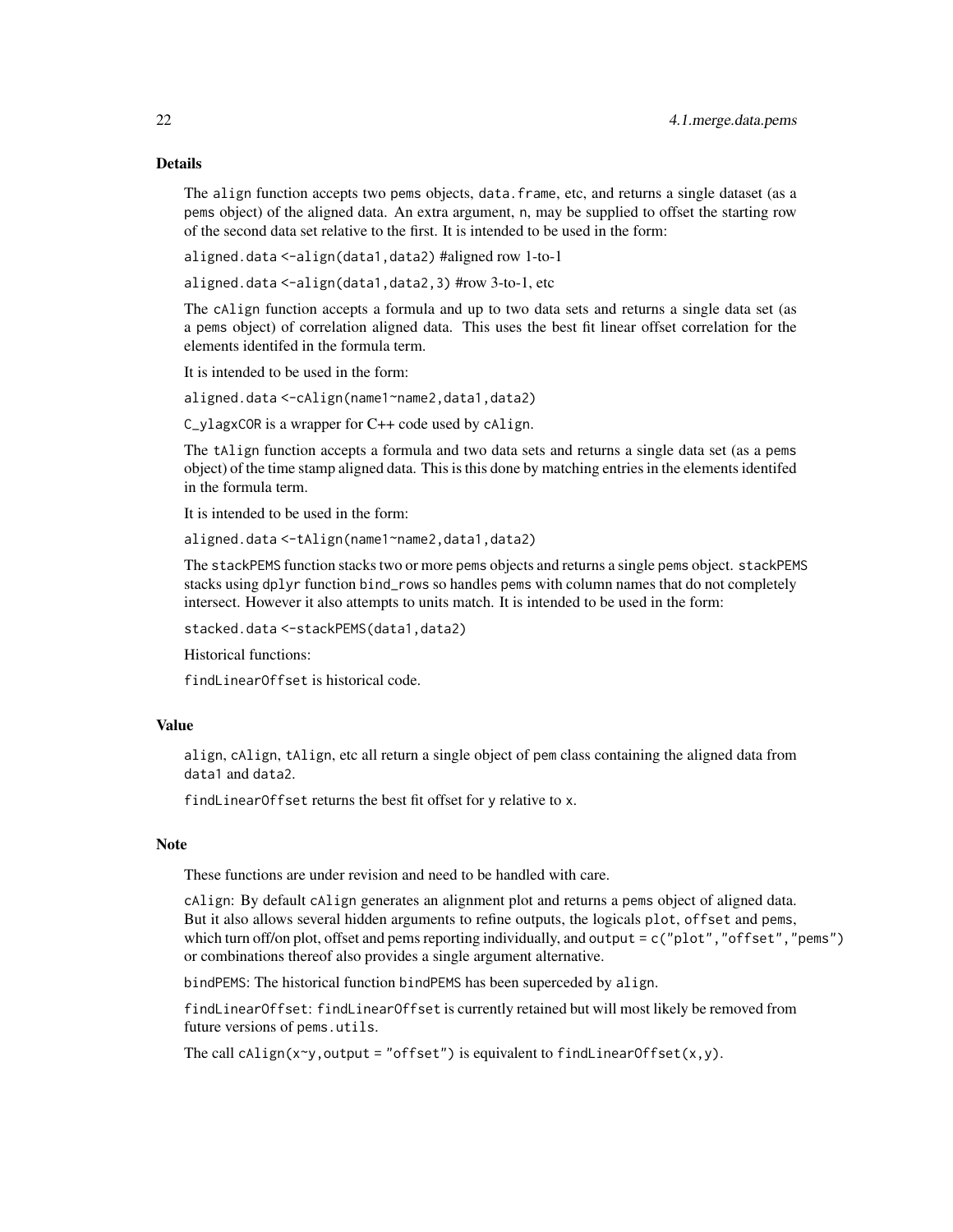## Details

The align function accepts two pems objects, data.frame, etc, and returns a single dataset (as a pems object) of the aligned data. An extra argument, n, may be supplied to offset the starting row of the second data set relative to the first. It is intended to be used in the form:

aligned.data <-align(data1,data2) #aligned row 1-to-1

aligned.data <-align(data1,data2,3) #row 3-to-1, etc

The cAlign function accepts a formula and up to two data sets and returns a single data set (as a pems object) of correlation aligned data. This uses the best fit linear offset correlation for the elements identifed in the formula term.

It is intended to be used in the form:

aligned.data <-cAlign(name1~name2,data1,data2)

C_ylagxCOR is a wrapper for C++ code used by cAlign.

The tAlign function accepts a formula and two data sets and returns a single data set (as a pems object) of the time stamp aligned data. This is this done by matching entries in the elements identifed in the formula term.

It is intended to be used in the form:

aligned.data <-tAlign(name1~name2,data1,data2)

The stackPEMS function stacks two or more pems objects and returns a single pems object. stackPEMS stacks using dplyr function bind_rows so handles pems with column names that do not completely intersect. However it also attempts to units match. It is intended to be used in the form:

stacked.data <-stackPEMS(data1,data2)

Historical functions:

findLinearOffset is historical code.

## Value

align, cAlign, tAlign, etc all return a single object of pem class containing the aligned data from data1 and data2.

findLinearOffset returns the best fit offset for y relative to x.

## Note

These functions are under revision and need to be handled with care.

cAlign: By default cAlign generates an alignment plot and returns a pems object of aligned data. But it also allows several hidden arguments to refine outputs, the logicals plot, offset and pems, which turn off/on plot, offset and pems reporting individually, and output = c("plot","offset","pems") or combinations thereof also provides a single argument alternative.

bindPEMS: The historical function bindPEMS has been superceded by align.

findLinearOffset: findLinearOffset is currently retained but will most likely be removed from future versions of pems.utils.

The call cAlign(x~y,output = "offset") is equivalent to findLinearOffset(x,y).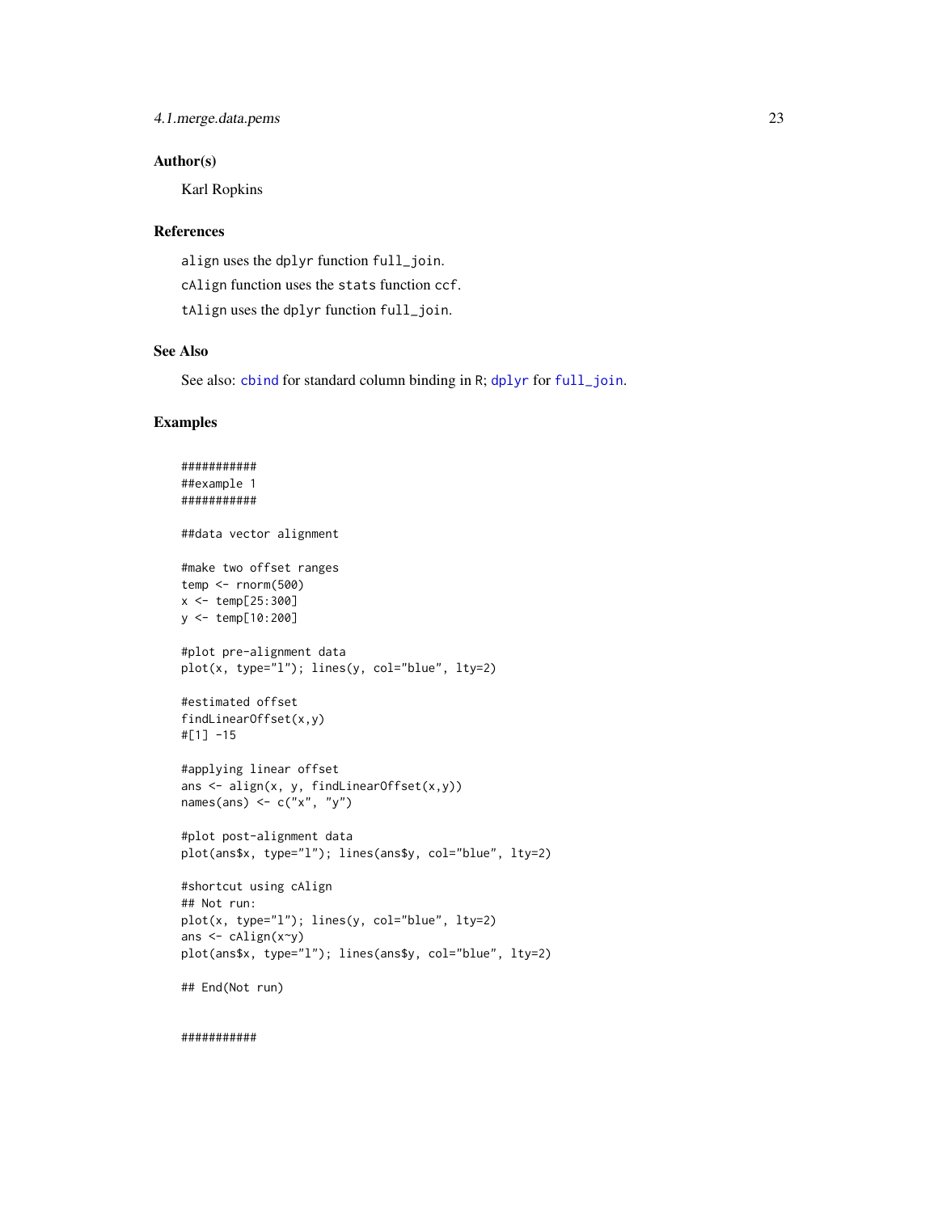## Author(s)

Karl Ropkins

## References

`align` uses the `dplyr` function `full_join`.

`cAlign` function uses the `stats` function `ccf`.

`tAlign` uses the `dplyr` function `full_join`.

## See Also

See also: `cbind` for standard column binding in R; `dplyr` for `full_join`.

## Examples

```
###########
##example 1
###########

##data vector alignment

#make two offset ranges
temp <- rnorm(500)
x <- temp[25:300]
y <- temp[10:200]

#plot pre-alignment data
plot(x, type="l"); lines(y, col="blue", lty=2)

#estimated offset
findLinearOffset(x,y)
#[1] -15

#applying linear offset
ans <- align(x, y, findLinearOffset(x,y))
names(ans) <- c("x", "y")

#plot post-alignment data
plot(ans$x, type="l"); lines(ans$y, col="blue", lty=2)

#shortcut using cAlign
## Not run:
plot(x, type="l"); lines(y, col="blue", lty=2)
ans <- cAlign(x~y)
plot(ans$x, type="l"); lines(ans$y, col="blue", lty=2)

## End(Not run)


###########
```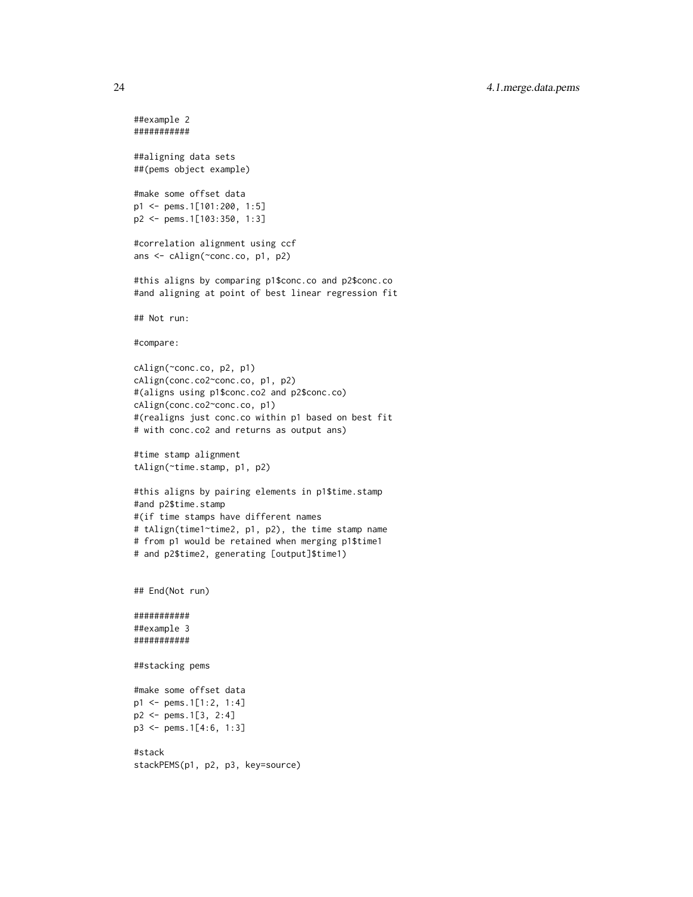```
##example 2
###########

##aligning data sets
##(pems object example)

#make some offset data
p1 <- pems.1[101:200, 1:5]
p2 <- pems.1[103:350, 1:3]

#correlation alignment using ccf
ans <- cAlign(~conc.co, p1, p2)

#this aligns by comparing p1$conc.co and p2$conc.co
#and aligning at point of best linear regression fit

## Not run:

#compare:

cAlign(~conc.co, p2, p1)
cAlign(conc.co2~conc.co, p1, p2)
#(aligns using p1$conc.co2 and p2$conc.co)
cAlign(conc.co2~conc.co, p1)
#(realigns just conc.co within p1 based on best fit
# with conc.co2 and returns as output ans)

#time stamp alignment
tAlign(~time.stamp, p1, p2)

#this aligns by pairing elements in p1$time.stamp
#and p2$time.stamp
#(if time stamps have different names
# tAlign(time1~time2, p1, p2), the time stamp name
# from p1 would be retained when merging p1$time1
# and p2$time2, generating [output]$time1)


## End(Not run)

###########
##example 3
###########

##stacking pems

#make some offset data
p1 <- pems.1[1:2, 1:4]
p2 <- pems.1[3, 2:4]
p3 <- pems.1[4:6, 1:3]

#stack
stackPEMS(p1, p2, p3, key=source)
```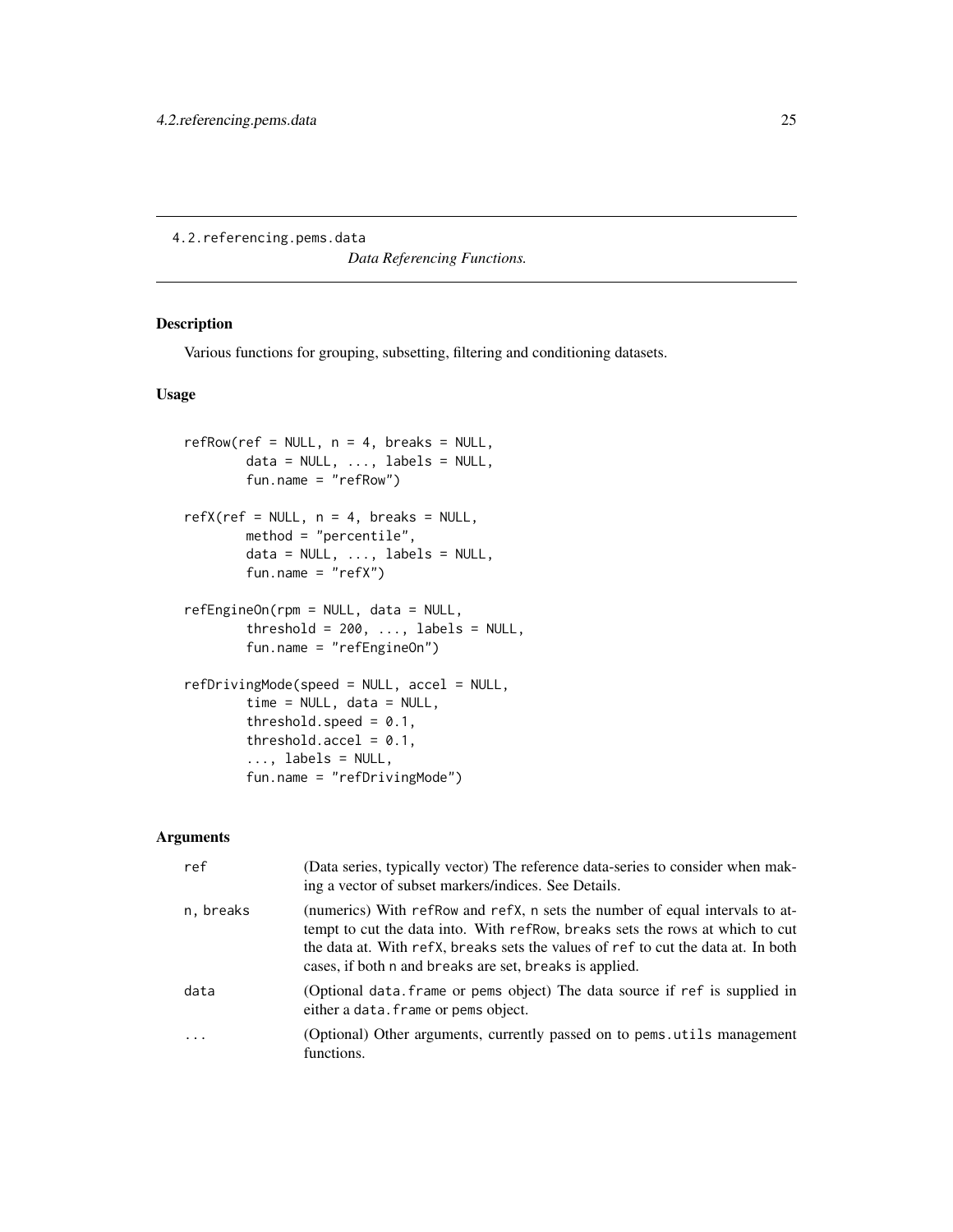4.2.referencing.pems.data

*Data Referencing Functions.*

## Description

Various functions for grouping, subsetting, filtering and conditioning datasets.

## Usage

```
refRow(ref = NULL, n = 4, breaks = NULL,
        data = NULL, ..., labels = NULL,
        fun.name = "refRow")

refX(ref = NULL, n = 4, breaks = NULL,
        method = "percentile",
        data = NULL, ..., labels = NULL,
        fun.name = "refX")

refEngineOn(rpm = NULL, data = NULL,
        threshold = 200, ..., labels = NULL,
        fun.name = "refEngineOn")

refDrivingMode(speed = NULL, accel = NULL,
        time = NULL, data = NULL,
        threshold.speed = 0.1,
        threshold.accel = 0.1,
        ..., labels = NULL,
        fun.name = "refDrivingMode")
```

## Arguments

| | |
|---|---|
| `ref` | (Data series, typically vector) The reference data-series to consider when making a vector of subset markers/indices. See Details. |
| `n, breaks` | (numerics) With `refRow` and `refX`, `n` sets the number of equal intervals to attempt to cut the data into. With `refRow`, `breaks` sets the rows at which to cut the data at. With `refX`, `breaks` sets the values of `ref` to cut the data at. In both cases, if both `n` and `breaks` are set, `breaks` is applied. |
| `data` | (Optional `data.frame` or `pems` object) The data source if `ref` is supplied in either a `data.frame` or `pems` object. |
| `...` | (Optional) Other arguments, currently passed on to `pems.utils` management functions. |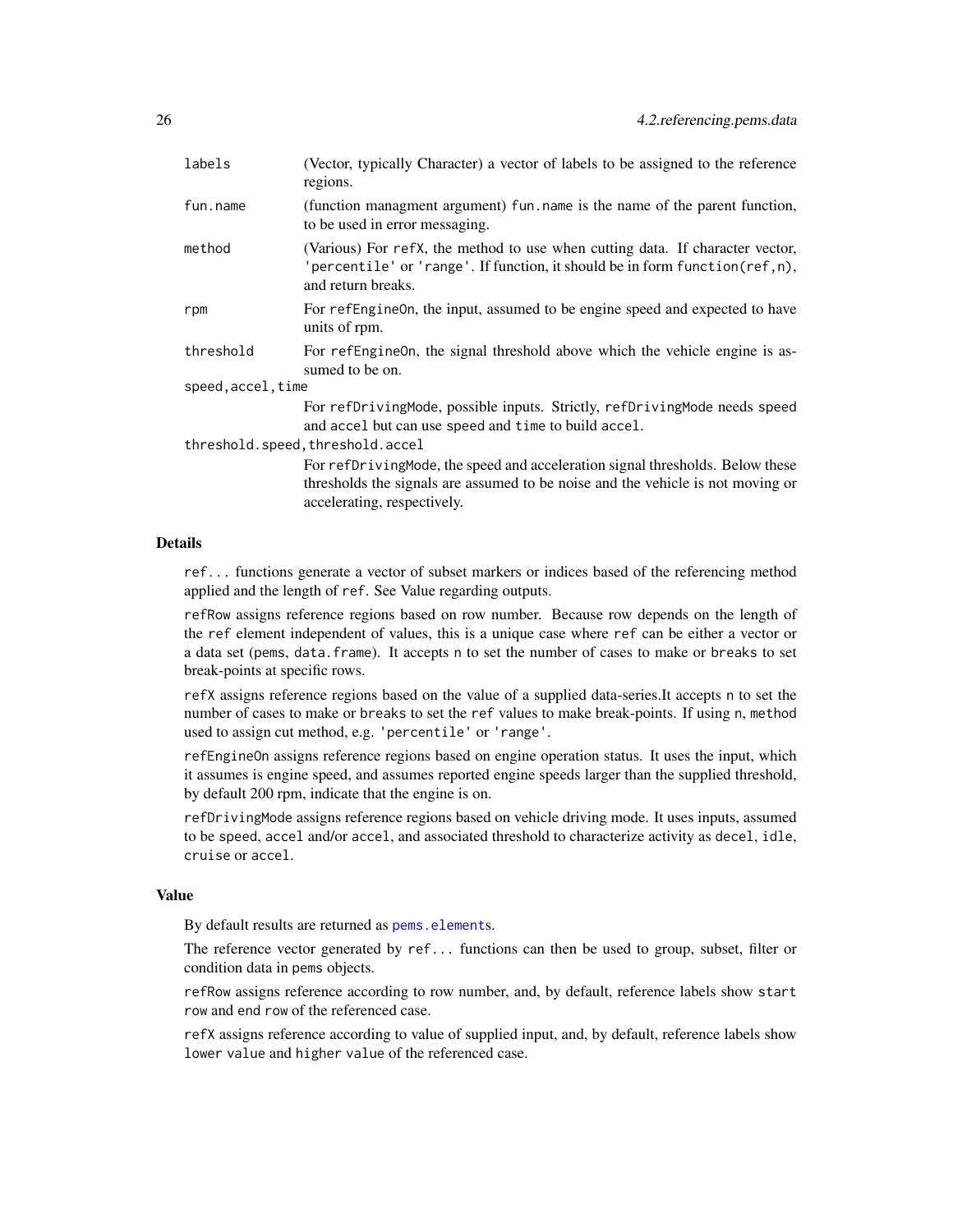| | |
|---|---|
| `labels` | (Vector, typically Character) a vector of labels to be assigned to the reference regions. |
| `fun.name` | (function managment argument) `fun.name` is the name of the parent function, to be used in error messaging. |
| `method` | (Various) For `refX`, the method to use when cutting data. If character vector, `'percentile'` or `'range'`. If function, it should be in form `function(ref,n)`, and return breaks. |
| `rpm` | For `refEngineOn`, the input, assumed to be engine speed and expected to have units of rpm. |
| `threshold` | For `refEngineOn`, the signal threshold above which the vehicle engine is assumed to be on. |
| `speed,accel,time` | For `refDrivingMode`, possible inputs. Strictly, `refDrivingMode` needs `speed` and `accel` but can use `speed` and `time` to build `accel`. |
| `threshold.speed,threshold.accel` | For `refDrivingMode`, the speed and acceleration signal thresholds. Below these thresholds the signals are assumed to be noise and the vehicle is not moving or accelerating, respectively. |

## Details

`ref...` functions generate a vector of subset markers or indices based of the referencing method applied and the length of `ref`. See Value regarding outputs.

`refRow` assigns reference regions based on row number. Because row depends on the length of the `ref` element independent of values, this is a unique case where `ref` can be either a vector or a data set (`pems`, `data.frame`). It accepts `n` to set the number of cases to make or `breaks` to set break-points at specific rows.

`refX` assigns reference regions based on the value of a supplied data-series.It accepts `n` to set the number of cases to make or `breaks` to set the `ref` values to make break-points. If using `n`, `method` used to assign cut method, e.g. `'percentile'` or `'range'`.

`refEngineOn` assigns reference regions based on engine operation status. It uses the input, which it assumes is engine speed, and assumes reported engine speeds larger than the supplied threshold, by default 200 rpm, indicate that the engine is on.

`refDrivingMode` assigns reference regions based on vehicle driving mode. It uses inputs, assumed to be `speed`, `accel` and/or `accel`, and associated threshold to characterize activity as `decel`, `idle`, `cruise` or `accel`.

## Value

By default results are returned as `pems.element`s.

The reference vector generated by `ref...` functions can then be used to group, subset, filter or condition data in `pems` objects.

`refRow` assigns reference according to row number, and, by default, reference labels show `start row` and `end row` of the referenced case.

`refX` assigns reference according to value of supplied input, and, by default, reference labels show `lower value` and `higher value` of the referenced case.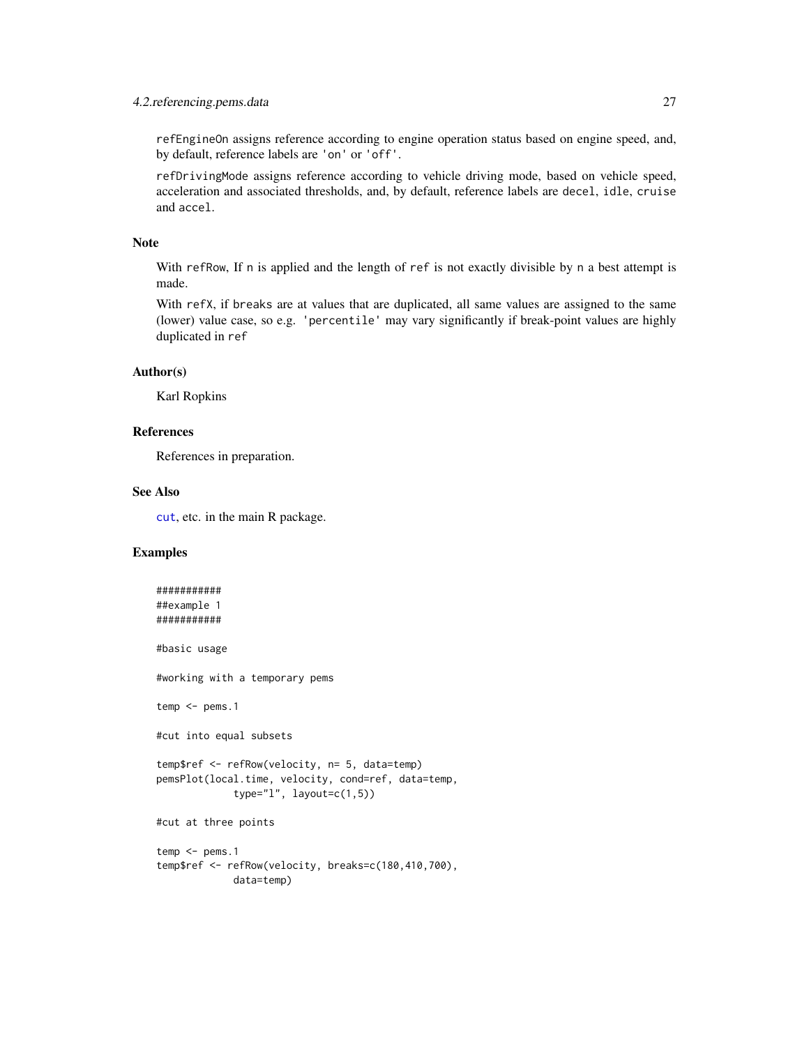refEngineOn assigns reference according to engine operation status based on engine speed, and, by default, reference labels are 'on' or 'off'.

refDrivingMode assigns reference according to vehicle driving mode, based on vehicle speed, acceleration and associated thresholds, and, by default, reference labels are decel, idle, cruise and accel.

### Note

With refRow, If n is applied and the length of ref is not exactly divisible by n a best attempt is made.

With refX, if breaks are at values that are duplicated, all same values are assigned to the same (lower) value case, so e.g. 'percentile' may vary significantly if break-point values are highly duplicated in ref

### Author(s)

Karl Ropkins

### References

References in preparation.

### See Also

cut, etc. in the main R package.

### Examples

```
###########
##example 1
###########

#basic usage

#working with a temporary pems

temp <- pems.1

#cut into equal subsets

temp$ref <- refRow(velocity, n= 5, data=temp)
pemsPlot(local.time, velocity, cond=ref, data=temp,
            type="l", layout=c(1,5))

#cut at three points

temp <- pems.1
temp$ref <- refRow(velocity, breaks=c(180,410,700),
            data=temp)
```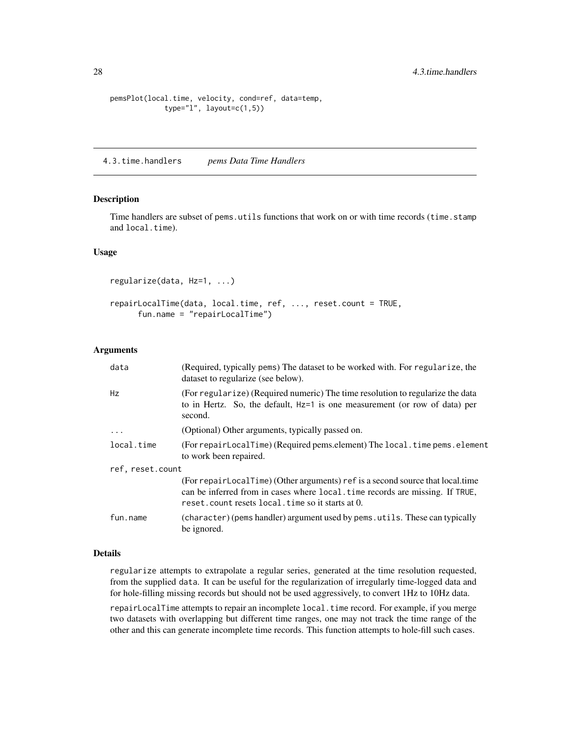```
pemsPlot(local.time, velocity, cond=ref, data=temp,
            type="l", layout=c(1,5))
```

## 4.3.time.handlers *pems Data Time Handlers*

### Description

Time handlers are subset of `pems.utils` functions that work on or with time records (`time.stamp` and `local.time`).

### Usage

```
regularize(data, Hz=1, ...)

repairLocalTime(data, local.time, ref, ..., reset.count = TRUE,
      fun.name = "repairLocalTime")
```

### Arguments

| | |
|---|---|
| `data` | (Required, typically `pems`) The dataset to be worked with. For `regularize`, the dataset to regularize (see below). |
| `Hz` | (For `regularize`) (Required numeric) The time resolution to regularize the data to in Hertz. So, the default, `Hz=1` is one measurement (or row of data) per second. |
| `...` | (Optional) Other arguments, typically passed on. |
| `local.time` | (For `repairLocalTime`) (Required pems.element) The `local.time` `pems.element` to work been repaired. |
| `ref, reset.count` | (For `repairLocalTime`) (Other arguments) `ref` is a second source that local.time can be inferred from in cases where `local.time` records are missing. If `TRUE`, `reset.count` resets `local.time` so it starts at 0. |
| `fun.name` | (`character`) (pems handler) argument used by `pems.utils`. These can typically be ignored. |

### Details

`regularize` attempts to extrapolate a regular series, generated at the time resolution requested, from the supplied `data`. It can be useful for the regularization of irregularly time-logged data and for hole-filling missing records but should not be used aggressively, to convert 1Hz to 10Hz data.

`repairLocalTime` attempts to repair an incomplete `local.time` record. For example, if you merge two datasets with overlapping but different time ranges, one may not track the time range of the other and this can generate incomplete time records. This function attempts to hole-fill such cases.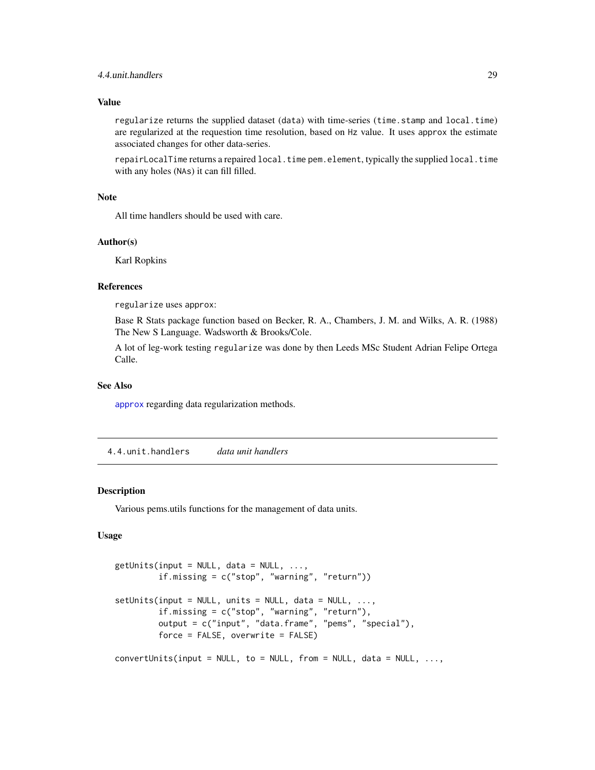### Value

regularize returns the supplied dataset (data) with time-series (time.stamp and local.time) are regularized at the requestion time resolution, based on Hz value. It uses approx the estimate associated changes for other data-series.

repairLocalTime returns a repaired local.time pem.element, typically the supplied local.time with any holes (NAs) it can fill filled.

### Note

All time handlers should be used with care.

### Author(s)

Karl Ropkins

### References

regularize uses approx:

Base R Stats package function based on Becker, R. A., Chambers, J. M. and Wilks, A. R. (1988) The New S Language. Wadsworth & Brooks/Cole.

A lot of leg-work testing regularize was done by then Leeds MSc Student Adrian Felipe Ortega Calle.

### See Also

approx regarding data regularization methods.

---

## 4.4.unit.handlers *data unit handlers*

### Description

Various pems.utils functions for the management of data units.

### Usage

```
getUnits(input = NULL, data = NULL, ...,
         if.missing = c("stop", "warning", "return"))

setUnits(input = NULL, units = NULL, data = NULL, ...,
         if.missing = c("stop", "warning", "return"),
         output = c("input", "data.frame", "pems", "special"),
         force = FALSE, overwrite = FALSE)

convertUnits(input = NULL, to = NULL, from = NULL, data = NULL, ...,
```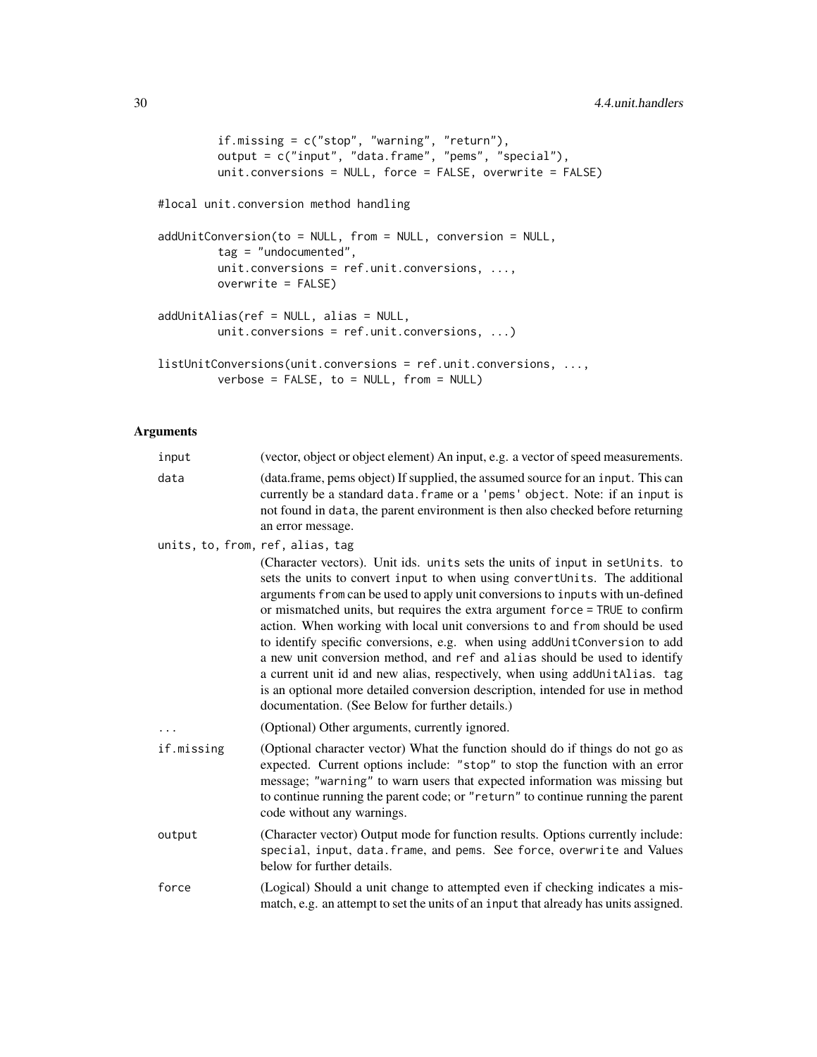```
        if.missing = c("stop", "warning", "return"),
        output = c("input", "data.frame", "pems", "special"),
        unit.conversions = NULL, force = FALSE, overwrite = FALSE)

#local unit.conversion method handling

addUnitConversion(to = NULL, from = NULL, conversion = NULL,
        tag = "undocumented",
        unit.conversions = ref.unit.conversions, ...,
        overwrite = FALSE)

addUnitAlias(ref = NULL, alias = NULL,
        unit.conversions = ref.unit.conversions, ...)

listUnitConversions(unit.conversions = ref.unit.conversions, ...,
        verbose = FALSE, to = NULL, from = NULL)
```

## Arguments

`input`
: (vector, object or object element) An input, e.g. a vector of speed measurements.

`data`
: (data.frame, pems object) If supplied, the assumed source for an `input`. This can currently be a standard `data.frame` or a `'pems' object`. Note: if an `input` is not found in `data`, the parent environment is then also checked before returning an error message.

`units, to, from, ref, alias, tag`
: (Character vectors). Unit ids. `units` sets the units of `input` in `setUnits`. `to` sets the units to convert `input` to when using `convertUnits`. The additional arguments `from` can be used to apply unit conversions to `inputs` with un-defined or mismatched units, but requires the extra argument `force = TRUE` to confirm action. When working with local unit conversions `to` and `from` should be used to identify specific conversions, e.g. when using `addUnitConversion` to add a new unit conversion method, and `ref` and `alias` should be used to identify a current unit id and new alias, respectively, when using `addUnitAlias`. `tag` is an optional more detailed conversion description, intended for use in method documentation. (See Below for further details.)

`...`
: (Optional) Other arguments, currently ignored.

`if.missing`
: (Optional character vector) What the function should do if things do not go as expected. Current options include: `"stop"` to stop the function with an error message; `"warning"` to warn users that expected information was missing but to continue running the parent code; or `"return"` to continue running the parent code without any warnings.

`output`
: (Character vector) Output mode for function results. Options currently include: `special`, `input`, `data.frame`, and `pems`. See `force`, `overwrite` and Values below for further details.

`force`
: (Logical) Should a unit change to attempted even if checking indicates a mismatch, e.g. an attempt to set the units of an `input` that already has units assigned.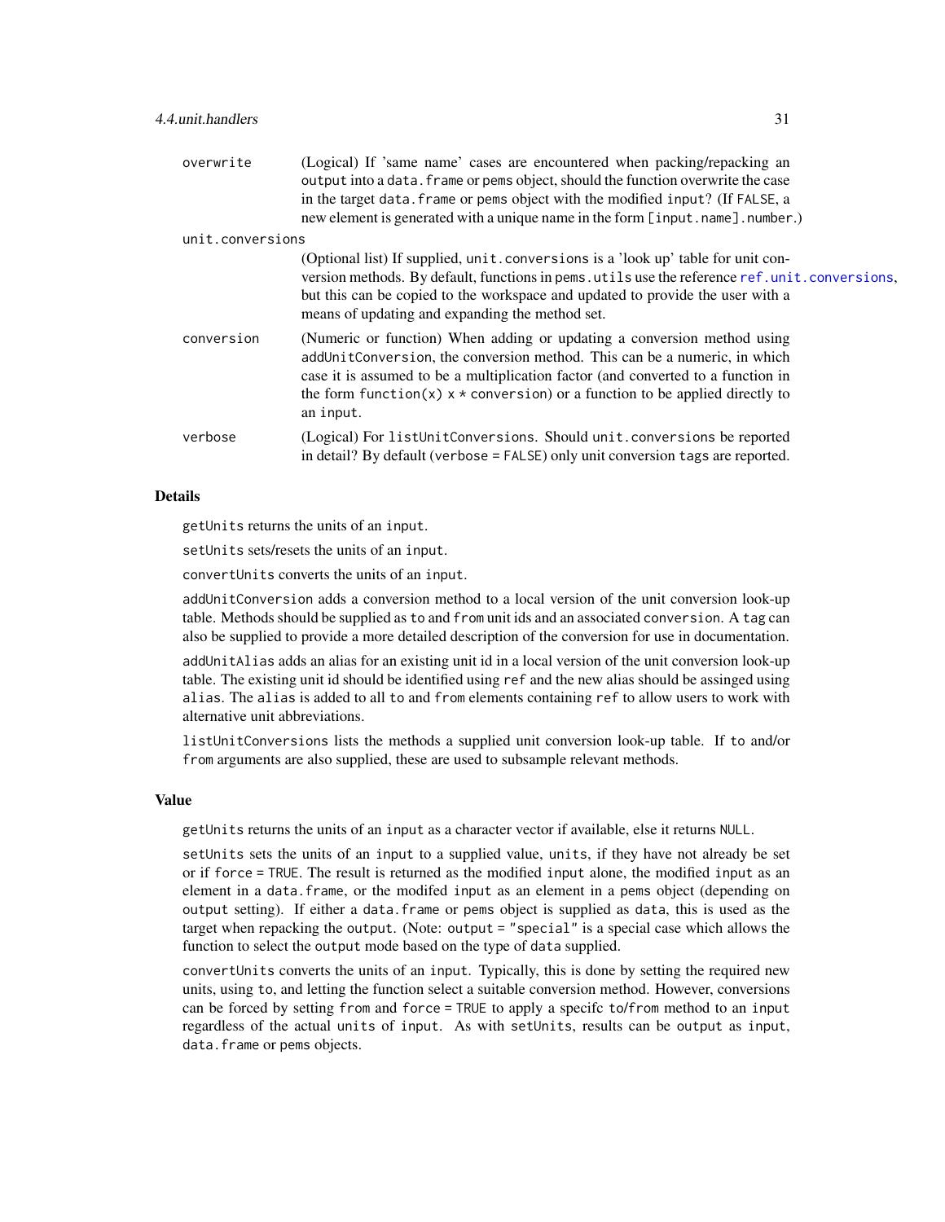`overwrite` (Logical) If 'same name' cases are encountered when packing/repacking an output into a data.frame or pems object, should the function overwrite the case in the target data.frame or pems object with the modified input? (If FALSE, a new element is generated with a unique name in the form [input.name].number.)

`unit.conversions` (Optional list) If supplied, unit.conversions is a 'look up' table for unit conversion methods. By default, functions in pems.utils use the reference ref.unit.conversions, but this can be copied to the workspace and updated to provide the user with a means of updating and expanding the method set.

`conversion` (Numeric or function) When adding or updating a conversion method using addUnitConversion, the conversion method. This can be a numeric, in which case it is assumed to be a multiplication factor (and converted to a function in the form function(x) x * conversion) or a function to be applied directly to an input.

`verbose` (Logical) For listUnitConversions. Should unit.conversions be reported in detail? By default (verbose = FALSE) only unit conversion tags are reported.

## Details

getUnits returns the units of an input.

setUnits sets/resets the units of an input.

convertUnits converts the units of an input.

addUnitConversion adds a conversion method to a local version of the unit conversion look-up table. Methods should be supplied as to and from unit ids and an associated conversion. A tag can also be supplied to provide a more detailed description of the conversion for use in documentation.

addUnitAlias adds an alias for an existing unit id in a local version of the unit conversion look-up table. The existing unit id should be identified using ref and the new alias should be assinged using alias. The alias is added to all to and from elements containing ref to allow users to work with alternative unit abbreviations.

listUnitConversions lists the methods a supplied unit conversion look-up table. If to and/or from arguments are also supplied, these are used to subsample relevant methods.

## Value

getUnits returns the units of an input as a character vector if available, else it returns NULL.

setUnits sets the units of an input to a supplied value, units, if they have not already be set or if force = TRUE. The result is returned as the modified input alone, the modified input as an element in a data.frame, or the modifed input as an element in a pems object (depending on output setting). If either a data.frame or pems object is supplied as data, this is used as the target when repacking the output. (Note: output = "special" is a special case which allows the function to select the output mode based on the type of data supplied.

convertUnits converts the units of an input. Typically, this is done by setting the required new units, using to, and letting the function select a suitable conversion method. However, conversions can be forced by setting from and force = TRUE to apply a specifc to/from method to an input regardless of the actual units of input. As with setUnits, results can be output as input, data.frame or pems objects.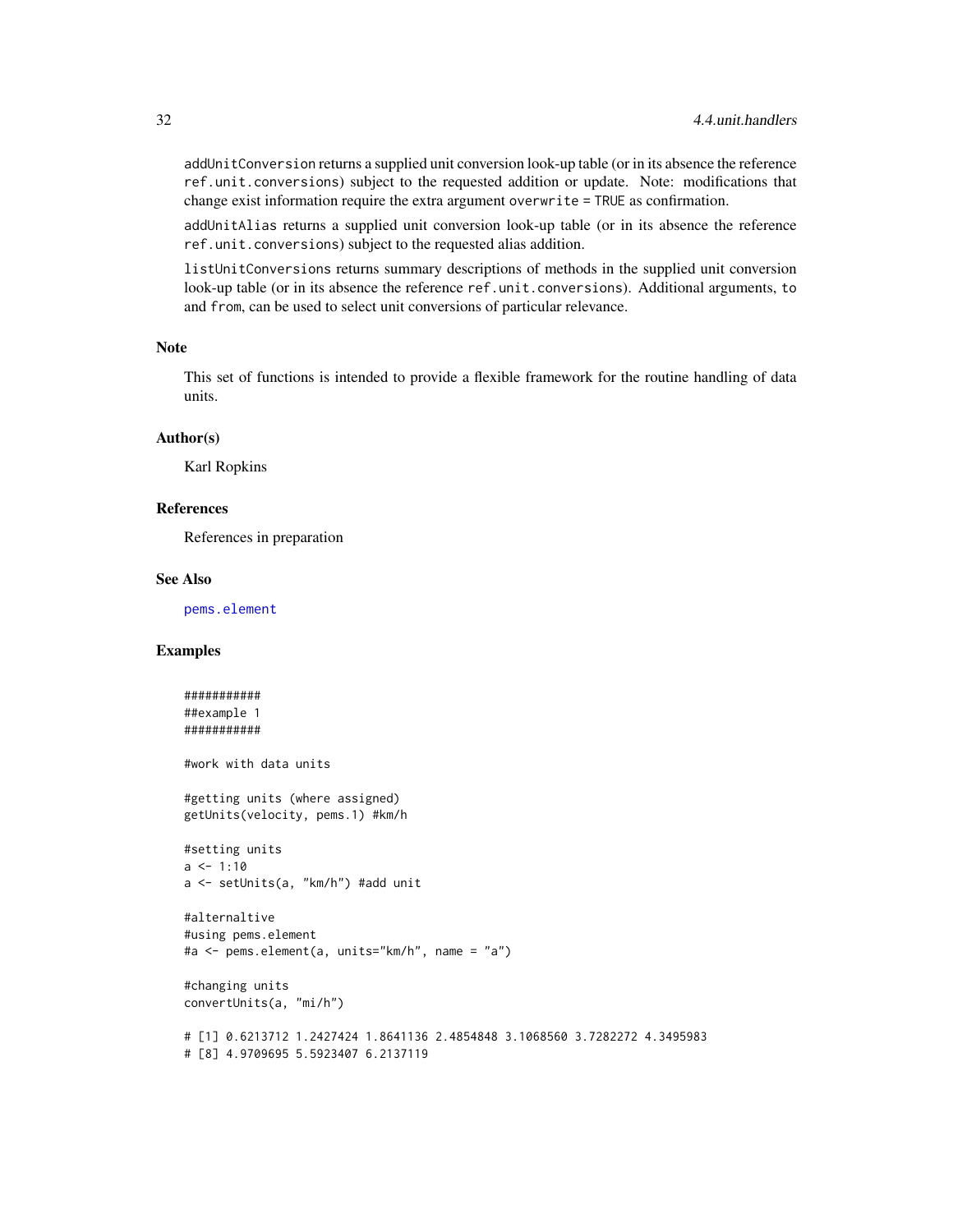`addUnitConversion` returns a supplied unit conversion look-up table (or in its absence the reference `ref.unit.conversions`) subject to the requested addition or update. Note: modifications that change exist information require the extra argument `overwrite = TRUE` as confirmation.

`addUnitAlias` returns a supplied unit conversion look-up table (or in its absence the reference `ref.unit.conversions`) subject to the requested alias addition.

`listUnitConversions` returns summary descriptions of methods in the supplied unit conversion look-up table (or in its absence the reference `ref.unit.conversions`). Additional arguments, `to` and `from`, can be used to select unit conversions of particular relevance.

### Note

This set of functions is intended to provide a flexible framework for the routine handling of data units.

### Author(s)

Karl Ropkins

### References

References in preparation

### See Also

pems.element

### Examples

```
###########
##example 1
###########

#work with data units

#getting units (where assigned)
getUnits(velocity, pems.1) #km/h

#setting units
a <- 1:10
a <- setUnits(a, "km/h") #add unit

#alternaltive
#using pems.element
#a <- pems.element(a, units="km/h", name = "a")

#changing units
convertUnits(a, "mi/h")

# [1] 0.6213712 1.2427424 1.8641136 2.4854848 3.1068560 3.7282272 4.3495983
# [8] 4.9709695 5.5923407 6.2137119
```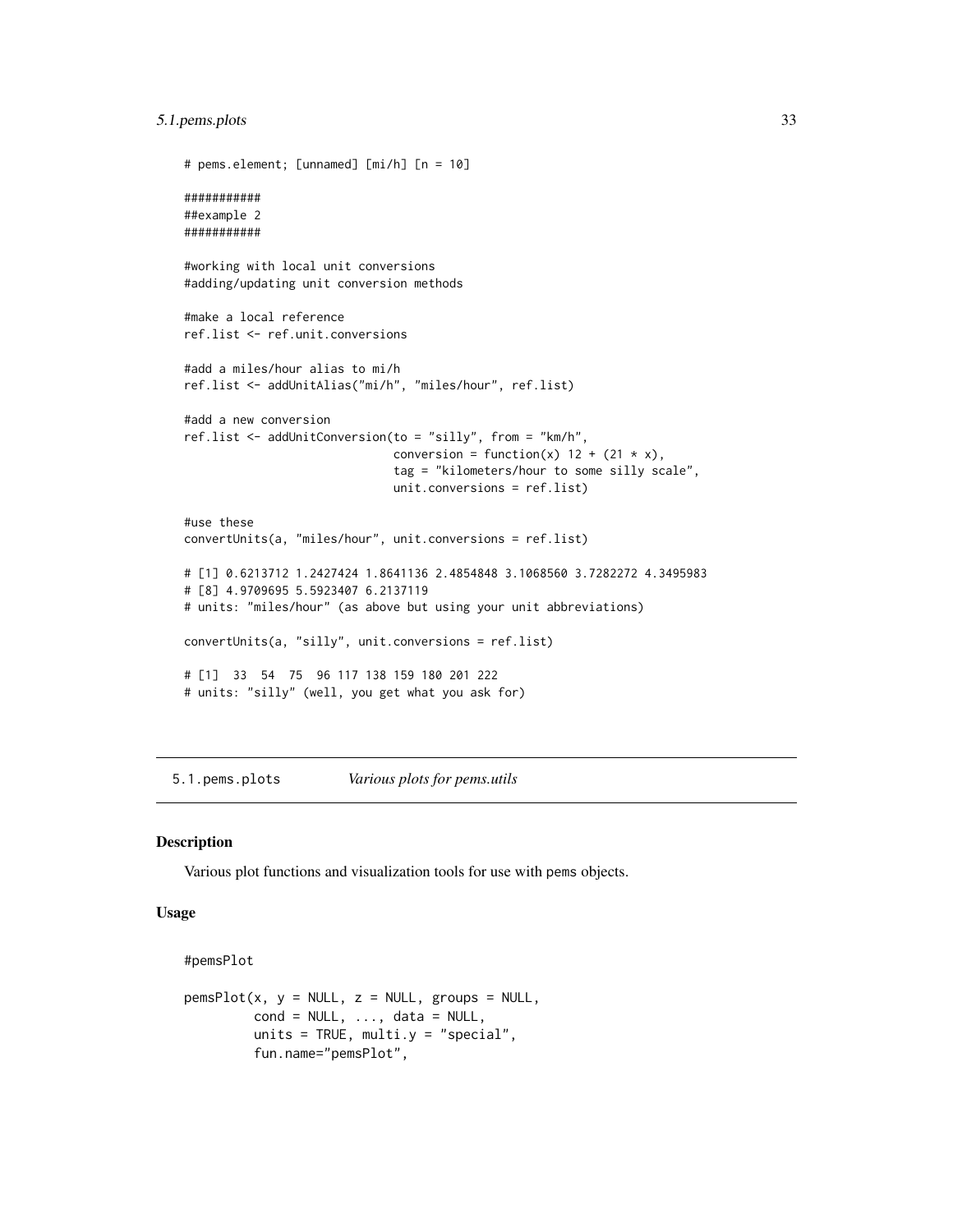```
# pems.element; [unnamed] [mi/h] [n = 10]

###########
##example 2
###########

#working with local unit conversions
#adding/updating unit conversion methods

#make a local reference
ref.list <- ref.unit.conversions

#add a miles/hour alias to mi/h
ref.list <- addUnitAlias("mi/h", "miles/hour", ref.list)

#add a new conversion
ref.list <- addUnitConversion(to = "silly", from = "km/h",
                              conversion = function(x) 12 + (21 * x),
                              tag = "kilometers/hour to some silly scale",
                              unit.conversions = ref.list)

#use these
convertUnits(a, "miles/hour", unit.conversions = ref.list)

# [1] 0.6213712 1.2427424 1.8641136 2.4854848 3.1068560 3.7282272 4.3495983
# [8] 4.9709695 5.5923407 6.2137119
# units: "miles/hour" (as above but using your unit abbreviations)

convertUnits(a, "silly", unit.conversions = ref.list)

# [1]  33  54  75  96 117 138 159 180 201 222
# units: "silly" (well, you get what you ask for)
```

## 5.1.pems.plots    *Various plots for pems.utils*

### Description

Various plot functions and visualization tools for use with pems objects.

### Usage

```
#pemsPlot

pemsPlot(x, y = NULL, z = NULL, groups = NULL,
         cond = NULL, ..., data = NULL,
         units = TRUE, multi.y = "special",
         fun.name="pemsPlot",
```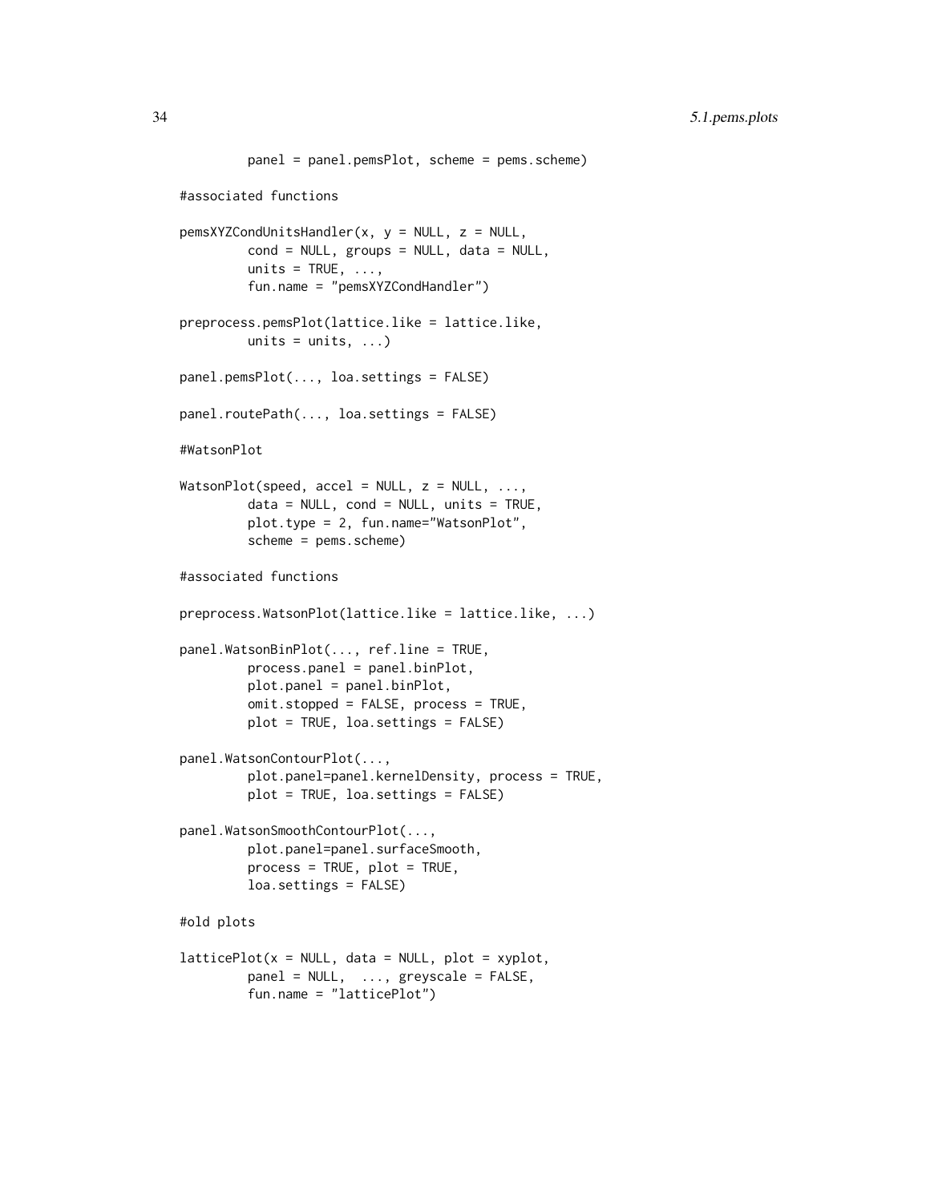```
         panel = panel.pemsPlot, scheme = pems.scheme)

#associated functions

pemsXYZCondUnitsHandler(x, y = NULL, z = NULL,
         cond = NULL, groups = NULL, data = NULL,
         units = TRUE, ...,
         fun.name = "pemsXYZCondHandler")

preprocess.pemsPlot(lattice.like = lattice.like,
         units = units, ...)

panel.pemsPlot(..., loa.settings = FALSE)

panel.routePath(..., loa.settings = FALSE)

#WatsonPlot

WatsonPlot(speed, accel = NULL, z = NULL, ...,
         data = NULL, cond = NULL, units = TRUE,
         plot.type = 2, fun.name="WatsonPlot",
         scheme = pems.scheme)

#associated functions

preprocess.WatsonPlot(lattice.like = lattice.like, ...)

panel.WatsonBinPlot(..., ref.line = TRUE,
         process.panel = panel.binPlot,
         plot.panel = panel.binPlot,
         omit.stopped = FALSE, process = TRUE,
         plot = TRUE, loa.settings = FALSE)

panel.WatsonContourPlot(...,
         plot.panel=panel.kernelDensity, process = TRUE,
         plot = TRUE, loa.settings = FALSE)

panel.WatsonSmoothContourPlot(...,
         plot.panel=panel.surfaceSmooth,
         process = TRUE, plot = TRUE,
         loa.settings = FALSE)

#old plots

latticePlot(x = NULL, data = NULL, plot = xyplot,
         panel = NULL,  ..., greyscale = FALSE,
         fun.name = "latticePlot")
```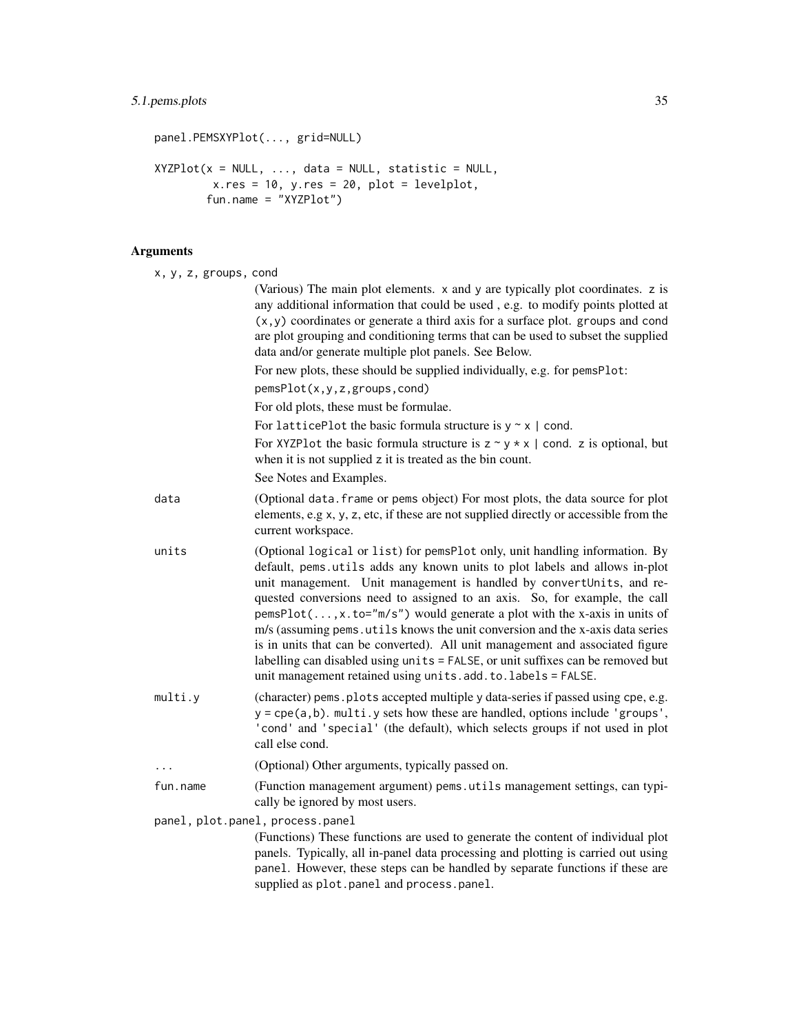```
panel.PEMSXYPlot(..., grid=NULL)

XYZPlot(x = NULL, ..., data = NULL, statistic = NULL,
         x.res = 10, y.res = 20, plot = levelplot,
        fun.name = "XYZPlot")
```

## Arguments

`x, y, z, groups, cond`
: (Various) The main plot elements. `x` and `y` are typically plot coordinates. `z` is any additional information that could be used , e.g. to modify points plotted at `(x,y)` coordinates or generate a third axis for a surface plot. `groups` and `cond` are plot grouping and conditioning terms that can be used to subset the supplied data and/or generate multiple plot panels. See Below.

  For new plots, these should be supplied individually, e.g. for `pemsPlot`:

  `pemsPlot(x,y,z,groups,cond)`

  For old plots, these must be formulae.

  For `latticePlot` the basic formula structure is `y ~ x | cond`.

  For `XYZPlot` the basic formula structure is `z ~ y * x | cond`. `z` is optional, but when it is not supplied `z` it is treated as the bin count.

  See Notes and Examples.

`data`
: (Optional `data.frame` or `pems` object) For most plots, the data source for plot elements, e.g `x`, `y`, `z`, etc, if these are not supplied directly or accessible from the current workspace.

`units`
: (Optional `logical` or `list`) for `pemsPlot` only, unit handling information. By default, `pems.utils` adds any known units to plot labels and allows in-plot unit management. Unit management is handled by `convertUnits`, and requested conversions need to assigned to an axis. So, for example, the call `pemsPlot(...,x.to="m/s")` would generate a plot with the x-axis in units of m/s (assuming `pems.utils` knows the unit conversion and the x-axis data series is in units that can be converted). All unit management and associated figure labelling can disabled using `units = FALSE`, or unit suffixes can be removed but unit management retained using `units.add.to.labels = FALSE`.

`multi.y`
: (character) `pems.plots` accepted multiple `y` data-series if passed using `cpe`, e.g. `y = cpe(a,b)`. `multi.y` sets how these are handled, options include `'groups'`, `'cond'` and `'special'` (the default), which selects groups if not used in plot call else cond.

`...`
: (Optional) Other arguments, typically passed on.

`fun.name`
: (Function management argument) `pems.utils` management settings, can typically be ignored by most users.

`panel, plot.panel, process.panel`
: (Functions) These functions are used to generate the content of individual plot panels. Typically, all in-panel data processing and plotting is carried out using `panel`. However, these steps can be handled by separate functions if these are supplied as `plot.panel` and `process.panel`.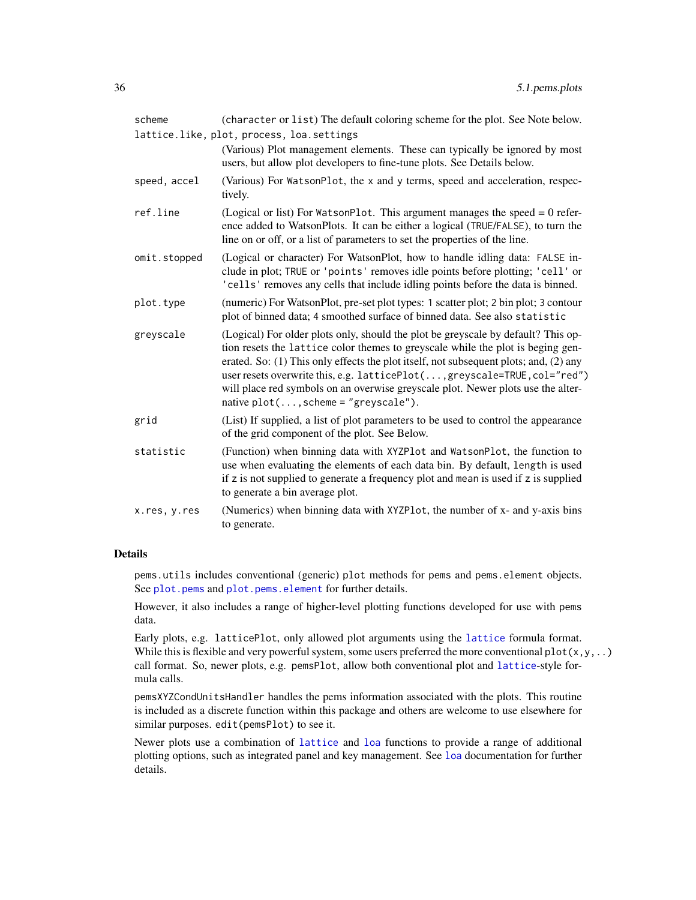| | |
|---|---|
| `scheme` | (`character` or `list`) The default coloring scheme for the plot. See Note below. |
| `lattice.like, plot, process, loa.settings` | (Various) Plot management elements. These can typically be ignored by most users, but allow plot developers to fine-tune plots. See Details below. |
| `speed, accel` | (Various) For `WatsonPlot`, the `x` and `y` terms, speed and acceleration, respectively. |
| `ref.line` | (Logical or list) For `WatsonPlot`. This argument manages the speed = 0 reference added to WatsonPlots. It can be either a logical (`TRUE`/`FALSE`), to turn the line on or off, or a list of parameters to set the properties of the line. |
| `omit.stopped` | (Logical or character) For WatsonPlot, how to handle idling data: `FALSE` include in plot; `TRUE` or `'points'` removes idle points before plotting; `'cell'` or `'cells'` removes any cells that include idling points before the data is binned. |
| `plot.type` | (numeric) For WatsonPlot, pre-set plot types: `1` scatter plot; `2` bin plot; `3` contour plot of binned data; `4` smoothed surface of binned data. See also `statistic` |
| `greyscale` | (Logical) For older plots only, should the plot be greyscale by default? This option resets the `lattice` color themes to greyscale while the plot is beging generated. So: (1) This only effects the plot itself, not subsequent plots; and, (2) any user resets overwrite this, e.g. `latticePlot(...,greyscale=TRUE,col="red")` will place red symbols on an overwise greyscale plot. Newer plots use the alternative `plot(...,scheme = "greyscale")`. |
| `grid` | (List) If supplied, a list of plot parameters to be used to control the appearance of the grid component of the plot. See Below. |
| `statistic` | (Function) when binning data with `XYZPlot` and `WatsonPlot`, the function to use when evaluating the elements of each data bin. By default, `length` is used if `z` is not supplied to generate a frequency plot and `mean` is used if `z` is supplied to generate a bin average plot. |
| `x.res, y.res` | (Numerics) when binning data with `XYZPlot`, the number of x- and y-axis bins to generate. |

## Details

`pems.utils` includes conventional (generic) `plot` methods for `pems` and `pems.element` objects. See `plot.pems` and `plot.pems.element` for further details.

However, it also includes a range of higher-level plotting functions developed for use with `pems` data.

Early plots, e.g. `latticePlot`, only allowed plot arguments using the `lattice` formula format. While this is flexible and very powerful system, some users preferred the more conventional `plot(x,y,..)` call format. So, newer plots, e.g. `pemsPlot`, allow both conventional plot and `lattice`-style formula calls.

`pemsXYZCondUnitsHandler` handles the pems information associated with the plots. This routine is included as a discrete function within this package and others are welcome to use elsewhere for similar purposes. `edit(pemsPlot)` to see it.

Newer plots use a combination of `lattice` and `loa` functions to provide a range of additional plotting options, such as integrated panel and key management. See `loa` documentation for further details.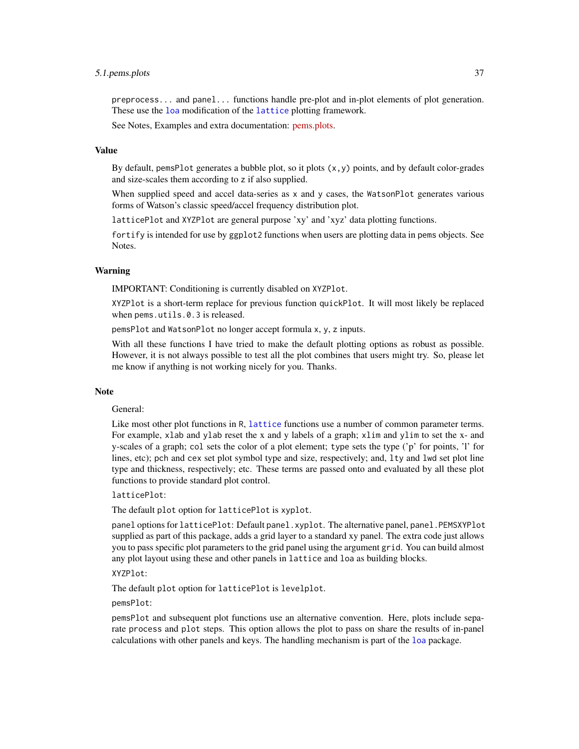preprocess... and panel... functions handle pre-plot and in-plot elements of plot generation. These use the loa modification of the lattice plotting framework.

See Notes, Examples and extra documentation: pems.plots.

## Value

By default, pemsPlot generates a bubble plot, so it plots (x,y) points, and by default color-grades and size-scales them according to z if also supplied.

When supplied speed and accel data-series as x and y cases, the WatsonPlot generates various forms of Watson's classic speed/accel frequency distribution plot.

latticePlot and XYZPlot are general purpose 'xy' and 'xyz' data plotting functions.

fortify is intended for use by ggplot2 functions when users are plotting data in pems objects. See Notes.

## Warning

IMPORTANT: Conditioning is currently disabled on XYZPlot.

XYZPlot is a short-term replace for previous function quickPlot. It will most likely be replaced when pems.utils.0.3 is released.

pemsPlot and WatsonPlot no longer accept formula x, y, z inputs.

With all these functions I have tried to make the default plotting options as robust as possible. However, it is not always possible to test all the plot combines that users might try. So, please let me know if anything is not working nicely for you. Thanks.

## Note

General:

Like most other plot functions in R, lattice functions use a number of common parameter terms. For example, xlab and ylab reset the x and y labels of a graph; xlim and ylim to set the x- and y-scales of a graph; col sets the color of a plot element; type sets the type ('p' for points, 'l' for lines, etc); pch and cex set plot symbol type and size, respectively; and, lty and lwd set plot line type and thickness, respectively; etc. These terms are passed onto and evaluated by all these plot functions to provide standard plot control.

latticePlot:

The default plot option for latticePlot is xyplot.

panel options for latticePlot: Default panel.xyplot. The alternative panel, panel.PEMSXYPlot supplied as part of this package, adds a grid layer to a standard xy panel. The extra code just allows you to pass specific plot parameters to the grid panel using the argument grid. You can build almost any plot layout using these and other panels in lattice and loa as building blocks.

XYZPlot:

The default plot option for latticePlot is levelplot.

pemsPlot:

pemsPlot and subsequent plot functions use an alternative convention. Here, plots include separate process and plot steps. This option allows the plot to pass on share the results of in-panel calculations with other panels and keys. The handling mechanism is part of the loa package.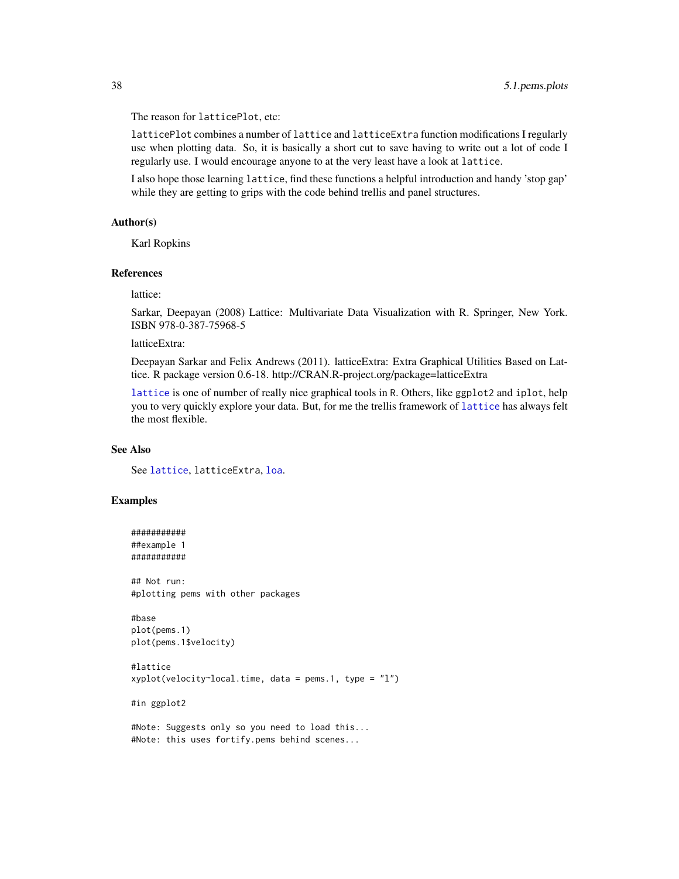The reason for `latticePlot`, etc:

`latticePlot` combines a number of `lattice` and `latticeExtra` function modifications I regularly use when plotting data. So, it is basically a short cut to save having to write out a lot of code I regularly use. I would encourage anyone to at the very least have a look at `lattice`.

I also hope those learning `lattice`, find these functions a helpful introduction and handy 'stop gap' while they are getting to grips with the code behind trellis and panel structures.

### Author(s)

Karl Ropkins

### References

lattice:

Sarkar, Deepayan (2008) Lattice: Multivariate Data Visualization with R. Springer, New York. ISBN 978-0-387-75968-5

latticeExtra:

Deepayan Sarkar and Felix Andrews (2011). latticeExtra: Extra Graphical Utilities Based on Lattice. R package version 0.6-18. http://CRAN.R-project.org/package=latticeExtra

`lattice` is one of number of really nice graphical tools in R. Others, like `ggplot2` and `iplot`, help you to very quickly explore your data. But, for me the trellis framework of `lattice` has always felt the most flexible.

### See Also

See `lattice`, `latticeExtra`, `loa`.

### Examples

```
###########
##example 1
###########

## Not run:
#plotting pems with other packages

#base
plot(pems.1)
plot(pems.1$velocity)

#lattice
xyplot(velocity~local.time, data = pems.1, type = "l")

#in ggplot2

#Note: Suggests only so you need to load this...
#Note: this uses fortify.pems behind scenes...
```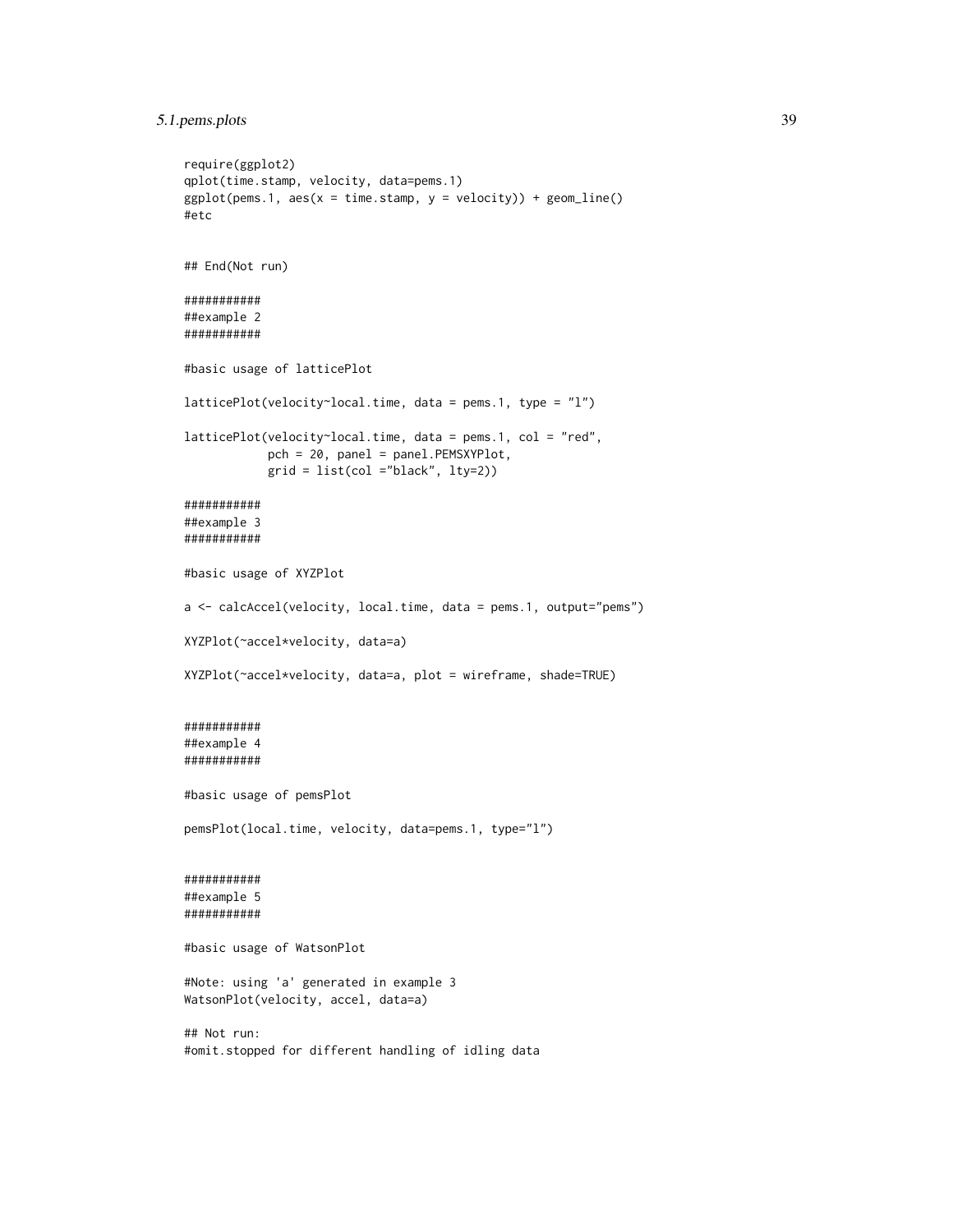```
require(ggplot2)
qplot(time.stamp, velocity, data=pems.1)
ggplot(pems.1, aes(x = time.stamp, y = velocity)) + geom_line()
#etc


## End(Not run)

###########
##example 2
###########

#basic usage of latticePlot

latticePlot(velocity~local.time, data = pems.1, type = "l")

latticePlot(velocity~local.time, data = pems.1, col = "red",
            pch = 20, panel = panel.PEMSXYPlot,
            grid = list(col ="black", lty=2))

###########
##example 3
###########

#basic usage of XYZPlot

a <- calcAccel(velocity, local.time, data = pems.1, output="pems")

XYZPlot(~accel*velocity, data=a)

XYZPlot(~accel*velocity, data=a, plot = wireframe, shade=TRUE)


###########
##example 4
###########

#basic usage of pemsPlot

pemsPlot(local.time, velocity, data=pems.1, type="l")


###########
##example 5
###########

#basic usage of WatsonPlot

#Note: using 'a' generated in example 3
WatsonPlot(velocity, accel, data=a)

## Not run:
#omit.stopped for different handling of idling data
```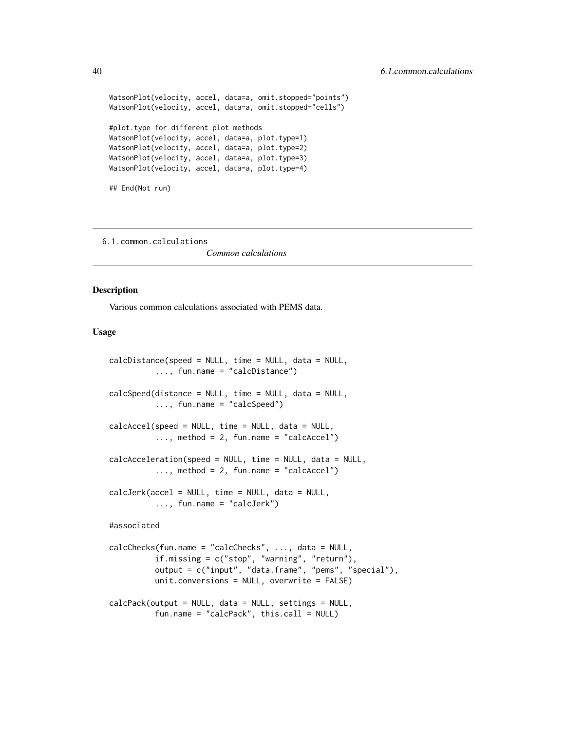```
WatsonPlot(velocity, accel, data=a, omit.stopped="points")
WatsonPlot(velocity, accel, data=a, omit.stopped="cells")

#plot.type for different plot methods
WatsonPlot(velocity, data=a, plot.type=1)
WatsonPlot(velocity, accel, data=a, plot.type=2)
WatsonPlot(velocity, accel, data=a, plot.type=3)
WatsonPlot(velocity, accel, data=a, plot.type=4)

## End(Not run)
```

---

6.1.common.calculations *Common calculations*

---

### Description

Various common calculations associated with PEMS data.

### Usage

```
calcDistance(speed = NULL, time = NULL, data = NULL,
          ..., fun.name = "calcDistance")

calcSpeed(distance = NULL, time = NULL, data = NULL,
          ..., fun.name = "calcSpeed")

calcAccel(speed = NULL, time = NULL, data = NULL,
          ..., method = 2, fun.name = "calcAccel")

calcAcceleration(speed = NULL, time = NULL, data = NULL,
          ..., method = 2, fun.name = "calcAccel")

calcJerk(accel = NULL, time = NULL, data = NULL,
          ..., fun.name = "calcJerk")

#associated

calcChecks(fun.name = "calcChecks", ..., data = NULL,
          if.missing = c("stop", "warning", "return"),
          output = c("input", "data.frame", "pems", "special"),
          unit.conversions = NULL, overwrite = FALSE)

calcPack(output = NULL, data = NULL, settings = NULL,
          fun.name = "calcPack", this.call = NULL)
```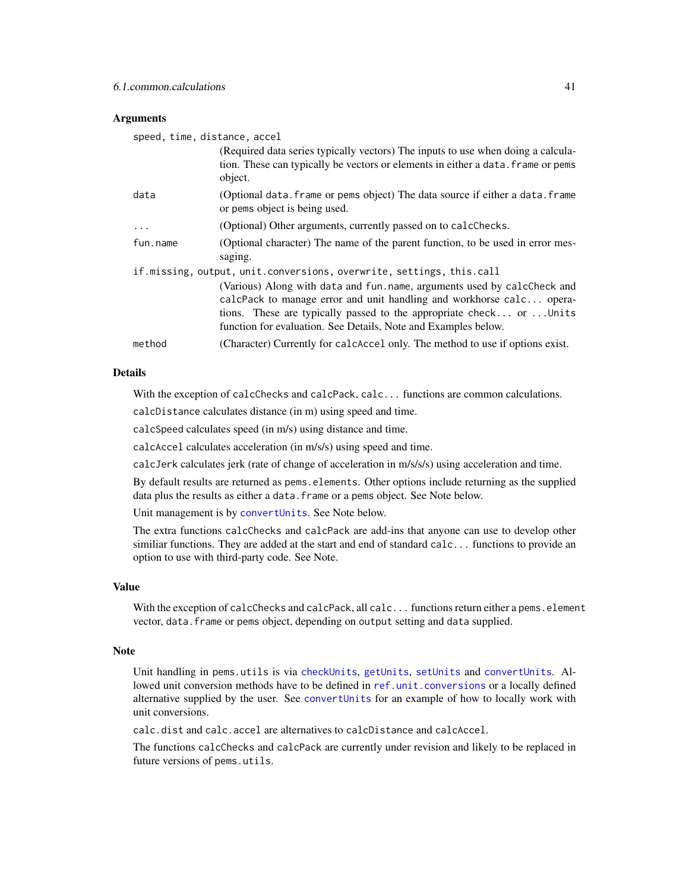## Arguments

`speed, time, distance, accel`
: (Required data series typically vectors) The inputs to use when doing a calculation. These can typically be vectors or elements in either a `data.frame` or `pems` object.

`data`
: (Optional `data.frame` or `pems` object) The data source if either a `data.frame` or `pems` object is being used.

`...`
: (Optional) Other arguments, currently passed on to `calcChecks`.

`fun.name`
: (Optional character) The name of the parent function, to be used in error messaging.

`if.missing, output, unit.conversions, overwrite, settings, this.call`
: (Various) Along with `data` and `fun.name`, arguments used by `calcCheck` and `calcPack` to manage error and unit handling and workhorse `calc...` operations. These are typically passed to the appropriate `check...` or `...Units` function for evaluation. See Details, Note and Examples below.

`method`
: (Character) Currently for `calcAccel` only. The method to use if options exist.

## Details

With the exception of `calcChecks` and `calcPack`, `calc...` functions are common calculations.

`calcDistance` calculates distance (in m) using speed and time.

`calcSpeed` calculates speed (in m/s) using distance and time.

`calcAccel` calculates acceleration (in m/s/s) using speed and time.

`calcJerk` calculates jerk (rate of change of acceleration in m/s/s/s) using acceleration and time.

By default results are returned as `pems.elements`. Other options include returning as the supplied data plus the results as either a `data.frame` or a `pems` object. See Note below.

Unit management is by `convertUnits`. See Note below.

The extra functions `calcChecks` and `calcPack` are add-ins that anyone can use to develop other similiar functions. They are added at the start and end of standard `calc...` functions to provide an option to use with third-party code. See Note.

## Value

With the exception of `calcChecks` and `calcPack`, all `calc...` functions return either a `pems.element` vector, `data.frame` or `pems` object, depending on `output` setting and `data` supplied.

## Note

Unit handling in `pems.utils` is via `checkUnits`, `getUnits`, `setUnits` and `convertUnits`. Allowed unit conversion methods have to be defined in `ref.unit.conversions` or a locally defined alternative supplied by the user. See `convertUnits` for an example of how to locally work with unit conversions.

`calc.dist` and `calc.accel` are alternatives to `calcDistance` and `calcAccel`.

The functions `calcChecks` and `calcPack` are currently under revision and likely to be replaced in future versions of `pems.utils`.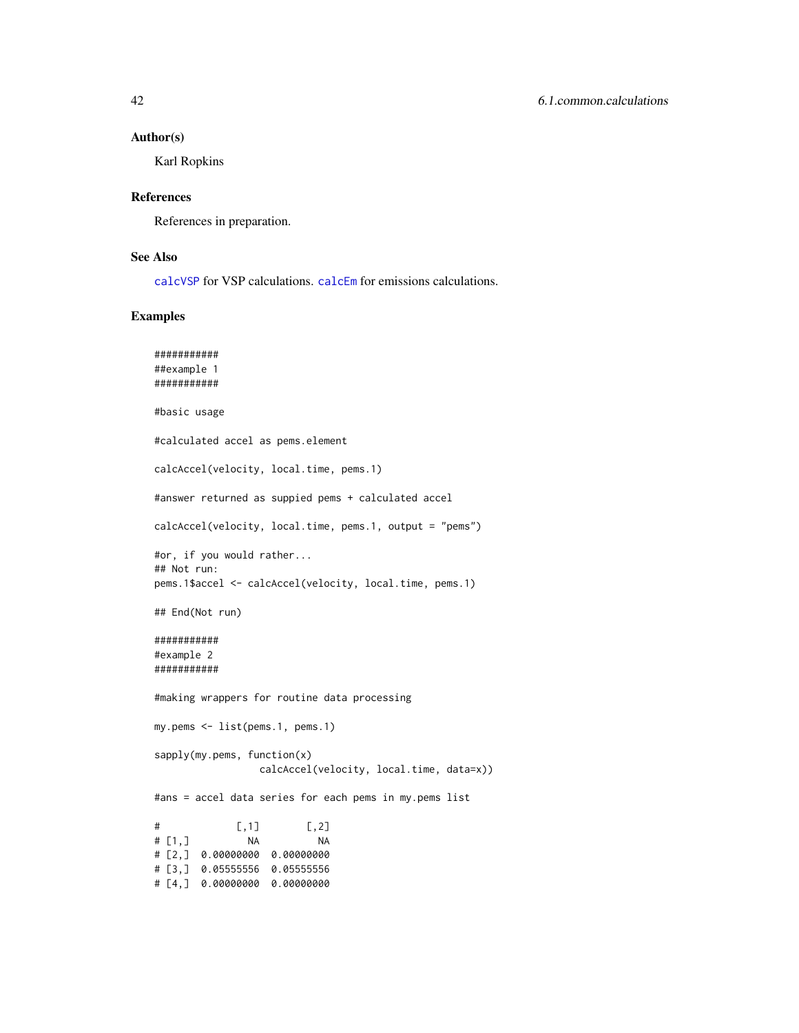### Author(s)

Karl Ropkins

### References

References in preparation.

### See Also

calcVSP for VSP calculations. calcEm for emissions calculations.

### Examples

```
###########
##example 1
###########

#basic usage

#calculated accel as pems.element

calcAccel(velocity, local.time, pems.1)

#answer returned as suppied pems + calculated accel

calcAccel(velocity, local.time, pems.1, output = "pems")

#or, if you would rather...
## Not run:
pems.1$accel <- calcAccel(velocity, local.time, pems.1)

## End(Not run)

###########
#example 2
###########

#making wrappers for routine data processing

my.pems <- list(pems.1, pems.1)

sapply(my.pems, function(x)
                  calcAccel(velocity, local.time, data=x))

#ans = accel data series for each pems in my.pems list

#             [,1]        [,2]
# [1,]          NA          NA
# [2,]  0.00000000  0.00000000
# [3,]  0.05555556  0.05555556
# [4,]  0.00000000  0.00000000
```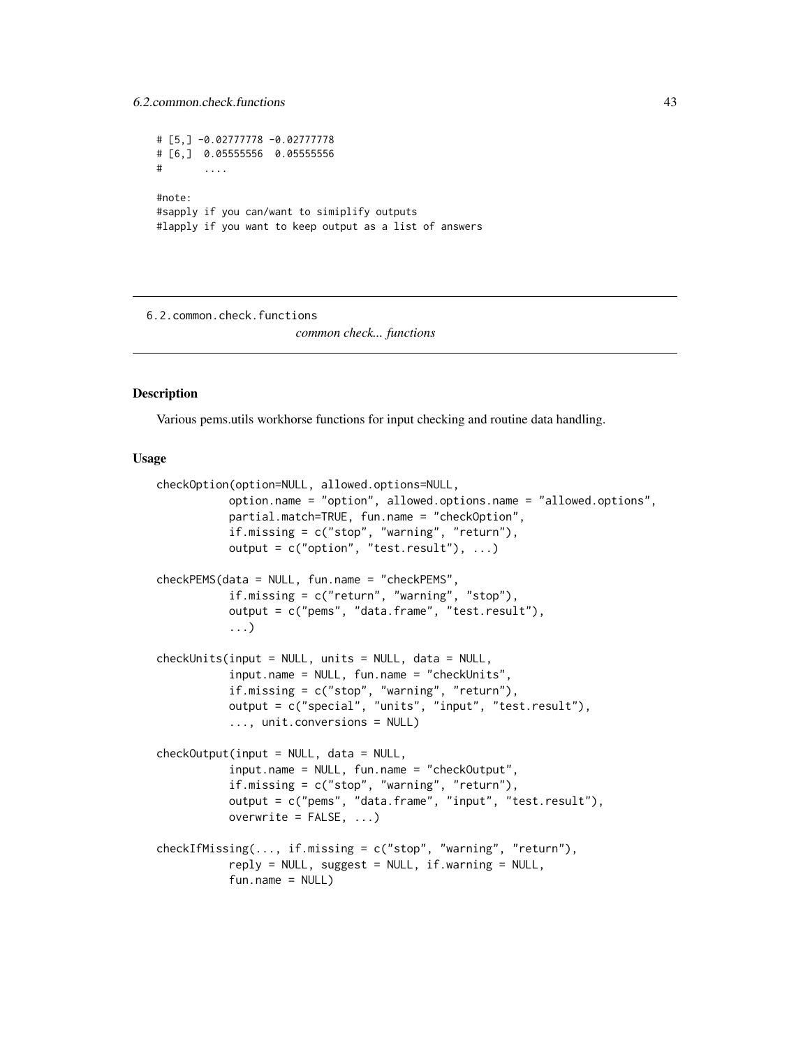```
# [5,] -0.02777778 -0.02777778
# [6,]  0.05555556  0.05555556
#        ....

#note:
#sapply if you can/want to simiplify outputs
#lapply if you want to keep output as a list of answers
```

---

6.2.common.check.functions

*common check... functions*

---

## Description

Various pems.utils workhorse functions for input checking and routine data handling.

## Usage

```
checkOption(option=NULL, allowed.options=NULL,
           option.name = "option", allowed.options.name = "allowed.options",
           partial.match=TRUE, fun.name = "checkOption",
           if.missing = c("stop", "warning", "return"),
           output = c("option", "test.result"), ...)

checkPEMS(data = NULL, fun.name = "checkPEMS",
           if.missing = c("return", "warning", "stop"),
           output = c("pems", "data.frame", "test.result"),
           ...)

checkUnits(input = NULL, units = NULL, data = NULL,
           input.name = NULL, fun.name = "checkUnits",
           if.missing = c("stop", "warning", "return"),
           output = c("special", "units", "input", "test.result"),
           ..., unit.conversions = NULL)

checkOutput(input = NULL, data = NULL,
           input.name = NULL, fun.name = "checkOutput",
           if.missing = c("stop", "warning", "return"),
           output = c("pems", "data.frame", "input", "test.result"),
           overwrite = FALSE, ...)

checkIfMissing(..., if.missing = c("stop", "warning", "return"),
           reply = NULL, suggest = NULL, if.warning = NULL,
           fun.name = NULL)
```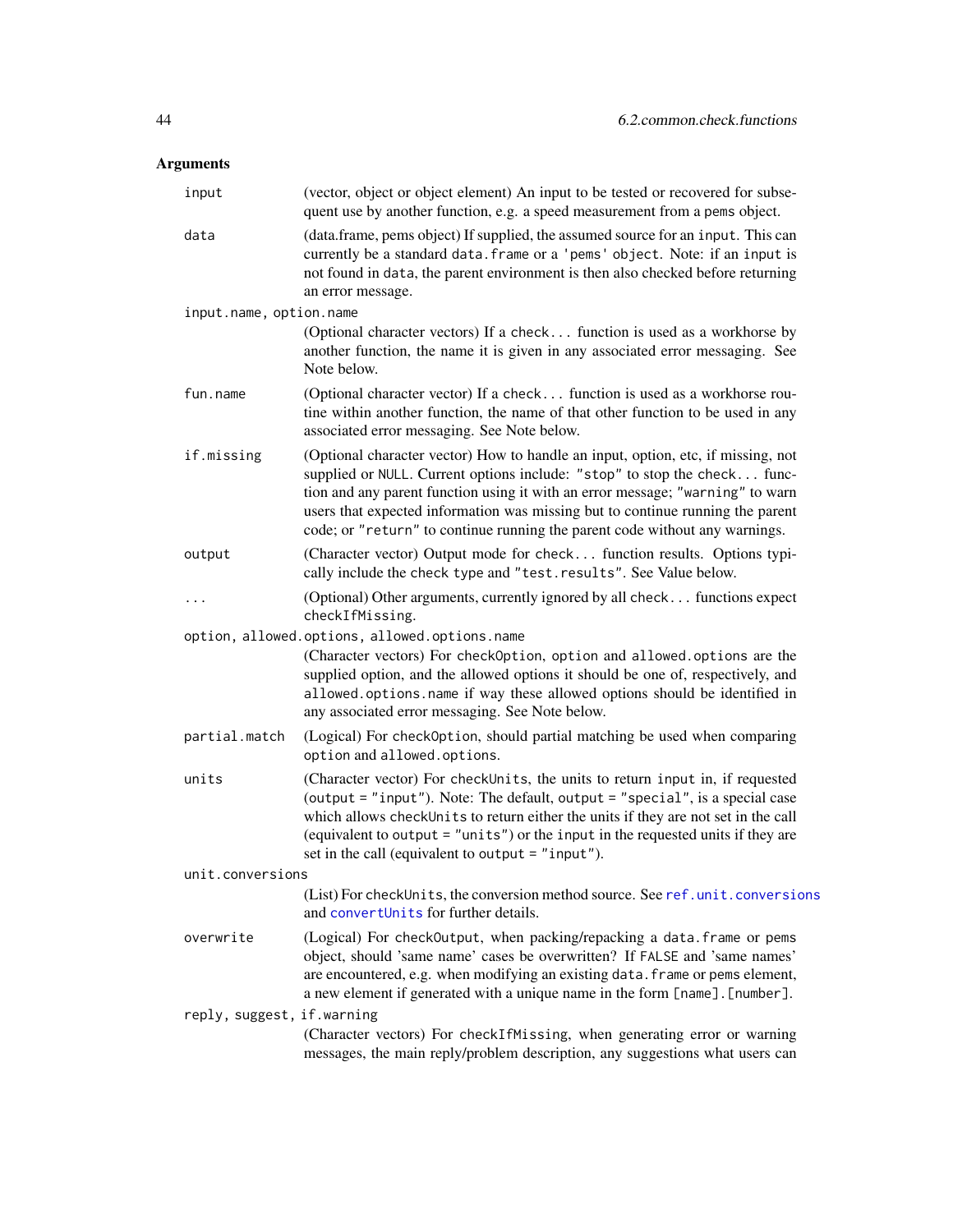## Arguments

**input**
(vector, object or object element) An input to be tested or recovered for subsequent use by another function, e.g. a speed measurement from a pems object.

**data**
(data.frame, pems object) If supplied, the assumed source for an input. This can currently be a standard data.frame or a 'pems' object. Note: if an input is not found in data, the parent environment is then also checked before returning an error message.

**input.name, option.name**
(Optional character vectors) If a check... function is used as a workhorse by another function, the name it is given in any associated error messaging. See Note below.

**fun.name**
(Optional character vector) If a check... function is used as a workhorse routine within another function, the name of that other function to be used in any associated error messaging. See Note below.

**if.missing**
(Optional character vector) How to handle an input, option, etc, if missing, not supplied or NULL. Current options include: "stop" to stop the check... function and any parent function using it with an error message; "warning" to warn users that expected information was missing but to continue running the parent code; or "return" to continue running the parent code without any warnings.

**output**
(Character vector) Output mode for check... function results. Options typically include the check type and "test.results". See Value below.

**...**
(Optional) Other arguments, currently ignored by all check... functions expect checkIfMissing.

**option, allowed.options, allowed.options.name**
(Character vectors) For checkOption, option and allowed.options are the supplied option, and the allowed options it should be one of, respectively, and allowed.options.name if way these allowed options should be identified in any associated error messaging. See Note below.

**partial.match**
(Logical) For checkOption, should partial matching be used when comparing option and allowed.options.

**units**
(Character vector) For checkUnits, the units to return input in, if requested (output = "input"). Note: The default, output = "special", is a special case which allows checkUnits to return either the units if they are not set in the call (equivalent to output = "units") or the input in the requested units if they are set in the call (equivalent to output = "input").

**unit.conversions**
(List) For checkUnits, the conversion method source. See ref.unit.conversions and convertUnits for further details.

**overwrite**
(Logical) For checkOutput, when packing/repacking a data.frame or pems object, should 'same name' cases be overwritten? If FALSE and 'same names' are encountered, e.g. when modifying an existing data.frame or pems element, a new element if generated with a unique name in the form [name].[number].

**reply, suggest, if.warning**
(Character vectors) For checkIfMissing, when generating error or warning messages, the main reply/problem description, any suggestions what users can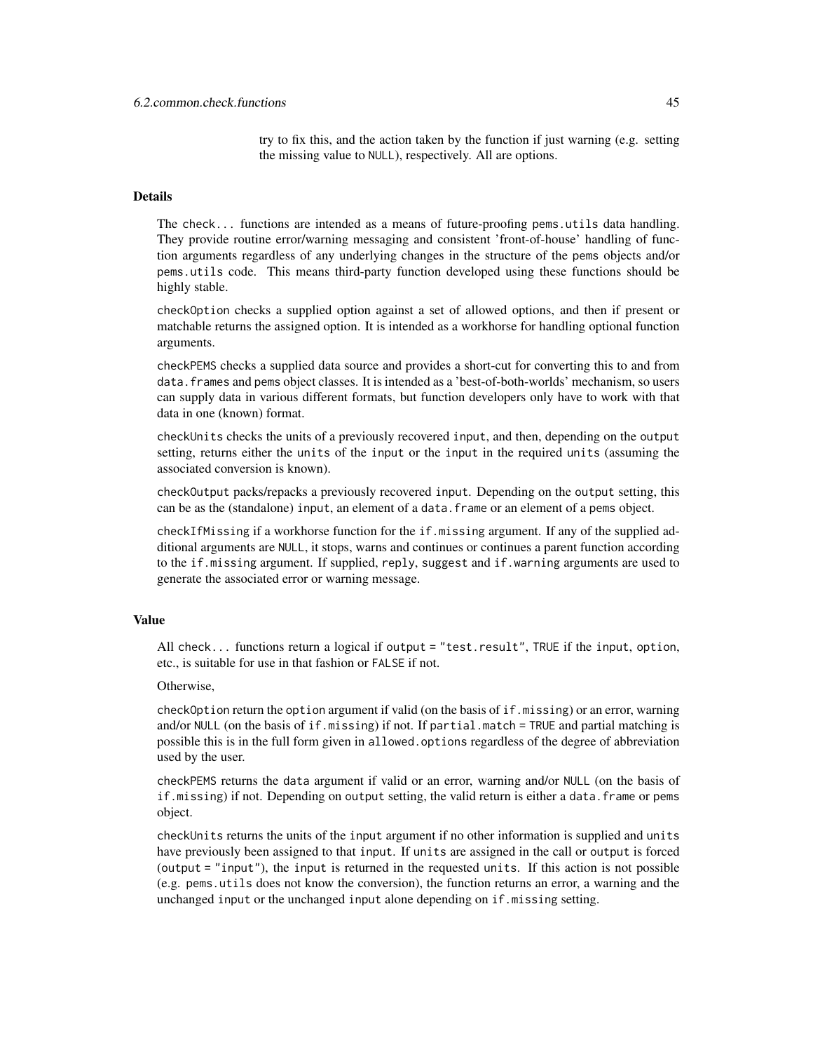try to fix this, and the action taken by the function if just warning (e.g. setting the missing value to NULL), respectively. All are options.

### Details

The check... functions are intended as a means of future-proofing pems.utils data handling. They provide routine error/warning messaging and consistent 'front-of-house' handling of function arguments regardless of any underlying changes in the structure of the pems objects and/or pems.utils code. This means third-party function developed using these functions should be highly stable.

checkOption checks a supplied option against a set of allowed options, and then if present or matchable returns the assigned option. It is intended as a workhorse for handling optional function arguments.

checkPEMS checks a supplied data source and provides a short-cut for converting this to and from data.frames and pems object classes. It is intended as a 'best-of-both-worlds' mechanism, so users can supply data in various different formats, but function developers only have to work with that data in one (known) format.

checkUnits checks the units of a previously recovered input, and then, depending on the output setting, returns either the units of the input or the input in the required units (assuming the associated conversion is known).

checkOutput packs/repacks a previously recovered input. Depending on the output setting, this can be as the (standalone) input, an element of a data.frame or an element of a pems object.

checkIfMissing if a workhorse function for the if.missing argument. If any of the supplied additional arguments are NULL, it stops, warns and continues or continues a parent function according to the if.missing argument. If supplied, reply, suggest and if.warning arguments are used to generate the associated error or warning message.

### Value

All check... functions return a logical if output = "test.result", TRUE if the input, option, etc., is suitable for use in that fashion or FALSE if not.

Otherwise,

checkOption return the option argument if valid (on the basis of if.missing) or an error, warning and/or NULL (on the basis of if.missing) if not. If partial.match = TRUE and partial matching is possible this is in the full form given in allowed.options regardless of the degree of abbreviation used by the user.

checkPEMS returns the data argument if valid or an error, warning and/or NULL (on the basis of if.missing) if not. Depending on output setting, the valid return is either a data.frame or pems object.

checkUnits returns the units of the input argument if no other information is supplied and units have previously been assigned to that input. If units are assigned in the call or output is forced (output = "input"), the input is returned in the requested units. If this action is not possible (e.g. pems.utils does not know the conversion), the function returns an error, a warning and the unchanged input or the unchanged input alone depending on if.missing setting.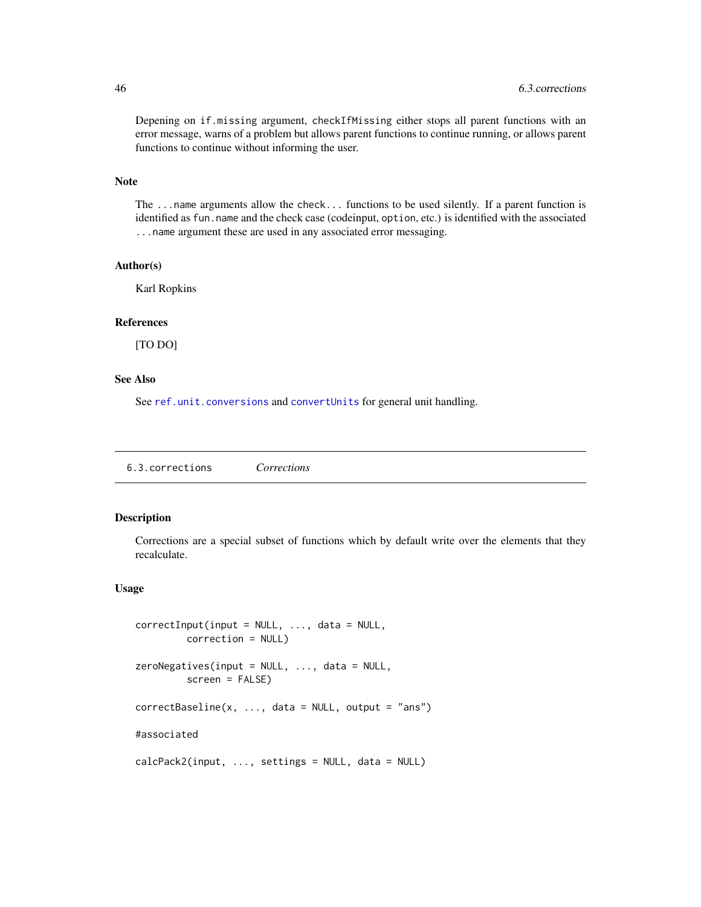Depening on `if.missing` argument, `checkIfMissing` either stops all parent functions with an error message, warns of a problem but allows parent functions to continue running, or allows parent functions to continue without informing the user.

### Note

The `...name` arguments allow the `check...` functions to be used silently. If a parent function is identified as `fun.name` and the check case (codeinput, `option`, etc.) is identified with the associated `...name` argument these are used in any associated error messaging.

### Author(s)

Karl Ropkins

### References

[TO DO]

### See Also

See `ref.unit.conversions` and `convertUnits` for general unit handling.

---

## 6.3.corrections *Corrections*

### Description

Corrections are a special subset of functions which by default write over the elements that they recalculate.

### Usage

```
correctInput(input = NULL, ..., data = NULL,
         correction = NULL)

zeroNegatives(input = NULL, ..., data = NULL,
         screen = FALSE)

correctBaseline(x, ..., data = NULL, output = "ans")

#associated

calcPack2(input, ..., settings = NULL, data = NULL)
```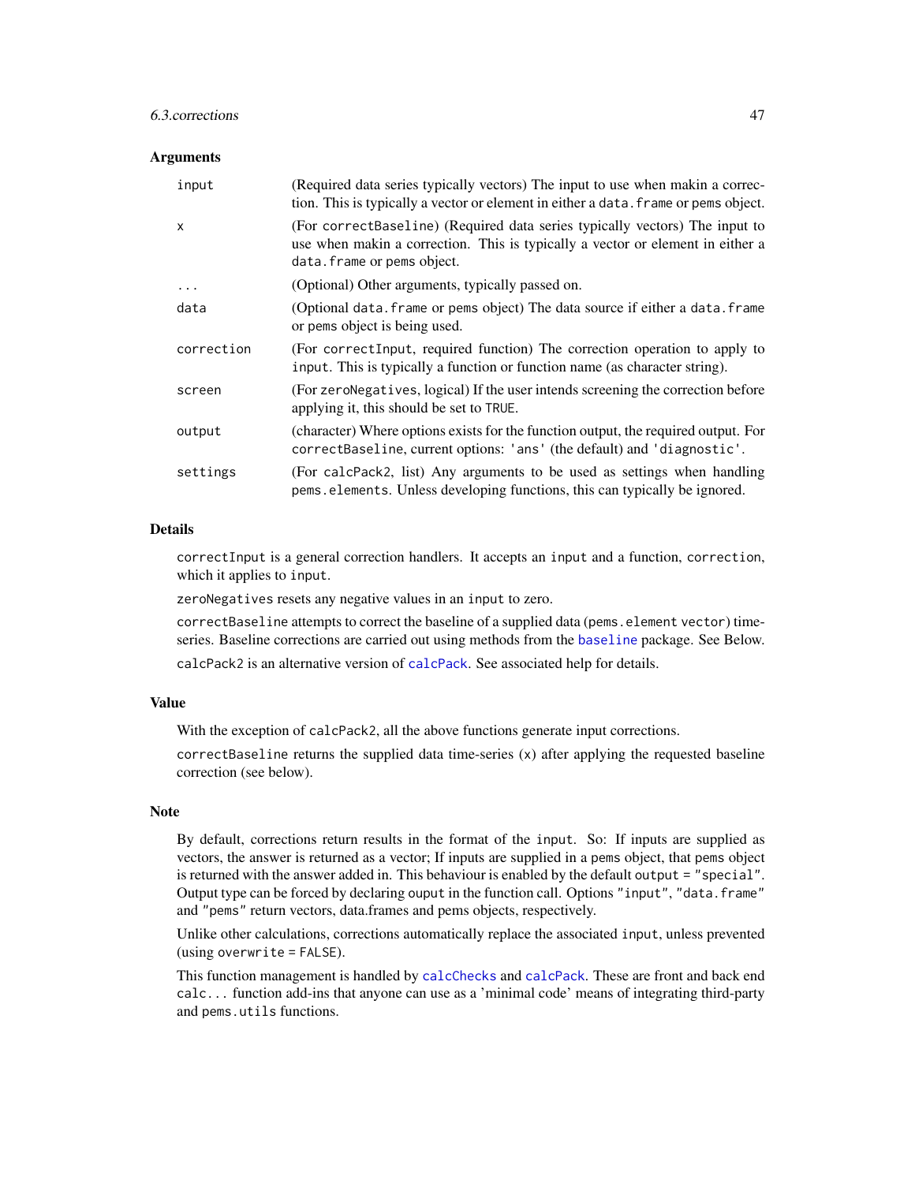## Arguments

| | |
|---|---|
| `input` | (Required data series typically vectors) The input to use when makin a correction. This is typically a vector or element in either a `data.frame` or `pems` object. |
| `x` | (For `correctBaseline`) (Required data series typically vectors) The input to use when makin a correction. This is typically a vector or element in either a `data.frame` or `pems` object. |
| `...` | (Optional) Other arguments, typically passed on. |
| `data` | (Optional `data.frame` or `pems` object) The data source if either a `data.frame` or `pems` object is being used. |
| `correction` | (For `correctInput`, required function) The correction operation to apply to `input`. This is typically a function or function name (as character string). |
| `screen` | (For `zeroNegatives`, logical) If the user intends screening the correction before applying it, this should be set to `TRUE`. |
| `output` | (character) Where options exists for the function output, the required output. For `correctBaseline`, current options: `'ans'` (the default) and `'diagnostic'`. |
| `settings` | (For `calcPack2`, list) Any arguments to be used as settings when handling `pems.elements`. Unless developing functions, this can typically be ignored. |

## Details

`correctInput` is a general correction handlers. It accepts an `input` and a function, `correction`, which it applies to `input`.

`zeroNegatives` resets any negative values in an `input` to zero.

`correctBaseline` attempts to correct the baseline of a supplied data (`pems.element` vector) time-series. Baseline corrections are carried out using methods from the `baseline` package. See Below.

`calcPack2` is an alternative version of `calcPack`. See associated help for details.

## Value

With the exception of `calcPack2`, all the above functions generate input corrections.

`correctBaseline` returns the supplied data time-series (`x`) after applying the requested baseline correction (see below).

## Note

By default, corrections return results in the format of the `input`. So: If inputs are supplied as vectors, the answer is returned as a vector; If inputs are supplied in a `pems` object, that `pems` object is returned with the answer added in. This behaviour is enabled by the default `output = "special"`. Output type can be forced by declaring `ouput` in the function call. Options `"input"`, `"data.frame"` and `"pems"` return vectors, data.frames and pems objects, respectively.

Unlike other calculations, corrections automatically replace the associated `input`, unless prevented (using `overwrite = FALSE`).

This function management is handled by `calcChecks` and `calcPack`. These are front and back end `calc...` function add-ins that anyone can use as a 'minimal code' means of integrating third-party and `pems.utils` functions.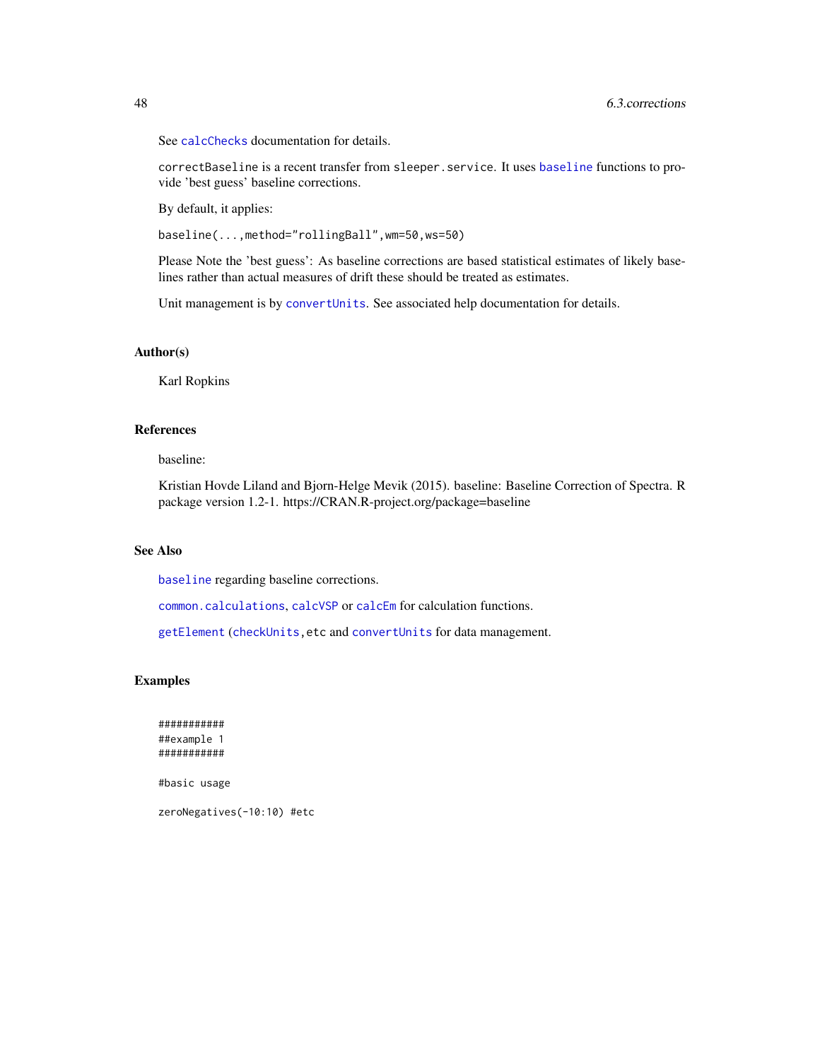See `calcChecks` documentation for details.

`correctBaseline` is a recent transfer from `sleeper.service`. It uses `baseline` functions to provide 'best guess' baseline corrections.

By default, it applies:

`baseline(...,method="rollingBall",wm=50,ws=50)`

Please Note the 'best guess': As baseline corrections are based statistical estimates of likely baselines rather than actual measures of drift these should be treated as estimates.

Unit management is by `convertUnits`. See associated help documentation for details.

### Author(s)

Karl Ropkins

### References

baseline:

Kristian Hovde Liland and Bjorn-Helge Mevik (2015). baseline: Baseline Correction of Spectra. R package version 1.2-1. https://CRAN.R-project.org/package=baseline

### See Also

`baseline` regarding baseline corrections.

`common.calculations`, `calcVSP` or `calcEm` for calculation functions.

`getElement` (`checkUnits`, etc and `convertUnits` for data management.

### Examples

```
###########
##example 1
###########

#basic usage

zeroNegatives(-10:10) #etc
```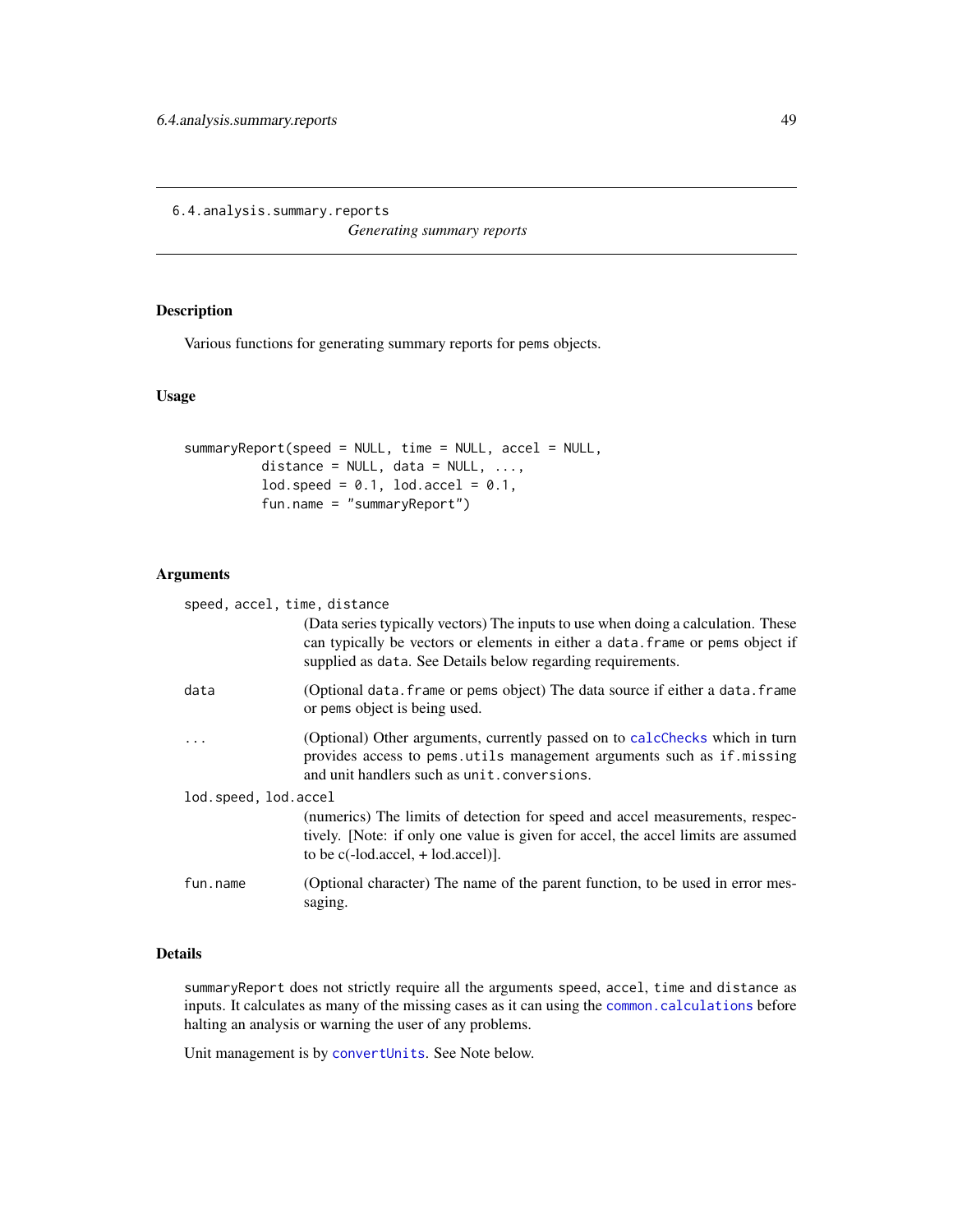## 6.4.analysis.summary.reports

*Generating summary reports*

### Description

Various functions for generating summary reports for pems objects.

### Usage

```
summaryReport(speed = NULL, time = NULL, accel = NULL,
          distance = NULL, data = NULL, ...,
          lod.speed = 0.1, lod.accel = 0.1,
          fun.name = "summaryReport")
```

### Arguments

**speed, accel, time, distance**
(Data series typically vectors) The inputs to use when doing a calculation. These can typically be vectors or elements in either a `data.frame` or `pems` object if supplied as `data`. See Details below regarding requirements.

**data**
(Optional `data.frame` or `pems` object) The data source if either a `data.frame` or `pems` object is being used.

**...**
(Optional) Other arguments, currently passed on to `calcChecks` which in turn provides access to `pems.utils` management arguments such as `if.missing` and unit handlers such as `unit.conversions`.

**lod.speed, lod.accel**
(numerics) The limits of detection for speed and accel measurements, respectively. [Note: if only one value is given for accel, the accel limits are assumed to be c(-lod.accel, + lod.accel)].

**fun.name**
(Optional character) The name of the parent function, to be used in error messaging.

### Details

`summaryReport` does not strictly require all the arguments `speed`, `accel`, `time` and `distance` as inputs. It calculates as many of the missing cases as it can using the `common.calculations` before halting an analysis or warning the user of any problems.

Unit management is by `convertUnits`. See Note below.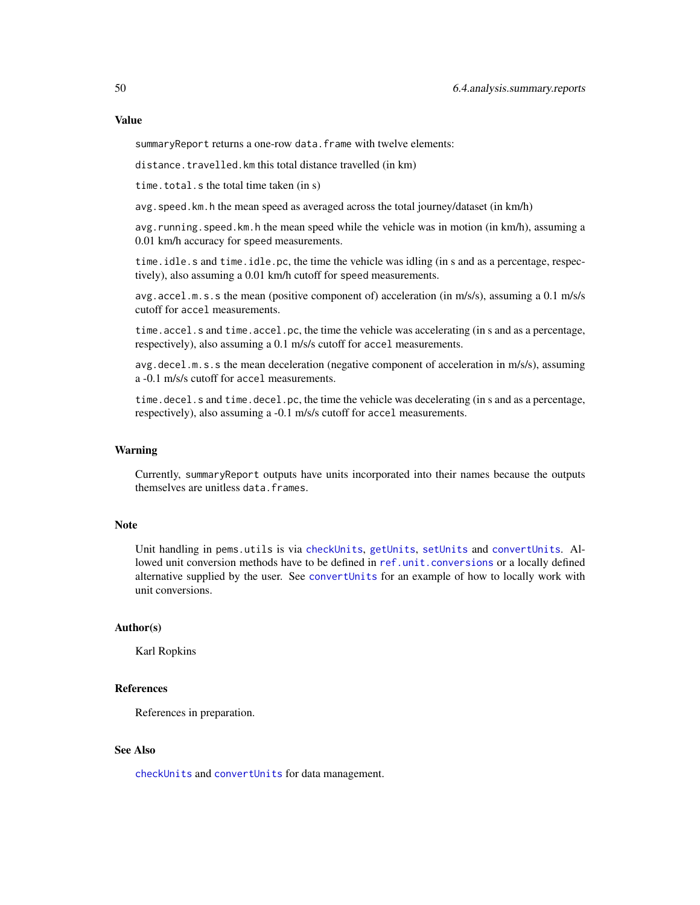### Value

`summaryReport` returns a one-row `data.frame` with twelve elements:

`distance.travelled.km` this total distance travelled (in km)

`time.total.s` the total time taken (in s)

`avg.speed.km.h` the mean speed as averaged across the total journey/dataset (in km/h)

`avg.running.speed.km.h` the mean speed while the vehicle was in motion (in km/h), assuming a 0.01 km/h accuracy for `speed` measurements.

`time.idle.s` and `time.idle.pc`, the time the vehicle was idling (in s and as a percentage, respectively), also assuming a 0.01 km/h cutoff for `speed` measurements.

`avg.accel.m.s.s` the mean (positive component of) acceleration (in m/s/s), assuming a 0.1 m/s/s cutoff for `accel` measurements.

`time.accel.s` and `time.accel.pc`, the time the vehicle was accelerating (in s and as a percentage, respectively), also assuming a 0.1 m/s/s cutoff for `accel` measurements.

`avg.decel.m.s.s` the mean deceleration (negative component of acceleration in m/s/s), assuming a -0.1 m/s/s cutoff for `accel` measurements.

`time.decel.s` and `time.decel.pc`, the time the vehicle was decelerating (in s and as a percentage, respectively), also assuming a -0.1 m/s/s cutoff for `accel` measurements.

### Warning

Currently, `summaryReport` outputs have units incorporated into their names because the outputs themselves are unitless `data.frames`.

### Note

Unit handling in `pems.utils` is via `checkUnits`, `getUnits`, `setUnits` and `convertUnits`. Allowed unit conversion methods have to be defined in `ref.unit.conversions` or a locally defined alternative supplied by the user. See `convertUnits` for an example of how to locally work with unit conversions.

### Author(s)

Karl Ropkins

### References

References in preparation.

### See Also

`checkUnits` and `convertUnits` for data management.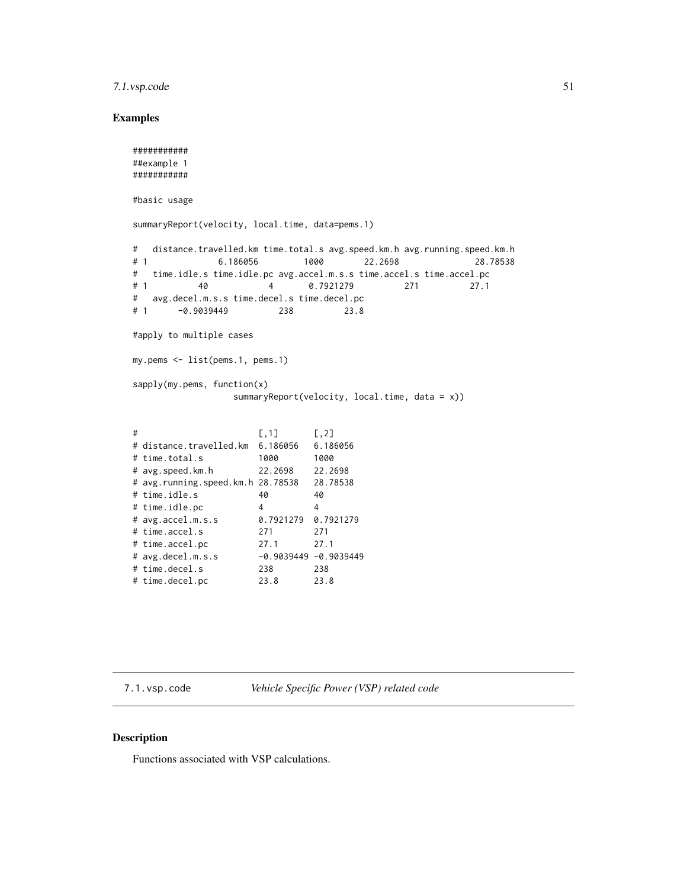### Examples

```
###########
##example 1
###########

#basic usage

summaryReport(velocity, local.time, data=pems.1)

#   distance.travelled.km time.total.s avg.speed.km.h avg.running.speed.km.h
# 1              6.186056         1000        22.2698               28.78538
#   time.idle.s time.idle.pc avg.accel.m.s.s time.accel.s time.accel.pc
# 1          40            4       0.7921279          271          27.1
#   avg.decel.m.s.s time.decel.s time.decel.pc
# 1      -0.9039449          238          23.8

#apply to multiple cases

my.pems <- list(pems.1, pems.1)

sapply(my.pems, function(x)
                    summaryReport(velocity, local.time, data = x))


#                        [,1]       [,2]
# distance.travelled.km  6.186056   6.186056
# time.total.s           1000       1000
# avg.speed.km.h         22.2698    22.2698
# avg.running.speed.km.h 28.78538   28.78538
# time.idle.s            40         40
# time.idle.pc           4          4
# avg.accel.m.s.s        0.7921279  0.7921279
# time.accel.s           271        271
# time.accel.pc          27.1       27.1
# avg.decel.m.s.s        -0.9039449 -0.9039449
# time.decel.s           238        238
# time.decel.pc          23.8       23.8
```

---

## 7.1.vsp.code *Vehicle Specific Power (VSP) related code*

### Description

Functions associated with VSP calculations.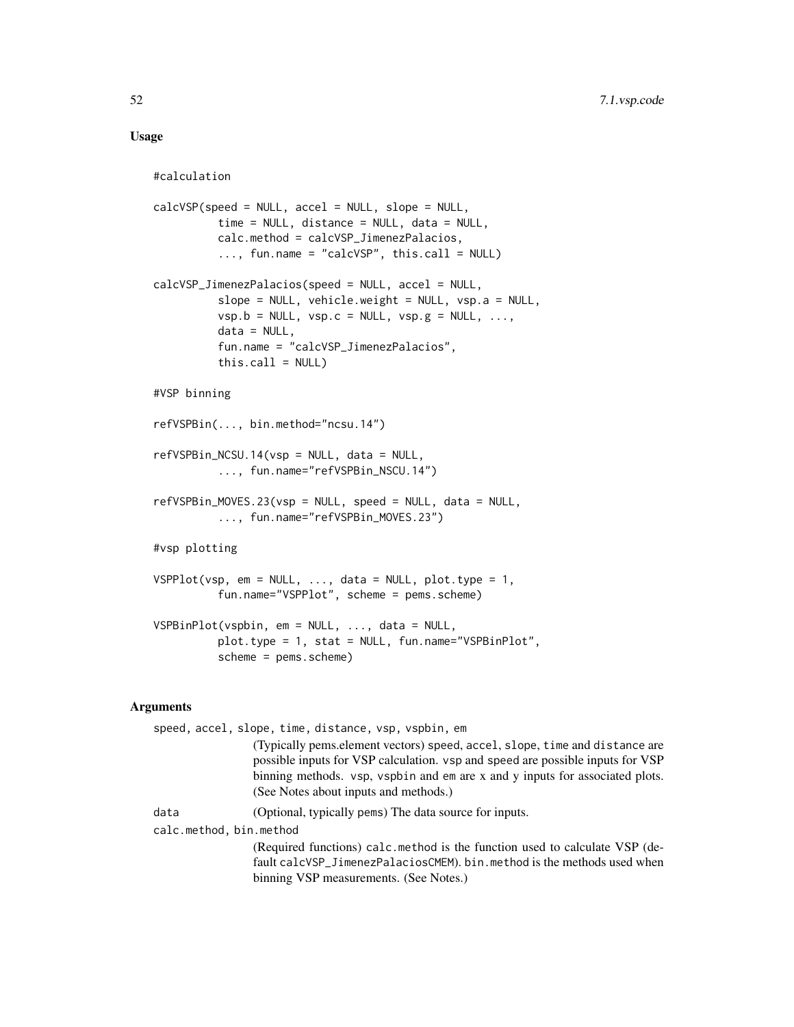### Usage

```
#calculation

calcVSP(speed = NULL, accel = NULL, slope = NULL,
          time = NULL, distance = NULL, data = NULL,
          calc.method = calcVSP_JimenezPalacios,
          ..., fun.name = "calcVSP", this.call = NULL)

calcVSP_JimenezPalacios(speed = NULL, accel = NULL,
          slope = NULL, vehicle.weight = NULL, vsp.a = NULL,
          vsp.b = NULL, vsp.c = NULL, vsp.g = NULL, ...,
          data = NULL,
          fun.name = "calcVSP_JimenezPalacios",
          this.call = NULL)

#VSP binning

refVSPBin(..., bin.method="ncsu.14")

refVSPBin_NCSU.14(vsp = NULL, data = NULL,
          ..., fun.name="refVSPBin_NSCU.14")

refVSPBin_MOVES.23(vsp = NULL, speed = NULL, data = NULL,
          ..., fun.name="refVSPBin_MOVES.23")

#vsp plotting

VSPPlot(vsp, em = NULL, ..., data = NULL, plot.type = 1,
          fun.name="VSPPlot", scheme = pems.scheme)

VSPBinPlot(vspbin, em = NULL, ..., data = NULL,
          plot.type = 1, stat = NULL, fun.name="VSPBinPlot",
          scheme = pems.scheme)
```

### Arguments

`speed, accel, slope, time, distance, vsp, vspbin, em`
: (Typically pems.element vectors) `speed`, `accel`, `slope`, `time` and `distance` are possible inputs for VSP calculation. `vsp` and `speed` are possible inputs for VSP binning methods. `vsp`, `vspbin` and `em` are x and y inputs for associated plots. (See Notes about inputs and methods.)

`data`
: (Optional, typically pems) The data source for inputs.

`calc.method, bin.method`
: (Required functions) `calc.method` is the function used to calculate VSP (default `calcVSP_JimenezPalaciosCMEM`). `bin.method` is the methods used when binning VSP measurements. (See Notes.)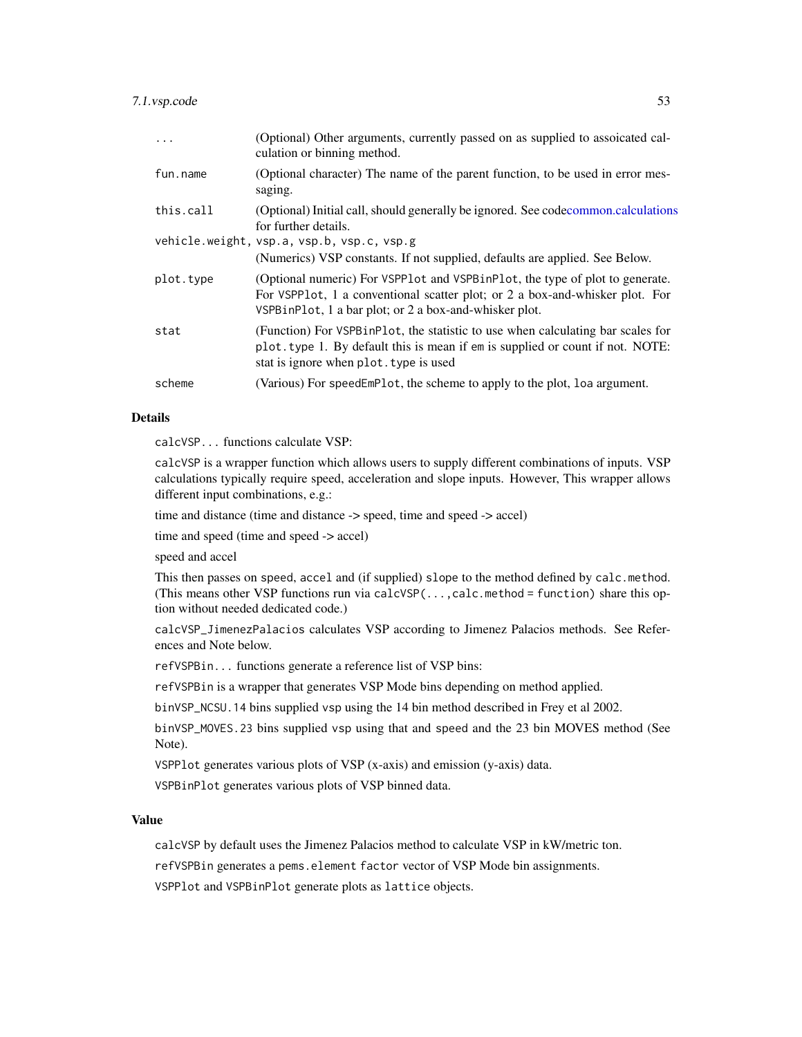| | |
|---|---|
| ... | (Optional) Other arguments, currently passed on as supplied to assoicated calculation or binning method. |
| fun.name | (Optional character) The name of the parent function, to be used in error messaging. |
| this.call | (Optional) Initial call, should generally be ignored. See codecommon.calculations for further details. |
| vehicle.weight, vsp.a, vsp.b, vsp.c, vsp.g | (Numerics) VSP constants. If not supplied, defaults are applied. See Below. |
| plot.type | (Optional numeric) For VSPPlot and VSPBinPlot, the type of plot to generate. For VSPPlot, 1 a conventional scatter plot; or 2 a box-and-whisker plot. For VSPBinPlot, 1 a bar plot; or 2 a box-and-whisker plot. |
| stat | (Function) For VSPBinPlot, the statistic to use when calculating bar scales for plot.type 1. By default this is mean if em is supplied or count if not. NOTE: stat is ignore when plot.type is used |
| scheme | (Various) For speedEmPlot, the scheme to apply to the plot, loa argument. |

## Details

calcVSP... functions calculate VSP:

calcVSP is a wrapper function which allows users to supply different combinations of inputs. VSP calculations typically require speed, acceleration and slope inputs. However, This wrapper allows different input combinations, e.g.:

time and distance (time and distance -> speed, time and speed -> accel)

time and speed (time and speed -> accel)

speed and accel

This then passes on speed, accel and (if supplied) slope to the method defined by calc.method. (This means other VSP functions run via calcVSP(...,calc.method = function) share this option without needed dedicated code.)

calcVSP_JimenezPalacios calculates VSP according to Jimenez Palacios methods. See References and Note below.

refVSPBin... functions generate a reference list of VSP bins:

refVSPBin is a wrapper that generates VSP Mode bins depending on method applied.

binVSP_NCSU.14 bins supplied vsp using the 14 bin method described in Frey et al 2002.

binVSP_MOVES.23 bins supplied vsp using that and speed and the 23 bin MOVES method (See Note).

VSPPlot generates various plots of VSP (x-axis) and emission (y-axis) data.

VSPBinPlot generates various plots of VSP binned data.

## Value

calcVSP by default uses the Jimenez Palacios method to calculate VSP in kW/metric ton.

refVSPBin generates a pems.element factor vector of VSP Mode bin assignments.

VSPPlot and VSPBinPlot generate plots as lattice objects.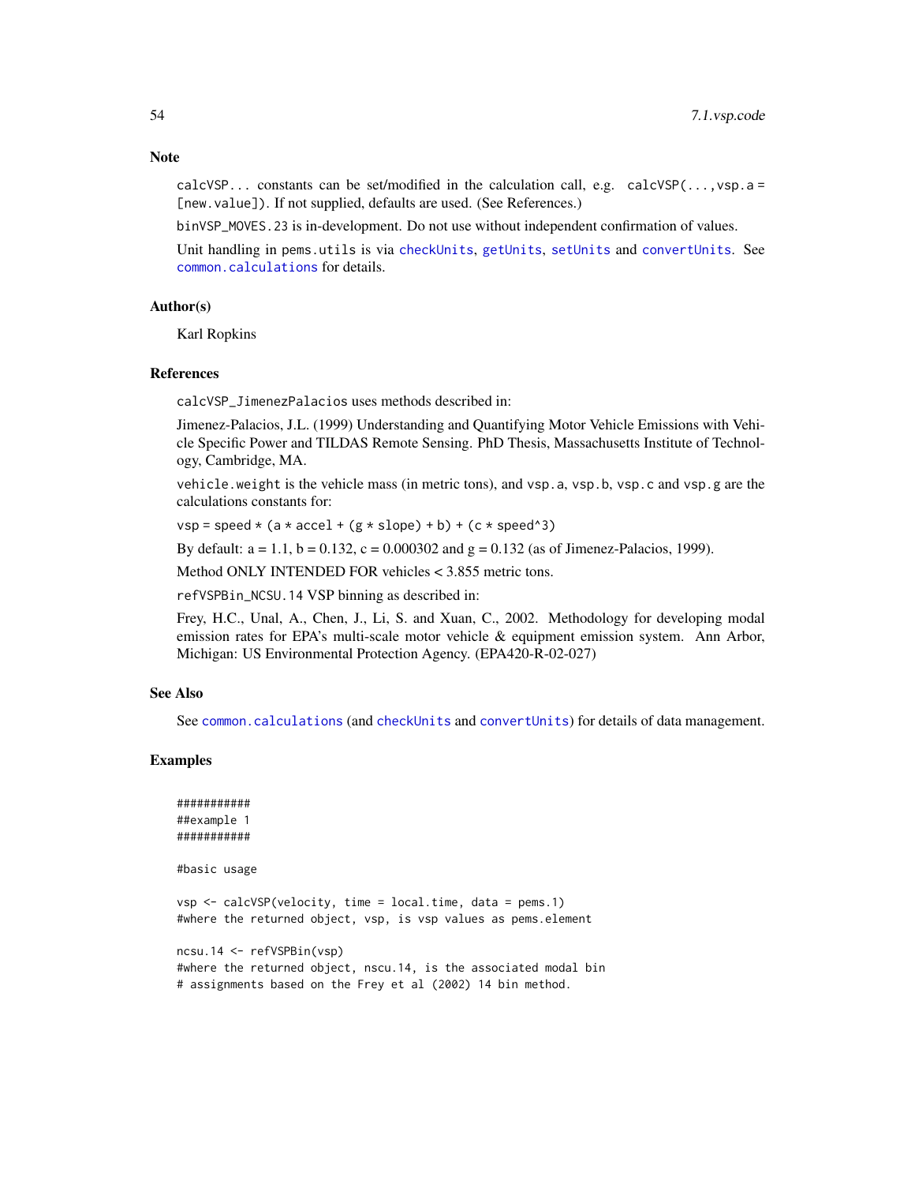### Note

`calcVSP...` constants can be set/modified in the calculation call, e.g. `calcVSP(...,vsp.a = [new.value])`. If not supplied, defaults are used. (See References.)

`binVSP_MOVES.23` is in-development. Do not use without independent confirmation of values.

Unit handling in `pems.utils` is via `checkUnits`, `getUnits`, `setUnits` and `convertUnits`. See `common.calculations` for details.

### Author(s)

Karl Ropkins

### References

`calcVSP_JimenezPalacios` uses methods described in:

Jimenez-Palacios, J.L. (1999) Understanding and Quantifying Motor Vehicle Emissions with Vehicle Specific Power and TILDAS Remote Sensing. PhD Thesis, Massachusetts Institute of Technology, Cambridge, MA.

`vehicle.weight` is the vehicle mass (in metric tons), and `vsp.a`, `vsp.b`, `vsp.c` and `vsp.g` are the calculations constants for:

vsp = speed * (a * accel + (g * slope) + b) + (c * speed^3)

By default: a = 1.1, b = 0.132, c = 0.000302 and g = 0.132 (as of Jimenez-Palacios, 1999).

Method ONLY INTENDED FOR vehicles < 3.855 metric tons.

`refVSPBin_NCSU.14` VSP binning as described in:

Frey, H.C., Unal, A., Chen, J., Li, S. and Xuan, C., 2002. Methodology for developing modal emission rates for EPA's multi-scale motor vehicle & equipment emission system. Ann Arbor, Michigan: US Environmental Protection Agency. (EPA420-R-02-027)

### See Also

See `common.calculations` (and `checkUnits` and `convertUnits`) for details of data management.

### Examples

```
###########
##example 1
###########

#basic usage

vsp <- calcVSP(velocity, time = local.time, data = pems.1)
#where the returned object, vsp, is vsp values as pems.element

ncsu.14 <- refVSPBin(vsp)
#where the returned object, nscu.14, is the associated modal bin
# assignments based on the Frey et al (2002) 14 bin method.
```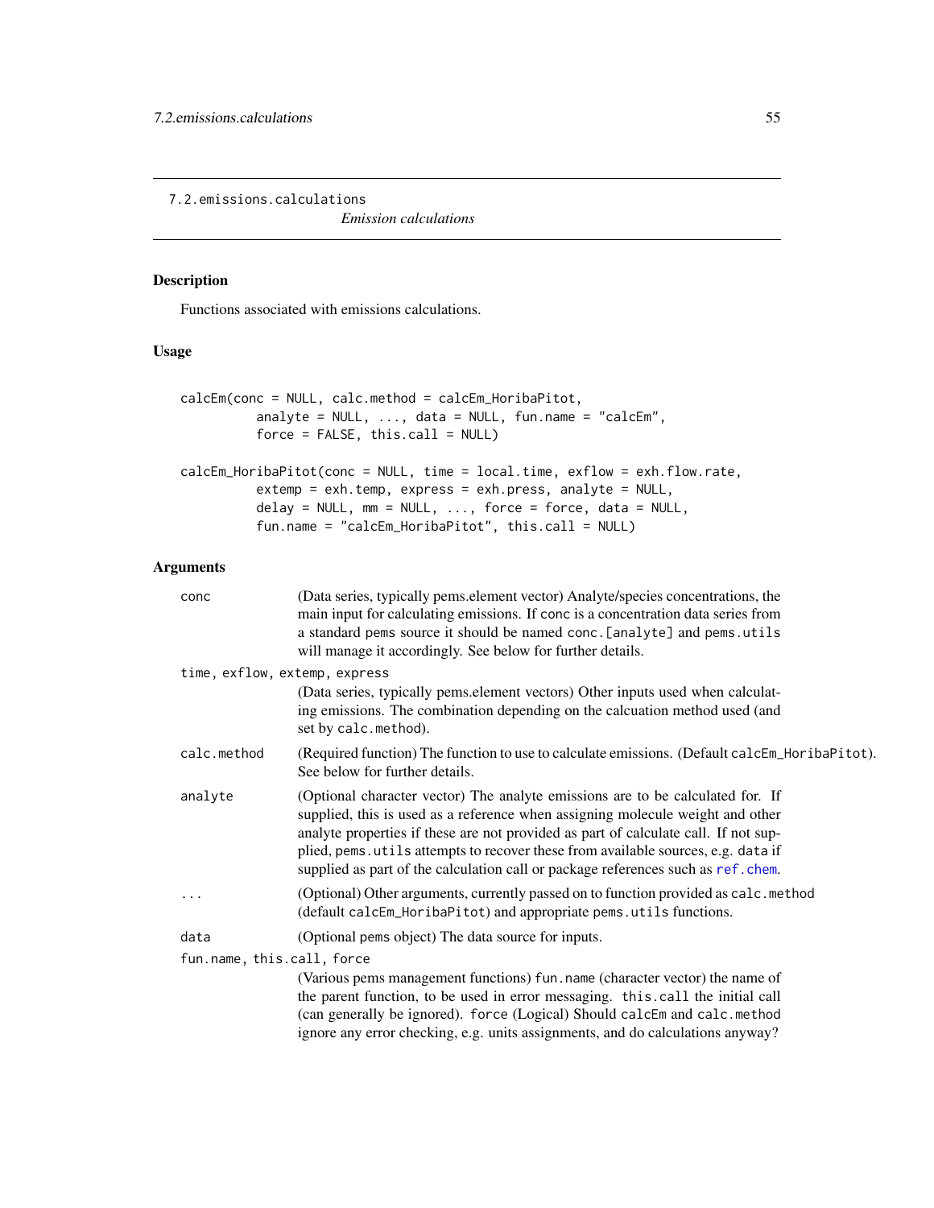## 7.2.emissions.calculations

*Emission calculations*

### Description

Functions associated with emissions calculations.

### Usage

```
calcEm(conc = NULL, calc.method = calcEm_HoribaPitot,
          analyte = NULL, ..., data = NULL, fun.name = "calcEm",
          force = FALSE, this.call = NULL)

calcEm_HoribaPitot(conc = NULL, time = local.time, exflow = exh.flow.rate,
          extemp = exh.temp, express = exh.press, analyte = NULL,
          delay = NULL, mm = NULL, ..., force = force, data = NULL,
          fun.name = "calcEm_HoribaPitot", this.call = NULL)
```

### Arguments

`conc` (Data series, typically pems.element vector) Analyte/species concentrations, the main input for calculating emissions. If `conc` is a concentration data series from a standard `pems` source it should be named `conc.[analyte]` and `pems.utils` will manage it accordingly. See below for further details.

`time, exflow, extemp, express` (Data series, typically pems.element vectors) Other inputs used when calculating emissions. The combination depending on the calcuation method used (and set by `calc.method`).

`calc.method` (Required function) The function to use to calculate emissions. (Default `calcEm_HoribaPitot`). See below for further details.

`analyte` (Optional character vector) The analyte emissions are to be calculated for. If supplied, this is used as a reference when assigning molecule weight and other analyte properties if these are not provided as part of calculate call. If not supplied, `pems.utils` attempts to recover these from available sources, e.g. `data` if supplied as part of the calculation call or package references such as `ref.chem`.

`...` (Optional) Other arguments, currently passed on to function provided as `calc.method` (default `calcEm_HoribaPitot`) and appropriate `pems.utils` functions.

`data` (Optional pems object) The data source for inputs.

`fun.name, this.call, force` (Various pems management functions) `fun.name` (character vector) the name of the parent function, to be used in error messaging. `this.call` the initial call (can generally be ignored). `force` (Logical) Should `calcEm` and `calc.method` ignore any error checking, e.g. units assignments, and do calculations anyway?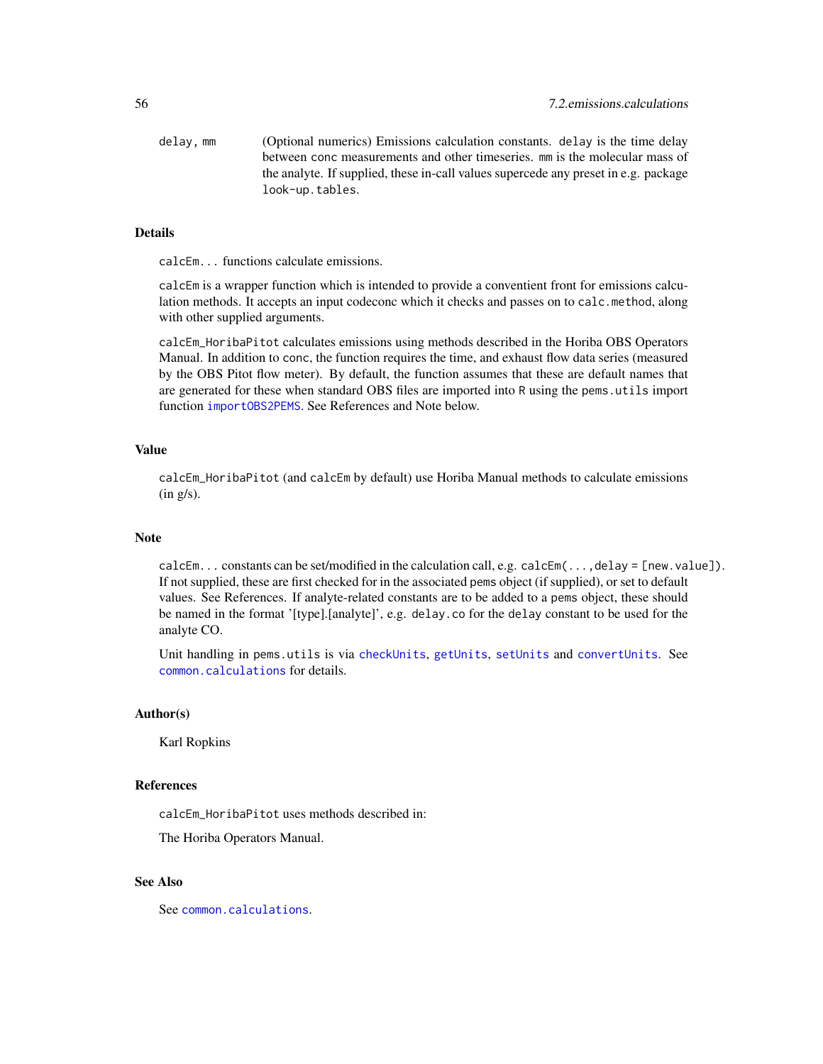`delay, mm` (Optional numerics) Emissions calculation constants. `delay` is the time delay between `conc` measurements and other timeseries. `mm` is the molecular mass of the analyte. If supplied, these in-call values supercede any preset in e.g. package `look-up.tables`.

### Details

`calcEm...` functions calculate emissions.

`calcEm` is a wrapper function which is intended to provide a conventient front for emissions calculation methods. It accepts an input codeconc which it checks and passes on to `calc.method`, along with other supplied arguments.

`calcEm_HoribaPitot` calculates emissions using methods described in the Horiba OBS Operators Manual. In addition to `conc`, the function requires the time, and exhaust flow data series (measured by the OBS Pitot flow meter). By default, the function assumes that these are default names that are generated for these when standard OBS files are imported into `R` using the `pems.utils` import function `importOBS2PEMS`. See References and Note below.

### Value

`calcEm_HoribaPitot` (and `calcEm` by default) use Horiba Manual methods to calculate emissions (in g/s).

### Note

`calcEm...` constants can be set/modified in the calculation call, e.g. `calcEm(...,delay = [new.value])`. If not supplied, these are first checked for in the associated `pems` object (if supplied), or set to default values. See References. If analyte-related constants are to be added to a `pems` object, these should be named in the format '[type].[analyte]', e.g. `delay.co` for the `delay` constant to be used for the analyte CO.

Unit handling in `pems.utils` is via `checkUnits`, `getUnits`, `setUnits` and `convertUnits`. See `common.calculations` for details.

### Author(s)

Karl Ropkins

### References

`calcEm_HoribaPitot` uses methods described in:

The Horiba Operators Manual.

### See Also

See `common.calculations`.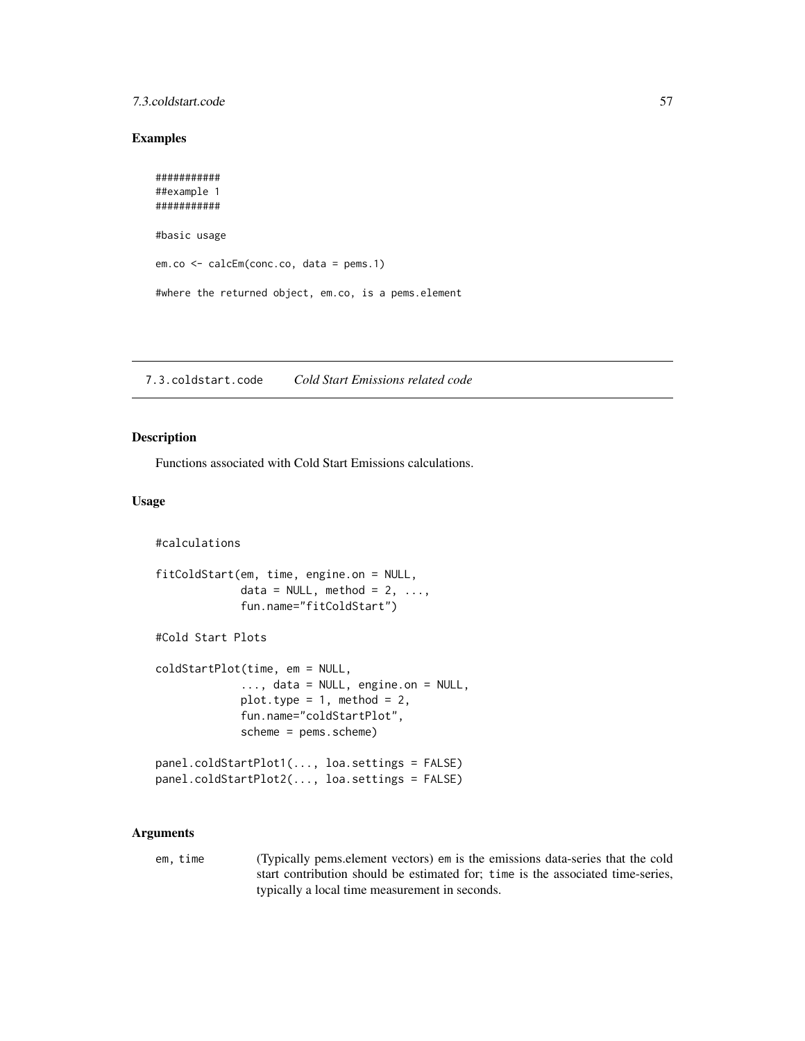## Examples

```
###########
##example 1
###########

#basic usage

em.co <- calcEm(conc.co, data = pems.1)

#where the returned object, em.co, is a pems.element
```

---

## 7.3.coldstart.code *Cold Start Emissions related code*

### Description

Functions associated with Cold Start Emissions calculations.

### Usage

```
#calculations

fitColdStart(em, time, engine.on = NULL,
             data = NULL, method = 2, ...,
             fun.name="fitColdStart")

#Cold Start Plots

coldStartPlot(time, em = NULL,
             ..., data = NULL, engine.on = NULL,
             plot.type = 1, method = 2,
             fun.name="coldStartPlot",
             scheme = pems.scheme)

panel.coldStartPlot1(..., loa.settings = FALSE)
panel.coldStartPlot2(..., loa.settings = FALSE)
```

### Arguments

| | |
|---|---|
| em, time | (Typically pems.element vectors) em is the emissions data-series that the cold start contribution should be estimated for; time is the associated time-series, typically a local time measurement in seconds. |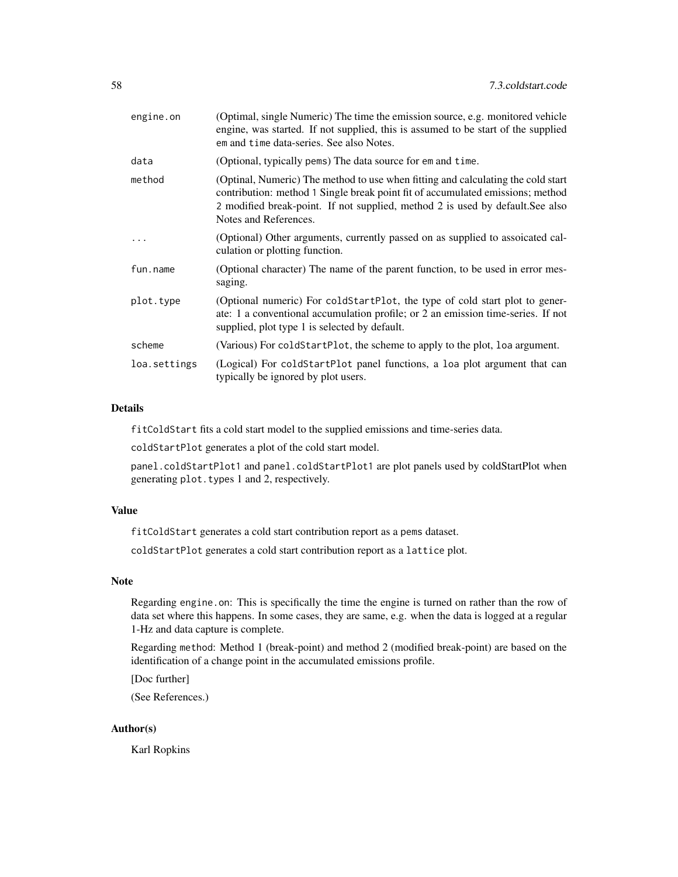| | |
|---|---|
| engine.on | (Optimal, single Numeric) The time the emission source, e.g. monitored vehicle engine, was started. If not supplied, this is assumed to be start of the supplied em and time data-series. See also Notes. |
| data | (Optional, typically pems) The data source for em and time. |
| method | (Optinal, Numeric) The method to use when fitting and calculating the cold start contribution: method 1 Single break point fit of accumulated emissions; method 2 modified break-point. If not supplied, method 2 is used by default.See also Notes and References. |
| ... | (Optional) Other arguments, currently passed on as supplied to assoicated calculation or plotting function. |
| fun.name | (Optional character) The name of the parent function, to be used in error messaging. |
| plot.type | (Optional numeric) For coldStartPlot, the type of cold start plot to generate: 1 a conventional accumulation profile; or 2 an emission time-series. If not supplied, plot type 1 is selected by default. |
| scheme | (Various) For coldStartPlot, the scheme to apply to the plot, loa argument. |
| loa.settings | (Logical) For coldStartPlot panel functions, a loa plot argument that can typically be ignored by plot users. |

## Details

fitColdStart fits a cold start model to the supplied emissions and time-series data.

coldStartPlot generates a plot of the cold start model.

panel.coldStartPlot1 and panel.coldStartPlot1 are plot panels used by coldStartPlot when generating plot.types 1 and 2, respectively.

## Value

fitColdStart generates a cold start contribution report as a pems dataset.

coldStartPlot generates a cold start contribution report as a lattice plot.

## Note

Regarding engine.on: This is specifically the time the engine is turned on rather than the row of data set where this happens. In some cases, they are same, e.g. when the data is logged at a regular 1-Hz and data capture is complete.

Regarding method: Method 1 (break-point) and method 2 (modified break-point) are based on the identification of a change point in the accumulated emissions profile.

[Doc further]

(See References.)

## Author(s)

Karl Ropkins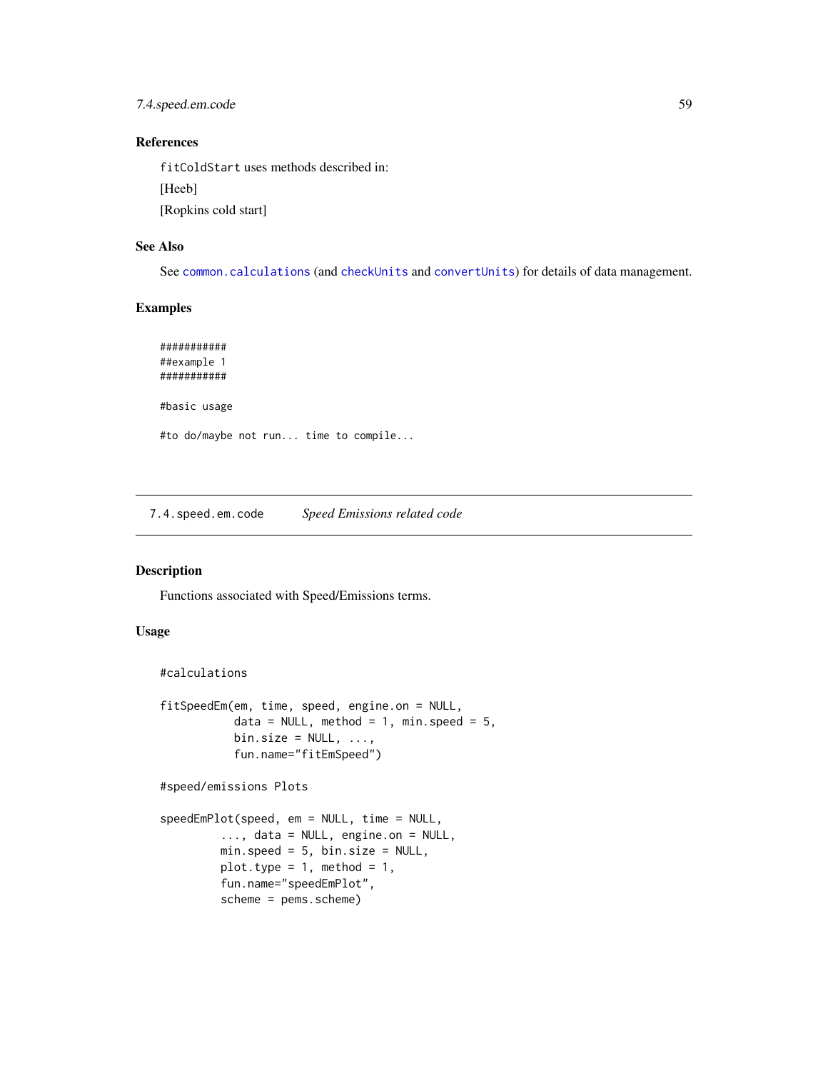### References

`fitColdStart` uses methods described in:

[Heeb]

[Ropkins cold start]

### See Also

See `common.calculations` (and `checkUnits` and `convertUnits`) for details of data management.

### Examples

```
###########
##example 1
###########

#basic usage

#to do/maybe not run... time to compile...
```

---

## 7.4.speed.em.code *Speed Emissions related code*

---

### Description

Functions associated with Speed/Emissions terms.

### Usage

```
#calculations

fitSpeedEm(em, time, speed, engine.on = NULL,
           data = NULL, method = 1, min.speed = 5,
           bin.size = NULL, ...,
           fun.name="fitEmSpeed")

#speed/emissions Plots

speedEmPlot(speed, em = NULL, time = NULL,
         ..., data = NULL, engine.on = NULL,
         min.speed = 5, bin.size = NULL,
         plot.type = 1, method = 1,
         fun.name="speedEmPlot",
         scheme = pems.scheme)
```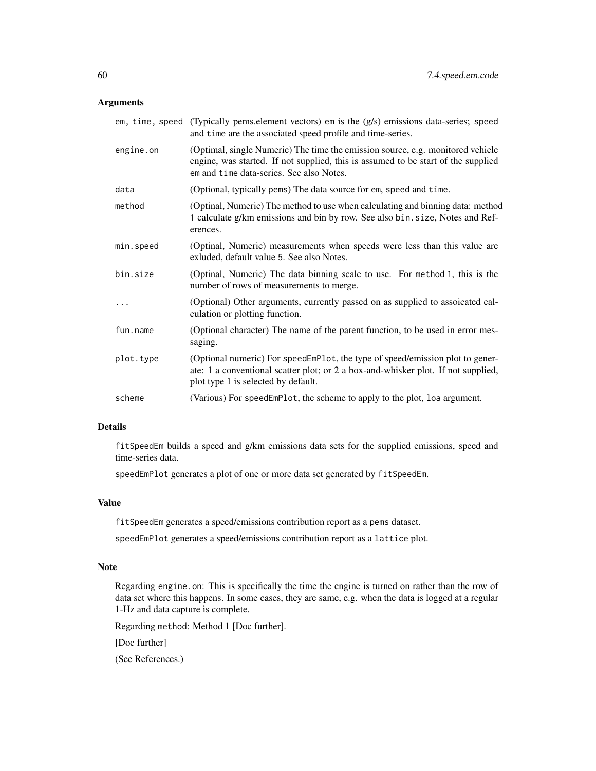### Arguments

| | |
|---|---|
| em, time, speed | (Typically pems.element vectors) em is the (g/s) emissions data-series; speed and time are the associated speed profile and time-series. |
| engine.on | (Optimal, single Numeric) The time the emission source, e.g. monitored vehicle engine, was started. If not supplied, this is assumed to be start of the supplied em and time data-series. See also Notes. |
| data | (Optional, typically pems) The data source for em, speed and time. |
| method | (Optinal, Numeric) The method to use when calculating and binning data: method 1 calculate g/km emissions and bin by row. See also bin.size, Notes and References. |
| min.speed | (Optinal, Numeric) measurements when speeds were less than this value are exluded, default value 5. See also Notes. |
| bin.size | (Optinal, Numeric) The data binning scale to use. For method 1, this is the number of rows of measurements to merge. |
| ... | (Optional) Other arguments, currently passed on as supplied to assoicated calculation or plotting function. |
| fun.name | (Optional character) The name of the parent function, to be used in error messaging. |
| plot.type | (Optional numeric) For speedEmPlot, the type of speed/emission plot to generate: 1 a conventional scatter plot; or 2 a box-and-whisker plot. If not supplied, plot type 1 is selected by default. |
| scheme | (Various) For speedEmPlot, the scheme to apply to the plot, loa argument. |

### Details

fitSpeedEm builds a speed and g/km emissions data sets for the supplied emissions, speed and time-series data.

speedEmPlot generates a plot of one or more data set generated by fitSpeedEm.

### Value

fitSpeedEm generates a speed/emissions contribution report as a pems dataset.

speedEmPlot generates a speed/emissions contribution report as a lattice plot.

### Note

Regarding engine.on: This is specifically the time the engine is turned on rather than the row of data set where this happens. In some cases, they are same, e.g. when the data is logged at a regular 1-Hz and data capture is complete.

Regarding method: Method 1 [Doc further].

[Doc further]

(See References.)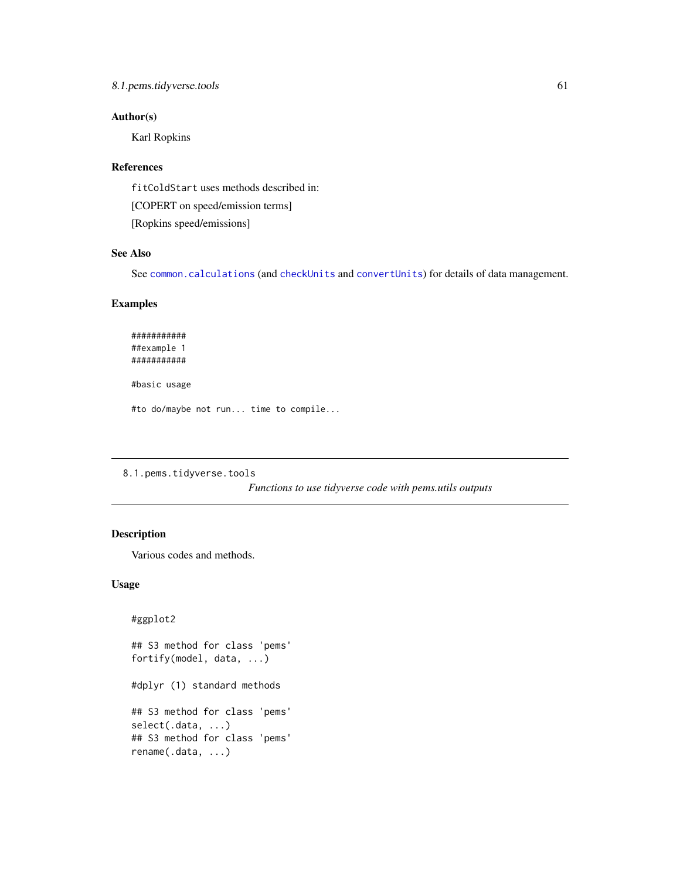### Author(s)

Karl Ropkins

### References

`fitColdStart` uses methods described in:

[COPERT on speed/emission terms]

[Ropkins speed/emissions]

### See Also

See `common.calculations` (and `checkUnits` and `convertUnits`) for details of data management.

### Examples

```
###########
##example 1
###########

#basic usage

#to do/maybe not run... time to compile...
```

---

## 8.1.pems.tidyverse.tools

*Functions to use tidyverse code with pems.utils outputs*

---

### Description

Various codes and methods.

### Usage

```
#ggplot2

## S3 method for class 'pems'
fortify(model, data, ...)

#dplyr (1) standard methods

## S3 method for class 'pems'
select(.data, ...)
## S3 method for class 'pems'
rename(.data, ...)
```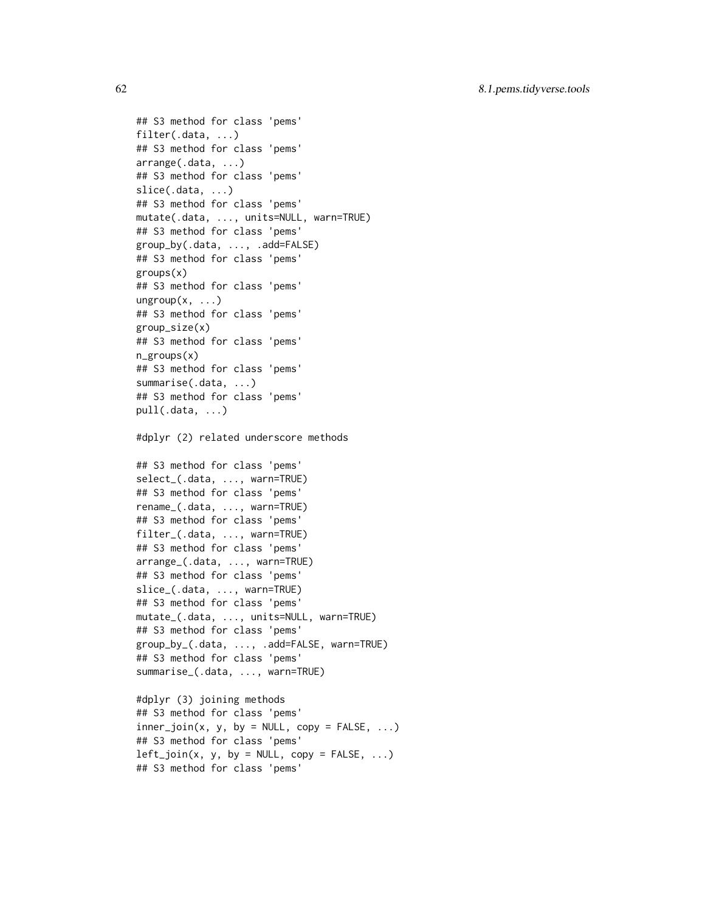```
## S3 method for class 'pems'
filter(.data, ...)
## S3 method for class 'pems'
arrange(.data, ...)
## S3 method for class 'pems'
slice(.data, ...)
## S3 method for class 'pems'
mutate(.data, ..., units=NULL, warn=TRUE)
## S3 method for class 'pems'
group_by(.data, ..., .add=FALSE)
## S3 method for class 'pems'
groups(x)
## S3 method for class 'pems'
ungroup(x, ...)
## S3 method for class 'pems'
group_size(x)
## S3 method for class 'pems'
n_groups(x)
## S3 method for class 'pems'
summarise(.data, ...)
## S3 method for class 'pems'
pull(.data, ...)

#dplyr (2) related underscore methods

## S3 method for class 'pems'
select_(.data, ..., warn=TRUE)
## S3 method for class 'pems'
rename_(.data, ..., warn=TRUE)
## S3 method for class 'pems'
filter_(.data, ..., warn=TRUE)
## S3 method for class 'pems'
arrange_(.data, ..., warn=TRUE)
## S3 method for class 'pems'
slice_(.data, ..., warn=TRUE)
## S3 method for class 'pems'
mutate_(.data, ..., units=NULL, warn=TRUE)
## S3 method for class 'pems'
group_by_(.data, ..., .add=FALSE, warn=TRUE)
## S3 method for class 'pems'
summarise_(.data, ..., warn=TRUE)

#dplyr (3) joining methods
## S3 method for class 'pems'
inner_join(x, y, by = NULL, copy = FALSE, ...)
## S3 method for class 'pems'
left_join(x, y, by = NULL, copy = FALSE, ...)
## S3 method for class 'pems'
```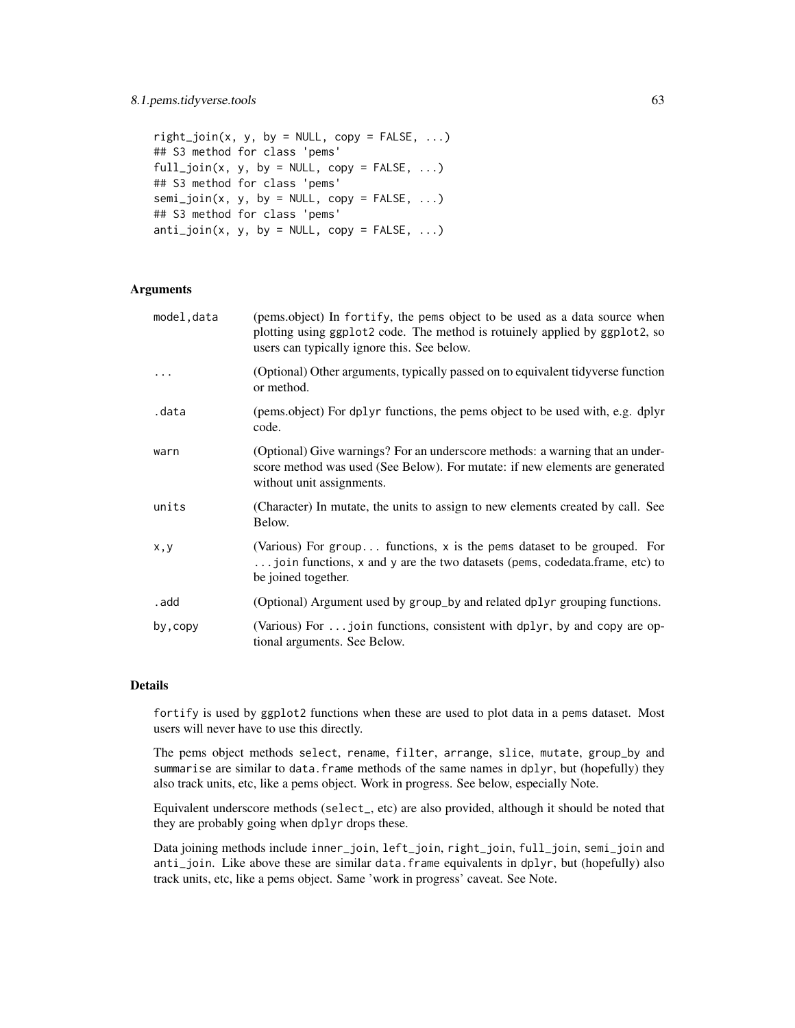```
right_join(x, y, by = NULL, copy = FALSE, ...)
## S3 method for class 'pems'
full_join(x, y, by = NULL, copy = FALSE, ...)
## S3 method for class 'pems'
semi_join(x, y, by = NULL, copy = FALSE, ...)
## S3 method for class 'pems'
anti_join(x, y, by = NULL, copy = FALSE, ...)
```

### Arguments

| | |
|---|---|
| model,data | (pems.object) In fortify, the pems object to be used as a data source when plotting using ggplot2 code. The method is rotuinely applied by ggplot2, so users can typically ignore this. See below. |
| ... | (Optional) Other arguments, typically passed on to equivalent tidyverse function or method. |
| .data | (pems.object) For dplyr functions, the pems object to be used with, e.g. dplyr code. |
| warn | (Optional) Give warnings? For an underscore methods: a warning that an underscore method was used (See Below). For mutate: if new elements are generated without unit assignments. |
| units | (Character) In mutate, the units to assign to new elements created by call. See Below. |
| x,y | (Various) For group... functions, x is the pems dataset to be grouped. For ...join functions, x and y are the two datasets (pems, codedata.frame, etc) to be joined together. |
| .add | (Optional) Argument used by group_by and related dplyr grouping functions. |
| by,copy | (Various) For ...join functions, consistent with dplyr, by and copy are optional arguments. See Below. |

### Details

fortify is used by ggplot2 functions when these are used to plot data in a pems dataset. Most users will never have to use this directly.

The pems object methods select, rename, filter, arrange, slice, mutate, group_by and summarise are similar to data.frame methods of the same names in dplyr, but (hopefully) they also track units, etc, like a pems object. Work in progress. See below, especially Note.

Equivalent underscore methods (select_, etc) are also provided, although it should be noted that they are probably going when dplyr drops these.

Data joining methods include inner_join, left_join, right_join, full_join, semi_join and anti_join. Like above these are similar data.frame equivalents in dplyr, but (hopefully) also track units, etc, like a pems object. Same 'work in progress' caveat. See Note.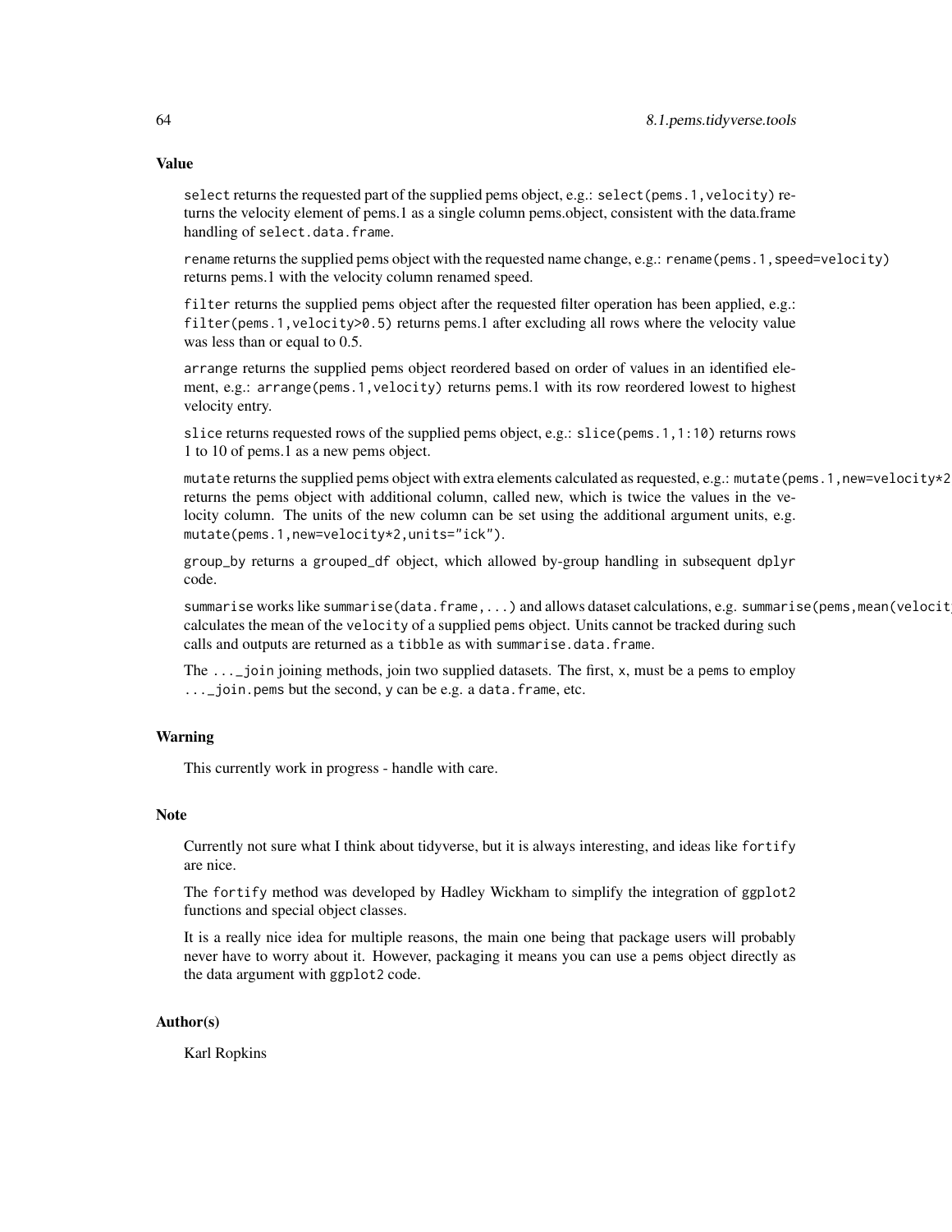### Value

`select` returns the requested part of the supplied pems object, e.g.: `select(pems.1,velocity)` returns the velocity element of pems.1 as a single column pems.object, consistent with the data.frame handling of `select.data.frame`.

`rename` returns the supplied pems object with the requested name change, e.g.: `rename(pems.1,speed=velocity)` returns pems.1 with the velocity column renamed speed.

`filter` returns the supplied pems object after the requested filter operation has been applied, e.g.: `filter(pems.1,velocity>0.5)` returns pems.1 after excluding all rows where the velocity value was less than or equal to 0.5.

`arrange` returns the supplied pems object reordered based on order of values in an identified element, e.g.: `arrange(pems.1,velocity)` returns pems.1 with its row reordered lowest to highest velocity entry.

`slice` returns requested rows of the supplied pems object, e.g.: `slice(pems.1,1:10)` returns rows 1 to 10 of pems.1 as a new pems object.

`mutate` returns the supplied pems object with extra elements calculated as requested, e.g.: `mutate(pems.1,new=velocity*2` returns the pems object with additional column, called new, which is twice the values in the velocity column. The units of the new column can be set using the additional argument units, e.g. `mutate(pems.1,new=velocity*2,units="ick")`.

`group_by` returns a grouped_df object, which allowed by-group handling in subsequent `dplyr` code.

`summarise` works like `summarise(data.frame,...)` and allows dataset calculations, e.g. `summarise(pems,mean(velocit` calculates the mean of the `velocity` of a supplied `pems` object. Units cannot be tracked during such calls and outputs are returned as a `tibble` as with `summarise.data.frame`.

The `..._join` joining methods, join two supplied datasets. The first, `x`, must be a `pems` to employ `..._join.pems` but the second, `y` can be e.g. a `data.frame`, etc.

### Warning

This currently work in progress - handle with care.

### Note

Currently not sure what I think about tidyverse, but it is always interesting, and ideas like `fortify` are nice.

The `fortify` method was developed by Hadley Wickham to simplify the integration of `ggplot2` functions and special object classes.

It is a really nice idea for multiple reasons, the main one being that package users will probably never have to worry about it. However, packaging it means you can use a `pems` object directly as the data argument with `ggplot2` code.

### Author(s)

Karl Ropkins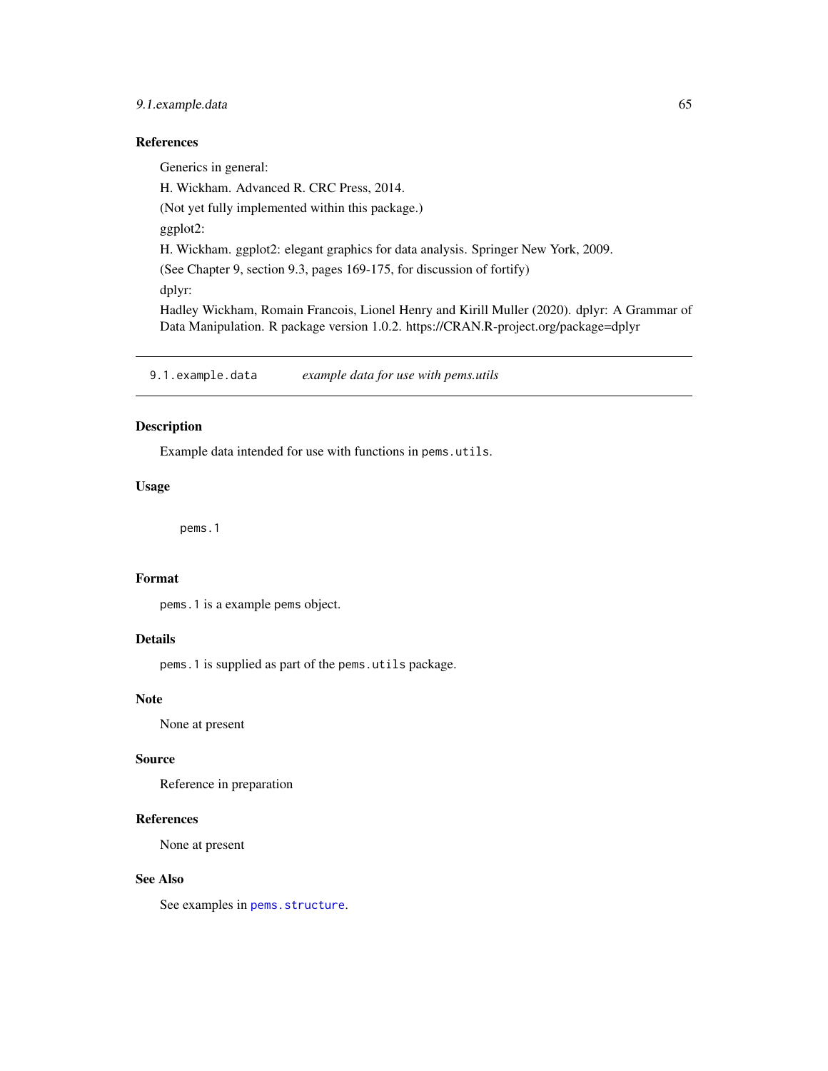### References

Generics in general:

H. Wickham. Advanced R. CRC Press, 2014.

(Not yet fully implemented within this package.)

ggplot2:

H. Wickham. ggplot2: elegant graphics for data analysis. Springer New York, 2009.

(See Chapter 9, section 9.3, pages 169-175, for discussion of fortify)

dplyr:

Hadley Wickham, Romain Francois, Lionel Henry and Kirill Muller (2020). dplyr: A Grammar of Data Manipulation. R package version 1.0.2. https://CRAN.R-project.org/package=dplyr

---

## 9.1.example.data *example data for use with pems.utils*

### Description

Example data intended for use with functions in `pems.utils`.

### Usage

```
pems.1
```

### Format

`pems.1` is a example `pems` object.

### Details

`pems.1` is supplied as part of the `pems.utils` package.

### Note

None at present

### Source

Reference in preparation

### References

None at present

### See Also

See examples in `pems.structure`.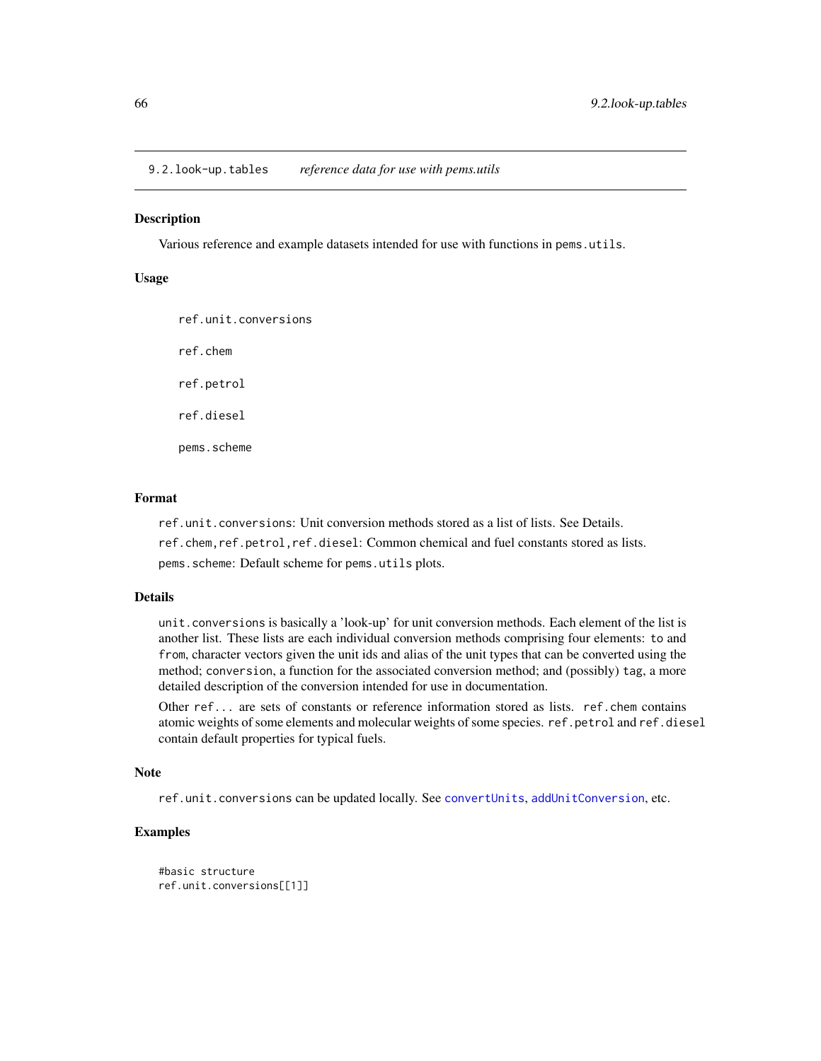## 9.2.look-up.tables *reference data for use with pems.utils*

### Description

Various reference and example datasets intended for use with functions in `pems.utils`.

### Usage

```
ref.unit.conversions

ref.chem

ref.petrol

ref.diesel

pems.scheme
```

### Format

`ref.unit.conversions`: Unit conversion methods stored as a list of lists. See Details.

`ref.chem,ref.petrol,ref.diesel`: Common chemical and fuel constants stored as lists.

`pems.scheme`: Default scheme for `pems.utils` plots.

### Details

`unit.conversions` is basically a 'look-up' for unit conversion methods. Each element of the list is another list. These lists are each individual conversion methods comprising four elements: `to` and `from`, character vectors given the unit ids and alias of the unit types that can be converted using the method; `conversion`, a function for the associated conversion method; and (possibly) `tag`, a more detailed description of the conversion intended for use in documentation.

Other `ref...` are sets of constants or reference information stored as lists. `ref.chem` contains atomic weights of some elements and molecular weights of some species. `ref.petrol` and `ref.diesel` contain default properties for typical fuels.

### Note

`ref.unit.conversions` can be updated locally. See `convertUnits`, `addUnitConversion`, etc.

### Examples

```
#basic structure
ref.unit.conversions[[1]]
```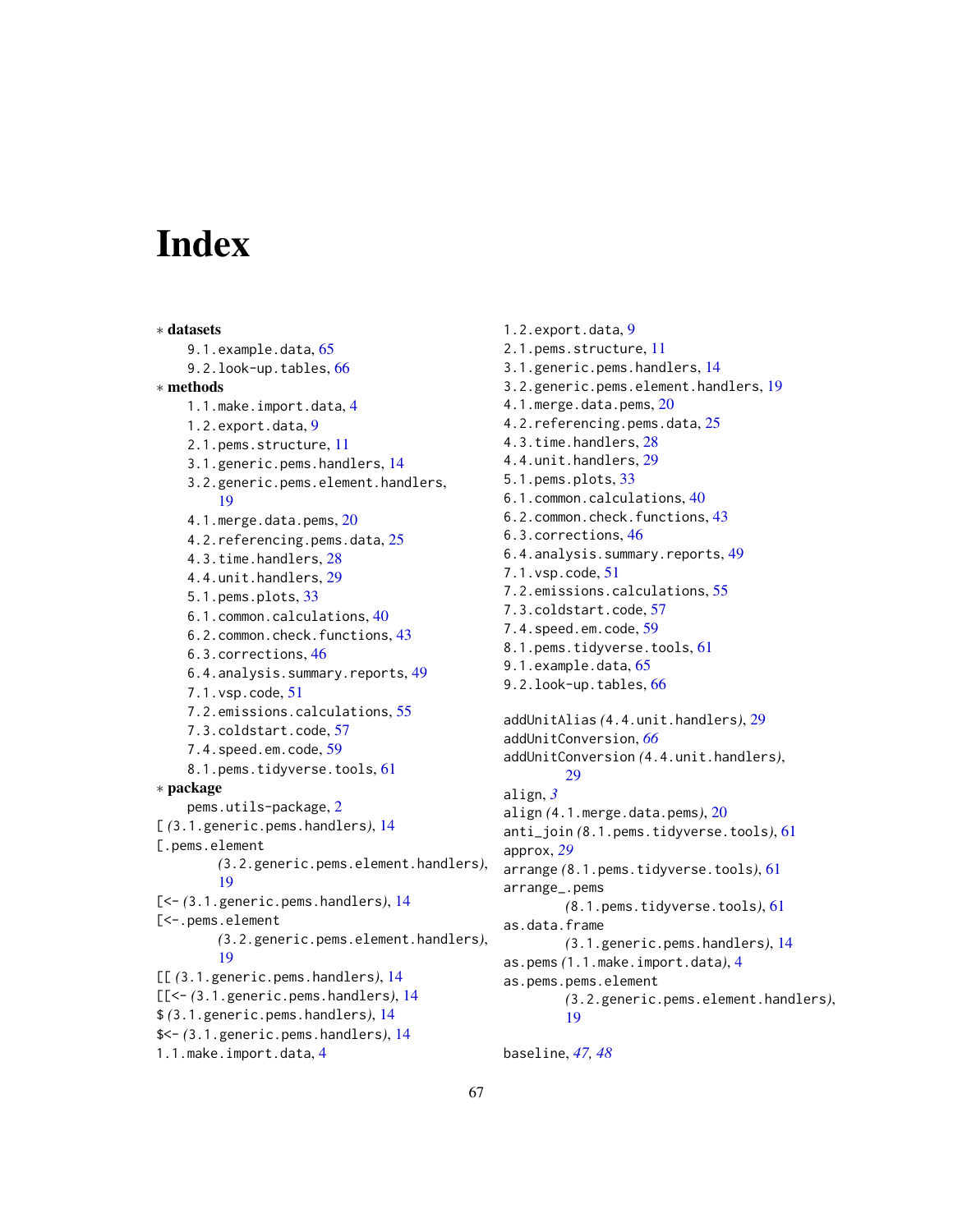# Index

∗ **datasets**
- 9.1.example.data, 65
- 9.2.look-up.tables, 66

∗ **methods**
- 1.1.make.import.data, 4
- 1.2.export.data, 9
- 2.1.pems.structure, 11
- 3.1.generic.pems.handlers, 14
- 3.2.generic.pems.element.handlers, 19
- 4.1.merge.data.pems, 20
- 4.2.referencing.pems.data, 25
- 4.3.time.handlers, 28
- 4.4.unit.handlers, 29
- 5.1.pems.plots, 33
- 6.1.common.calculations, 40
- 6.2.common.check.functions, 43
- 6.3.corrections, 46
- 6.4.analysis.summary.reports, 49
- 7.1.vsp.code, 51
- 7.2.emissions.calculations, 55
- 7.3.coldstart.code, 57
- 7.4.speed.em.code, 59
- 8.1.pems.tidyverse.tools, 61

∗ **package**
- pems.utils-package, 2

[ *(3.1.generic.pems.handlers)*, 14
[.pems.element *(3.2.generic.pems.element.handlers)*, 19
[<- *(3.1.generic.pems.handlers)*, 14
[<-.pems.element *(3.2.generic.pems.element.handlers)*, 19
[[ *(3.1.generic.pems.handlers)*, 14
[[<- *(3.1.generic.pems.handlers)*, 14
$ *(3.1.generic.pems.handlers)*, 14
$<- *(3.1.generic.pems.handlers)*, 14
1.1.make.import.data, 4
1.2.export.data, 9
2.1.pems.structure, 11
3.1.generic.pems.handlers, 14
3.2.generic.pems.element.handlers, 19
4.1.merge.data.pems, 20
4.2.referencing.pems.data, 25
4.3.time.handlers, 28
4.4.unit.handlers, 29
5.1.pems.plots, 33
6.1.common.calculations, 40
6.2.common.check.functions, 43
6.3.corrections, 46
6.4.analysis.summary.reports, 49
7.1.vsp.code, 51
7.2.emissions.calculations, 55
7.3.coldstart.code, 57
7.4.speed.em.code, 59
8.1.pems.tidyverse.tools, 61
9.1.example.data, 65
9.2.look-up.tables, 66

addUnitAlias *(4.4.unit.handlers)*, 29
addUnitConversion, *66*
addUnitConversion *(4.4.unit.handlers)*, 29
align, *3*
align *(4.1.merge.data.pems)*, 20
anti_join *(8.1.pems.tidyverse.tools)*, 61
approx, *29*
arrange *(8.1.pems.tidyverse.tools)*, 61
arrange_.pems *(8.1.pems.tidyverse.tools)*, 61
as.data.frame *(3.1.generic.pems.handlers)*, 14
as.pems *(1.1.make.import.data)*, 4
as.pems.pems.element *(3.2.generic.pems.element.handlers)*, 19

baseline, *47*, *48*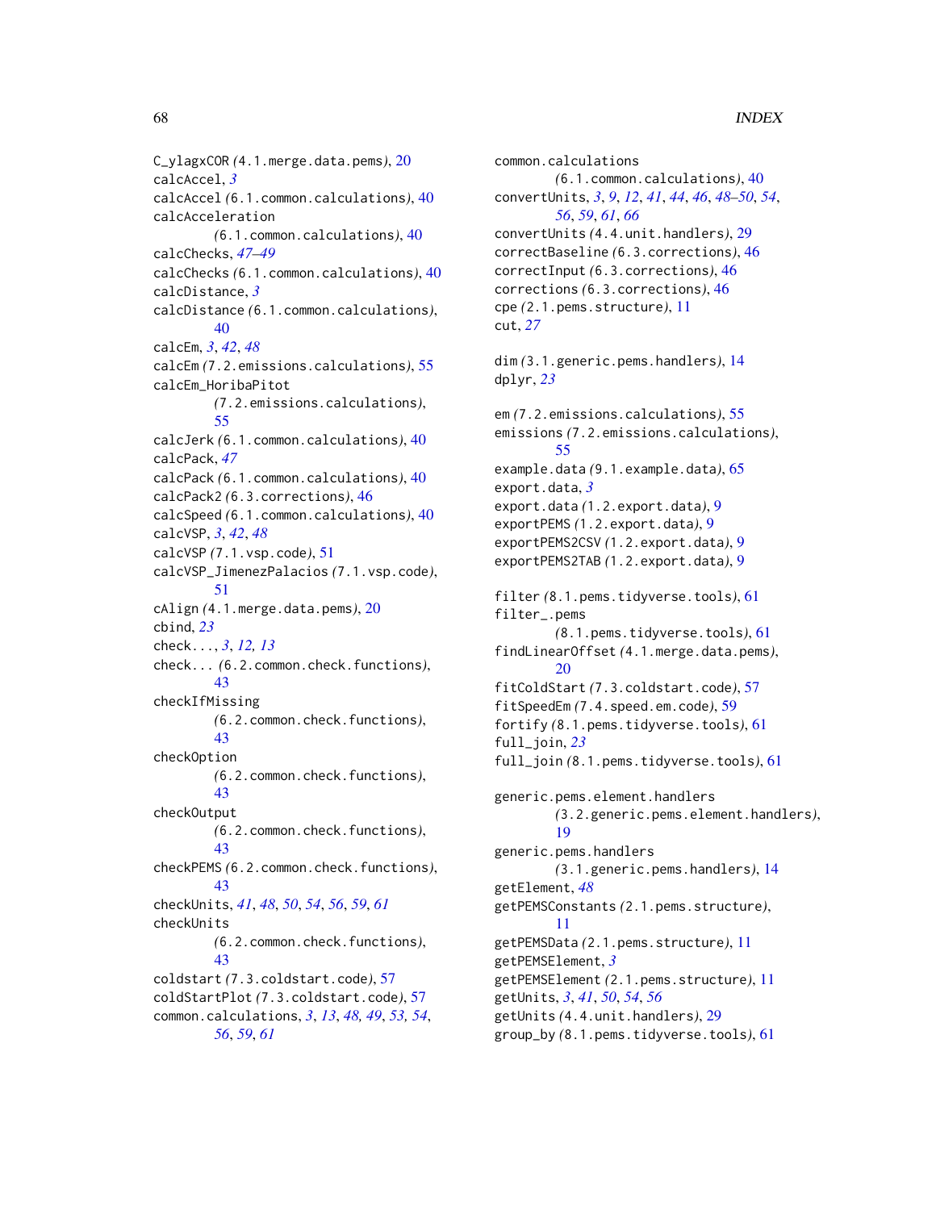C_ylagxCOR *(*4.1.merge.data.pems*)*, 20
calcAccel, *3*
calcAccel *(*6.1.common.calculations*)*, 40
calcAcceleration
*(*6.1.common.calculations*)*, 40
calcChecks, *47–49*
calcChecks *(*6.1.common.calculations*)*, 40
calcDistance, *3*
calcDistance *(*6.1.common.calculations*)*, 40
calcEm, *3*, *42*, *48*
calcEm *(*7.2.emissions.calculations*)*, 55
calcEm_HoribaPitot
*(*7.2.emissions.calculations*)*, 55
calcJerk *(*6.1.common.calculations*)*, 40
calcPack, *47*
calcPack *(*6.1.common.calculations*)*, 40
calcPack2 *(*6.3.corrections*)*, 46
calcSpeed *(*6.1.common.calculations*)*, 40
calcVSP, *3*, *42*, *48*
calcVSP *(*7.1.vsp.code*)*, 51
calcVSP_JimenezPalacios *(*7.1.vsp.code*)*, 51
cAlign *(*4.1.merge.data.pems*)*, 20
cbind, *23*
check..., *3*, *12, 13*
check... *(*6.2.common.check.functions*)*, 43
checkIfMissing
*(*6.2.common.check.functions*)*, 43
checkOption
*(*6.2.common.check.functions*)*, 43
checkOutput
*(*6.2.common.check.functions*)*, 43
checkPEMS *(*6.2.common.check.functions*)*, 43
checkUnits, *41*, *48*, *50*, *54*, *56*, *59*, *61*
checkUnits
*(*6.2.common.check.functions*)*, 43
coldstart *(*7.3.coldstart.code*)*, 57
coldStartPlot *(*7.3.coldstart.code*)*, 57
common.calculations, *3*, *13*, *48, 49*, *53, 54*, *56*, *59*, *61*
common.calculations
*(*6.1.common.calculations*)*, 40
convertUnits, *3*, *9*, *12*, *41*, *44*, *46*, *48–50*, *54*, *56*, *59*, *61*, *66*
convertUnits *(*4.4.unit.handlers*)*, 29
correctBaseline *(*6.3.corrections*)*, 46
correctInput *(*6.3.corrections*)*, 46
corrections *(*6.3.corrections*)*, 46
cpe *(*2.1.pems.structure*)*, 11
cut, *27*

dim *(*3.1.generic.pems.handlers*)*, 14
dplyr, *23*

em *(*7.2.emissions.calculations*)*, 55
emissions *(*7.2.emissions.calculations*)*, 55
example.data *(*9.1.example.data*)*, 65
export.data, *3*
export.data *(*1.2.export.data*)*, 9
exportPEMS *(*1.2.export.data*)*, 9
exportPEMS2CSV *(*1.2.export.data*)*, 9
exportPEMS2TAB *(*1.2.export.data*)*, 9

filter *(*8.1.pems.tidyverse.tools*)*, 61
filter_.pems
*(*8.1.pems.tidyverse.tools*)*, 61
findLinearOffset *(*4.1.merge.data.pems*)*, 20
fitColdStart *(*7.3.coldstart.code*)*, 57
fitSpeedEm *(*7.4.speed.em.code*)*, 59
fortify *(*8.1.pems.tidyverse.tools*)*, 61
full_join, *23*
full_join *(*8.1.pems.tidyverse.tools*)*, 61

generic.pems.element.handlers
*(*3.2.generic.pems.element.handlers*)*, 19
generic.pems.handlers
*(*3.1.generic.pems.handlers*)*, 14
getElement, *48*
getPEMSConstants *(*2.1.pems.structure*)*, 11
getPEMSData *(*2.1.pems.structure*)*, 11
getPEMSElement, *3*
getPEMSElement *(*2.1.pems.structure*)*, 11
getUnits, *3*, *41*, *50*, *54*, *56*
getUnits *(*4.4.unit.handlers*)*, 29
group_by *(*8.1.pems.tidyverse.tools*)*, 61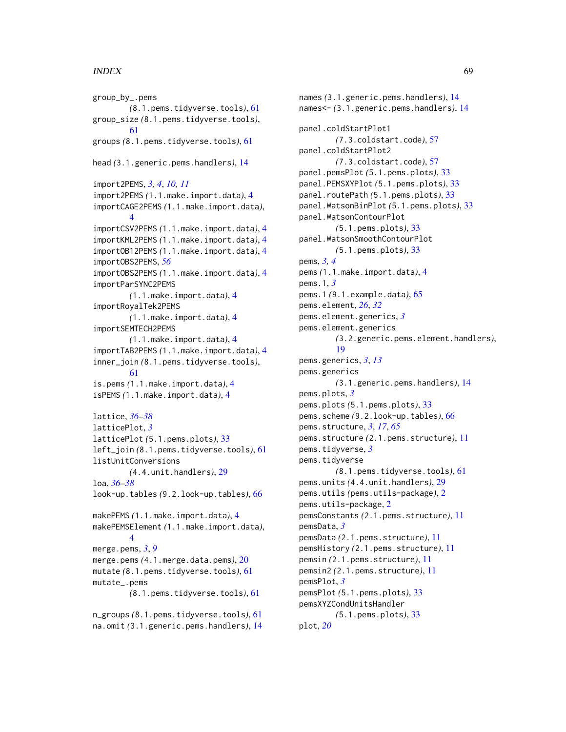group_by_.pems
    (8.1.pems.tidyverse.tools), 61
group_size (8.1.pems.tidyverse.tools), 61
groups (8.1.pems.tidyverse.tools), 61

head (3.1.generic.pems.handlers), 14

import2PEMS, *3, 4*, *10, 11*
import2PEMS (1.1.make.import.data), 4
importCAGE2PEMS (1.1.make.import.data), 4
importCSV2PEMS (1.1.make.import.data), 4
importKML2PEMS (1.1.make.import.data), 4
importOB12PEMS (1.1.make.import.data), 4
importOBS2PEMS, *56*
importOBS2PEMS (1.1.make.import.data), 4
importParSYNC2PEMS
    (1.1.make.import.data), 4
importRoyalTek2PEMS
    (1.1.make.import.data), 4
importSEMTECH2PEMS
    (1.1.make.import.data), 4
importTAB2PEMS (1.1.make.import.data), 4
inner_join (8.1.pems.tidyverse.tools), 61
is.pems (1.1.make.import.data), 4
isPEMS (1.1.make.import.data), 4

lattice, *36–38*
latticePlot, *3*
latticePlot (5.1.pems.plots), 33
left_join (8.1.pems.tidyverse.tools), 61
listUnitConversions
    (4.4.unit.handlers), 29
loa, *36–38*
look-up.tables (9.2.look-up.tables), 66

makePEMS (1.1.make.import.data), 4
makePEMSElement (1.1.make.import.data), 4
merge.pems, *3*, *9*
merge.pems (4.1.merge.data.pems), 20
mutate (8.1.pems.tidyverse.tools), 61
mutate_.pems
    (8.1.pems.tidyverse.tools), 61

n_groups (8.1.pems.tidyverse.tools), 61
na.omit (3.1.generic.pems.handlers), 14

names (3.1.generic.pems.handlers), 14
names<- (3.1.generic.pems.handlers), 14

panel.coldStartPlot1
    (7.3.coldstart.code), 57
panel.coldStartPlot2
    (7.3.coldstart.code), 57
panel.pemsPlot (5.1.pems.plots), 33
panel.PEMSXYPlot (5.1.pems.plots), 33
panel.routePath (5.1.pems.plots), 33
panel.WatsonBinPlot (5.1.pems.plots), 33
panel.WatsonContourPlot
    (5.1.pems.plots), 33
panel.WatsonSmoothContourPlot
    (5.1.pems.plots), 33
pems, *3, 4*
pems (1.1.make.import.data), 4
pems.1, *3*
pems.1 (9.1.example.data), 65
pems.element, *26*, *32*
pems.element.generics, *3*
pems.element.generics
    (3.2.generic.pems.element.handlers), 19
pems.generics, *3*, *13*
pems.generics
    (3.1.generic.pems.handlers), 14
pems.plots, *3*
pems.plots (5.1.pems.plots), 33
pems.scheme (9.2.look-up.tables), 66
pems.structure, *3*, *17*, *65*
pems.structure (2.1.pems.structure), 11
pems.tidyverse, *3*
pems.tidyverse
    (8.1.pems.tidyverse.tools), 61
pems.units (4.4.unit.handlers), 29
pems.utils (pems.utils-package), 2
pems.utils-package, 2
pemsConstants (2.1.pems.structure), 11
pemsData, *3*
pemsData (2.1.pems.structure), 11
pemsHistory (2.1.pems.structure), 11
pemsin (2.1.pems.structure), 11
pemsin2 (2.1.pems.structure), 11
pemsPlot, *3*
pemsPlot (5.1.pems.plots), 33
pemsXYZCondUnitsHandler
    (5.1.pems.plots), 33
plot, *20*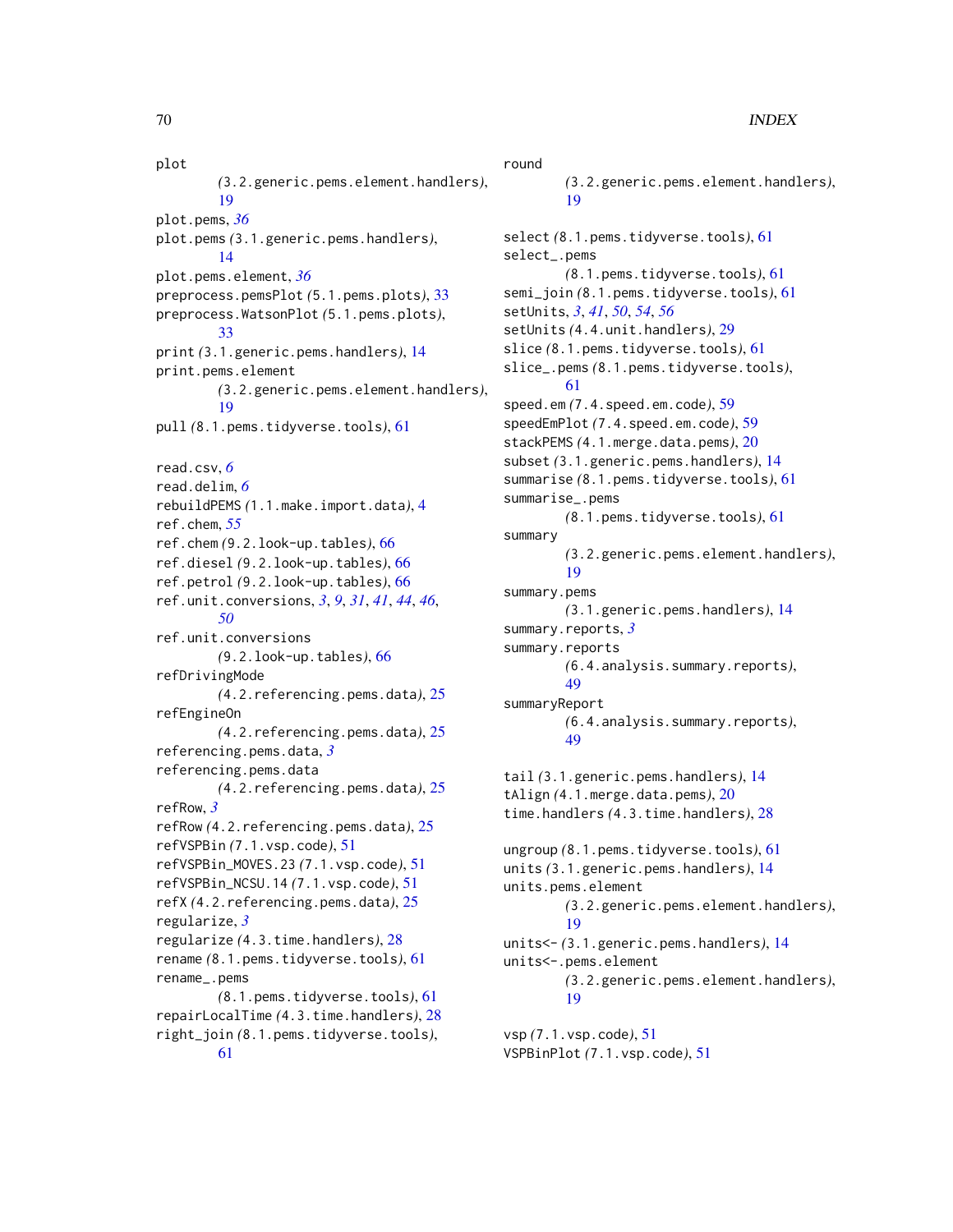plot *(3.2.generic.pems.element.handlers)*, 19
plot.pems, *36*
plot.pems *(3.1.generic.pems.handlers)*, 14
plot.pems.element, *36*
preprocess.pemsPlot *(5.1.pems.plots)*, 33
preprocess.WatsonPlot *(5.1.pems.plots)*, 33
print *(3.1.generic.pems.handlers)*, 14
print.pems.element *(3.2.generic.pems.element.handlers)*, 19
pull *(8.1.pems.tidyverse.tools)*, 61

read.csv, *6*
read.delim, *6*
rebuildPEMS *(1.1.make.import.data)*, 4
ref.chem, *55*
ref.chem *(9.2.look-up.tables)*, 66
ref.diesel *(9.2.look-up.tables)*, 66
ref.petrol *(9.2.look-up.tables)*, 66
ref.unit.conversions, *3*, *9*, *31*, *41*, *44*, *46*, *50*
ref.unit.conversions *(9.2.look-up.tables)*, 66
refDrivingMode *(4.2.referencing.pems.data)*, 25
refEngineOn *(4.2.referencing.pems.data)*, 25
referencing.pems.data, *3*
referencing.pems.data *(4.2.referencing.pems.data)*, 25
refRow, *3*
refRow *(4.2.referencing.pems.data)*, 25
refVSPBin *(7.1.vsp.code)*, 51
refVSPBin_MOVES.23 *(7.1.vsp.code)*, 51
refVSPBin_NCSU.14 *(7.1.vsp.code)*, 51
refX *(4.2.referencing.pems.data)*, 25
regularize, *3*
regularize *(4.3.time.handlers)*, 28
rename *(8.1.pems.tidyverse.tools)*, 61
rename_.pems *(8.1.pems.tidyverse.tools)*, 61
repairLocalTime *(4.3.time.handlers)*, 28
right_join *(8.1.pems.tidyverse.tools)*, 61

round *(3.2.generic.pems.element.handlers)*, 19

select *(8.1.pems.tidyverse.tools)*, 61
select_.pems *(8.1.pems.tidyverse.tools)*, 61
semi_join *(8.1.pems.tidyverse.tools)*, 61
setUnits, *3*, *41*, *50*, *54*, *56*
setUnits *(4.4.unit.handlers)*, 29
slice *(8.1.pems.tidyverse.tools)*, 61
slice_.pems *(8.1.pems.tidyverse.tools)*, 61
speed.em *(7.4.speed.em.code)*, 59
speedEmPlot *(7.4.speed.em.code)*, 59
stackPEMS *(4.1.merge.data.pems)*, 20
subset *(3.1.generic.pems.handlers)*, 14
summarise *(8.1.pems.tidyverse.tools)*, 61
summarise_.pems *(8.1.pems.tidyverse.tools)*, 61
summary *(3.2.generic.pems.element.handlers)*, 19
summary.pems *(3.1.generic.pems.handlers)*, 14
summary.reports, *3*
summary.reports *(6.4.analysis.summary.reports)*, 49
summaryReport *(6.4.analysis.summary.reports)*, 49

tail *(3.1.generic.pems.handlers)*, 14
tAlign *(4.1.merge.data.pems)*, 20
time.handlers *(4.3.time.handlers)*, 28

ungroup *(8.1.pems.tidyverse.tools)*, 61
units *(3.1.generic.pems.handlers)*, 14
units.pems.element *(3.2.generic.pems.element.handlers)*, 19
units<- *(3.1.generic.pems.handlers)*, 14
units<-.pems.element *(3.2.generic.pems.element.handlers)*, 19

vsp *(7.1.vsp.code)*, 51
VSPBinPlot *(7.1.vsp.code)*, 51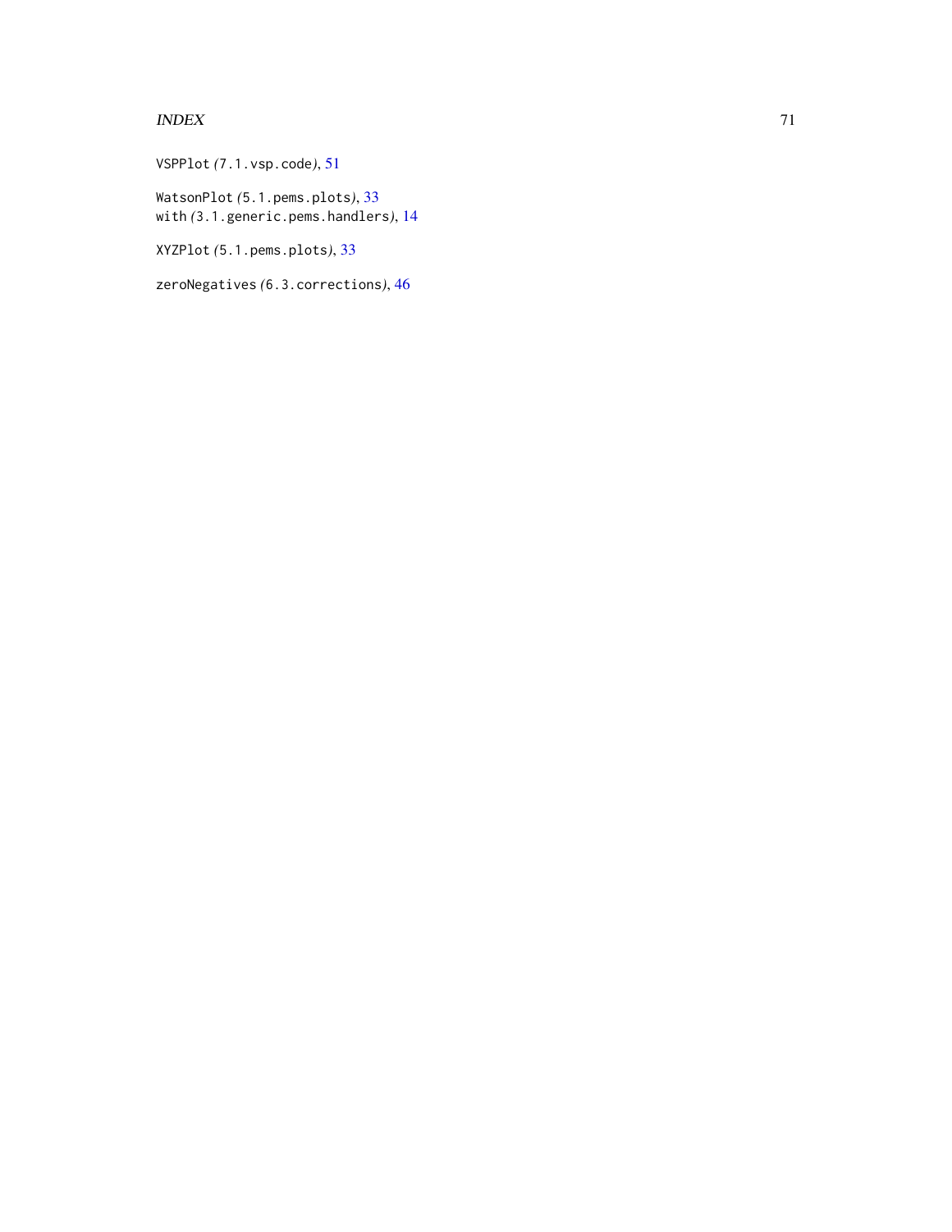VSPPlot *(*7.1.vsp.code*)*, 51

WatsonPlot *(*5.1.pems.plots*)*, 33
with *(*3.1.generic.pems.handlers*)*, 14

XYZPlot *(*5.1.pems.plots*)*, 33

zeroNegatives *(*6.3.corrections*)*, 46